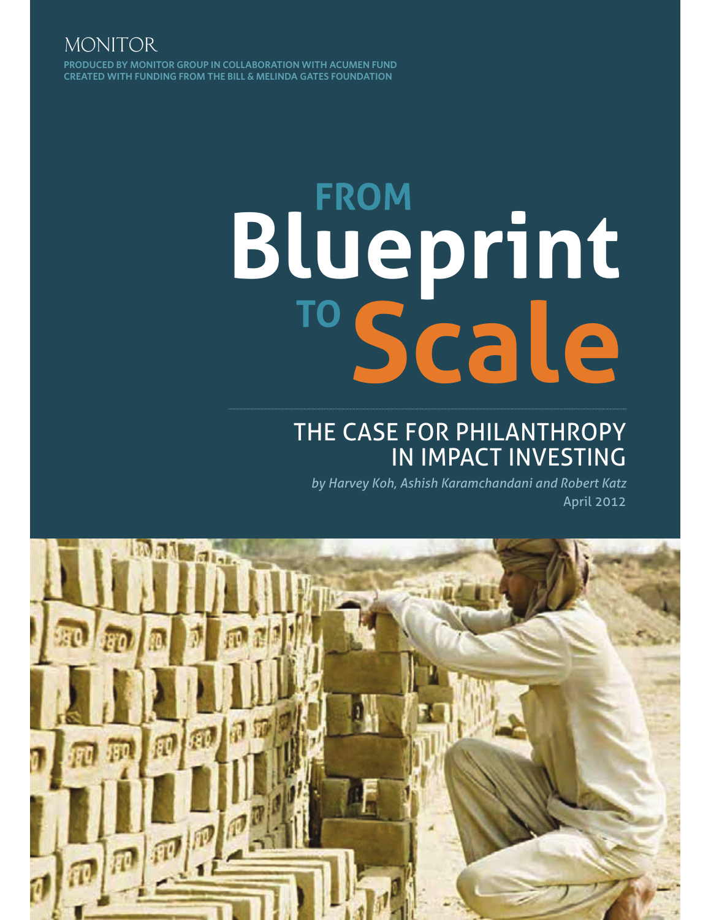MONITOR

PRODUCED BY MONITOR GROUP IN COLLABORATION WITH ACUMEN FUND
CREATED WITH FUNDING FROM THE BILL & MELINDA GATES FOUNDATION

# FROM Blueprint TO Scale

## THE CASE FOR PHILANTHROPY IN IMPACT INVESTING

*by Harvey Koh, Ashish Karamchandani and Robert Katz*

April 2012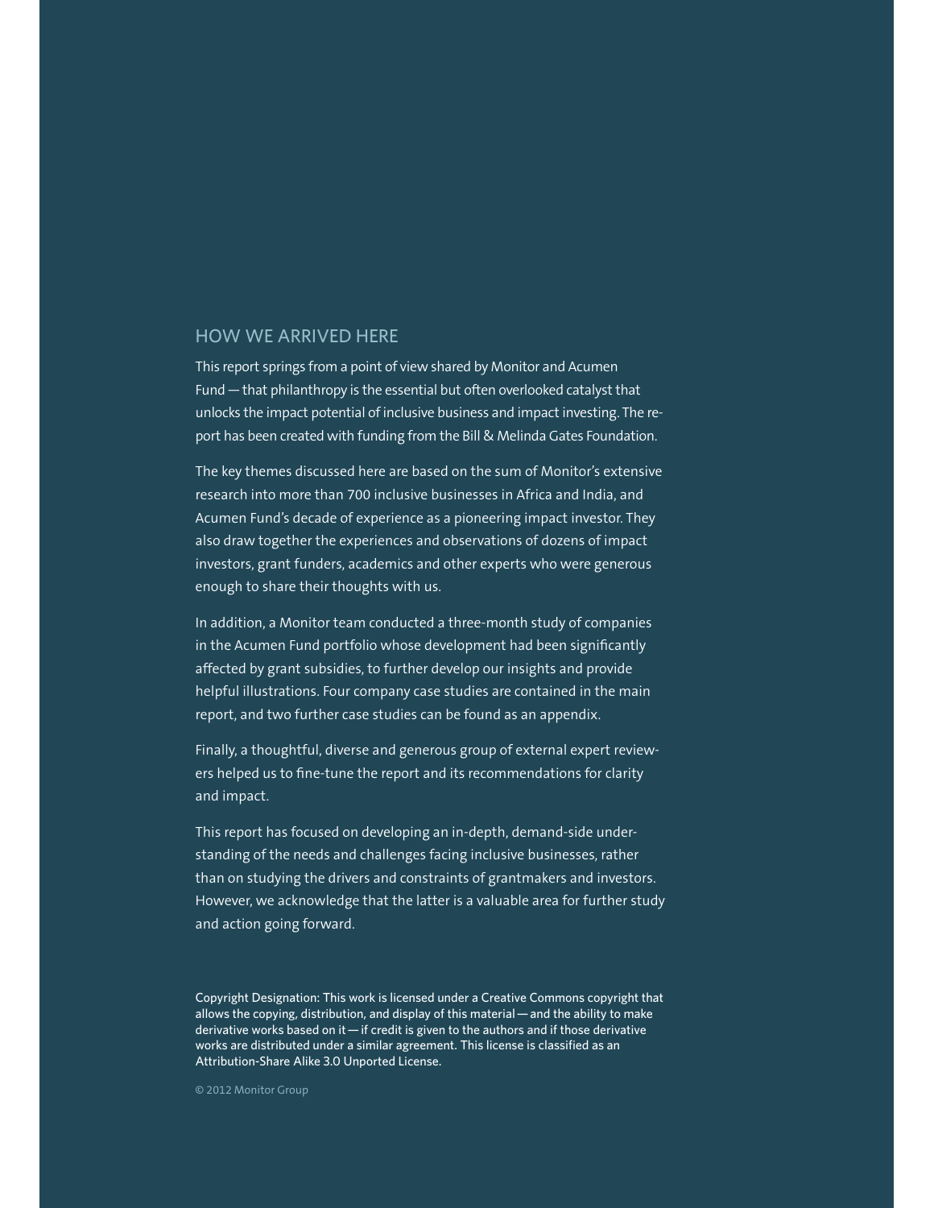## HOW WE ARRIVED HERE

This report springs from a point of view shared by Monitor and Acumen Fund — that philanthropy is the essential but often overlooked catalyst that unlocks the impact potential of inclusive business and impact investing. The report has been created with funding from the Bill & Melinda Gates Foundation.

The key themes discussed here are based on the sum of Monitor's extensive research into more than 700 inclusive businesses in Africa and India, and Acumen Fund's decade of experience as a pioneering impact investor. They also draw together the experiences and observations of dozens of impact investors, grant funders, academics and other experts who were generous enough to share their thoughts with us.

In addition, a Monitor team conducted a three-month study of companies in the Acumen Fund portfolio whose development had been significantly affected by grant subsidies, to further develop our insights and provide helpful illustrations. Four company case studies are contained in the main report, and two further case studies can be found as an appendix.

Finally, a thoughtful, diverse and generous group of external expert reviewers helped us to fine-tune the report and its recommendations for clarity and impact.

This report has focused on developing an in-depth, demand-side understanding of the needs and challenges facing inclusive businesses, rather than on studying the drivers and constraints of grantmakers and investors. However, we acknowledge that the latter is a valuable area for further study and action going forward.

Copyright Designation: This work is licensed under a Creative Commons copyright that allows the copying, distribution, and display of this material — and the ability to make derivative works based on it — if credit is given to the authors and if those derivative works are distributed under a similar agreement. This license is classified as an Attribution-Share Alike 3.0 Unported License.

© 2012 Monitor Group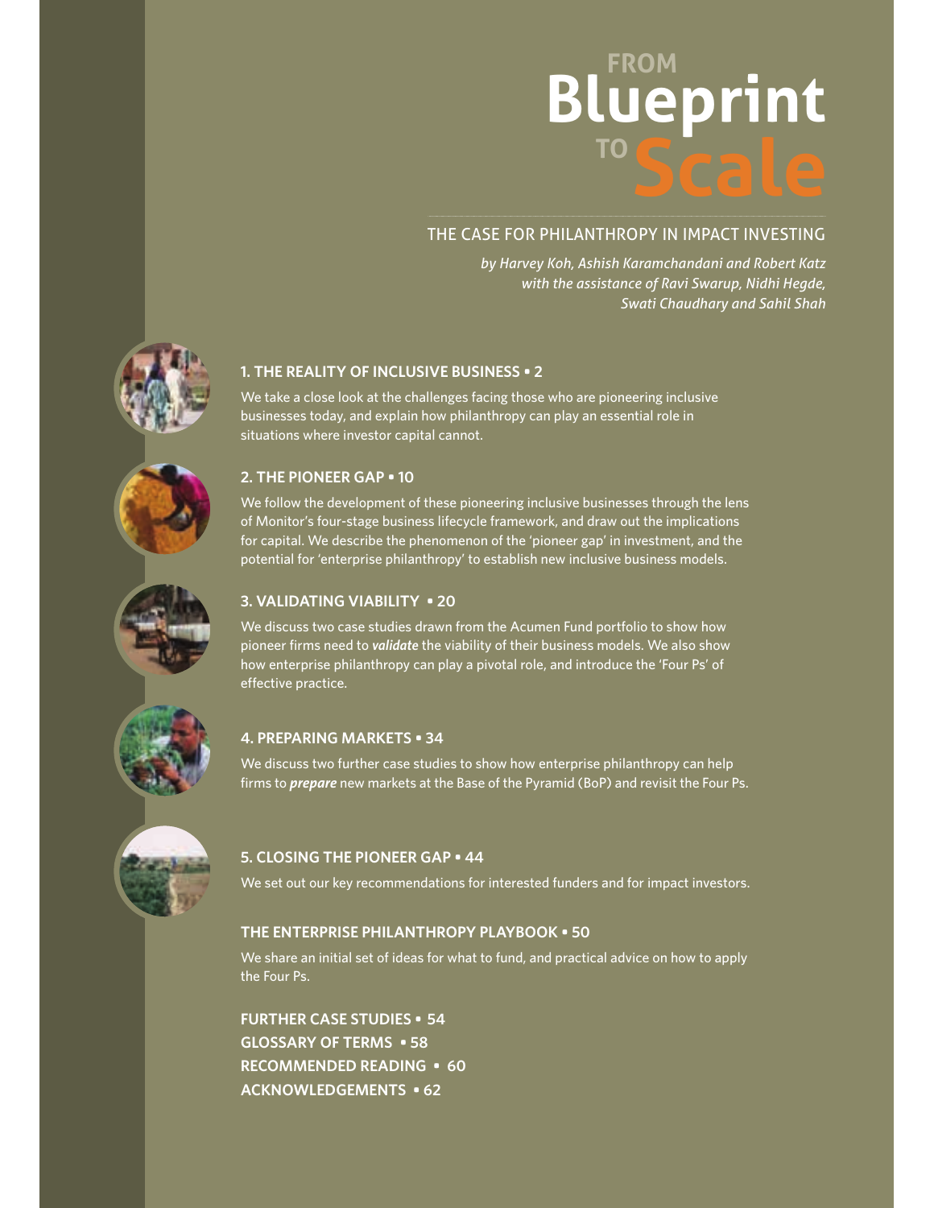# FROM Blueprint TO Scale

## THE CASE FOR PHILANTHROPY IN IMPACT INVESTING

*by Harvey Koh, Ashish Karamchandani and Robert Katz with the assistance of Ravi Swarup, Nidhi Hegde, Swati Chaudhary and Sahil Shah*

### 1. THE REALITY OF INCLUSIVE BUSINESS ▪ 2

We take a close look at the challenges facing those who are pioneering inclusive businesses today, and explain how philanthropy can play an essential role in situations where investor capital cannot.

### 2. THE PIONEER GAP ▪ 10

We follow the development of these pioneering inclusive businesses through the lens of Monitor's four-stage business lifecycle framework, and draw out the implications for capital. We describe the phenomenon of the 'pioneer gap' in investment, and the potential for 'enterprise philanthropy' to establish new inclusive business models.

### 3. VALIDATING VIABILITY ▪ 20

We discuss two case studies drawn from the Acumen Fund portfolio to show how pioneer firms need to ***validate*** the viability of their business models. We also show how enterprise philanthropy can play a pivotal role, and introduce the 'Four Ps' of effective practice.

### 4. PREPARING MARKETS ▪ 34

We discuss two further case studies to show how enterprise philanthropy can help firms to ***prepare*** new markets at the Base of the Pyramid (BoP) and revisit the Four Ps.

### 5. CLOSING THE PIONEER GAP ▪ 44

We set out our key recommendations for interested funders and for impact investors.

### THE ENTERPRISE PHILANTHROPY PLAYBOOK ▪ 50

We share an initial set of ideas for what to fund, and practical advice on how to apply the Four Ps.

**FURTHER CASE STUDIES ▪ 54**
**GLOSSARY OF TERMS ▪ 58**
**RECOMMENDED READING ▪ 60**
**ACKNOWLEDGEMENTS ▪ 62**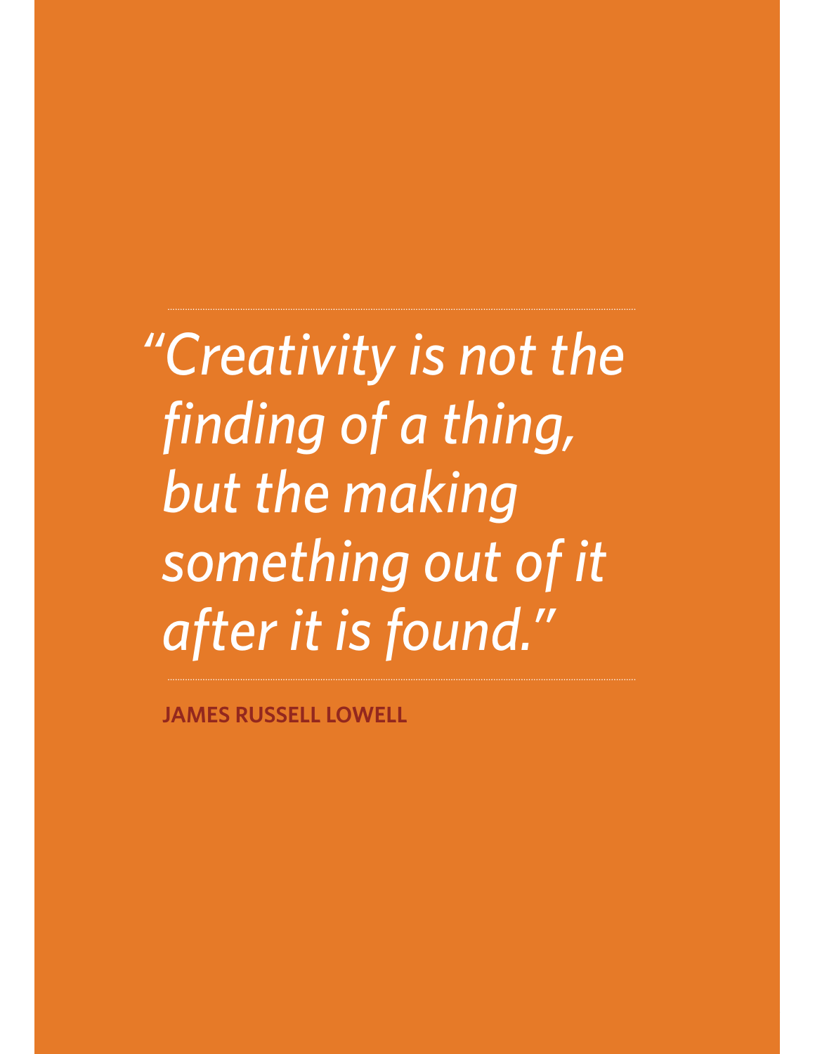*"Creativity is not the finding of a thing, but the making something out of it after it is found."*

**JAMES RUSSELL LOWELL**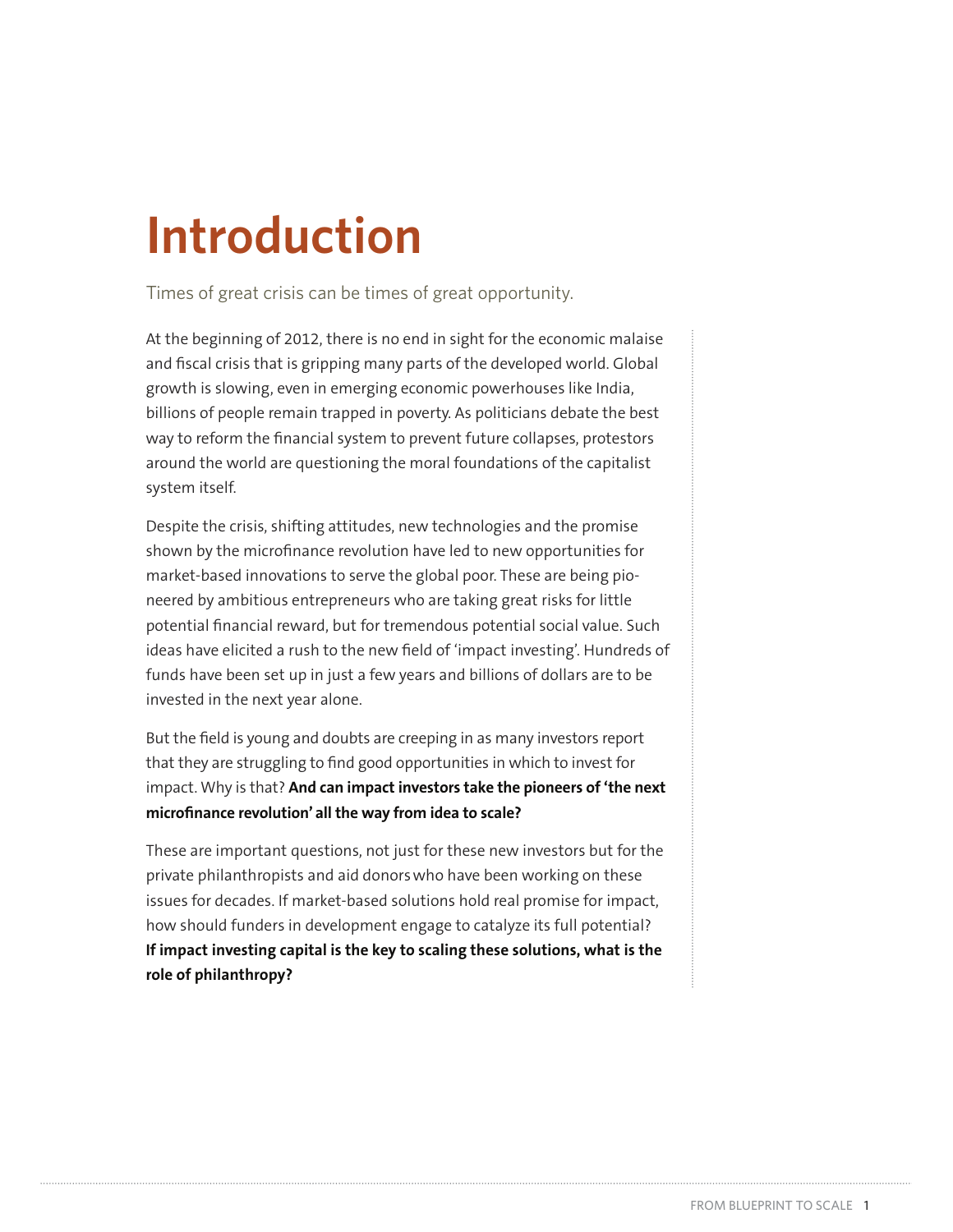# Introduction

Times of great crisis can be times of great opportunity.

At the beginning of 2012, there is no end in sight for the economic malaise and fiscal crisis that is gripping many parts of the developed world. Global growth is slowing, even in emerging economic powerhouses like India, billions of people remain trapped in poverty. As politicians debate the best way to reform the financial system to prevent future collapses, protestors around the world are questioning the moral foundations of the capitalist system itself.

Despite the crisis, shifting attitudes, new technologies and the promise shown by the microfinance revolution have led to new opportunities for market-based innovations to serve the global poor. These are being pioneered by ambitious entrepreneurs who are taking great risks for little potential financial reward, but for tremendous potential social value. Such ideas have elicited a rush to the new field of 'impact investing'. Hundreds of funds have been set up in just a few years and billions of dollars are to be invested in the next year alone.

But the field is young and doubts are creeping in as many investors report that they are struggling to find good opportunities in which to invest for impact. Why is that? **And can impact investors take the pioneers of 'the next microfinance revolution' all the way from idea to scale?**

These are important questions, not just for these new investors but for the private philanthropists and aid donors who have been working on these issues for decades. If market-based solutions hold real promise for impact, how should funders in development engage to catalyze its full potential? **If impact investing capital is the key to scaling these solutions, what is the role of philanthropy?**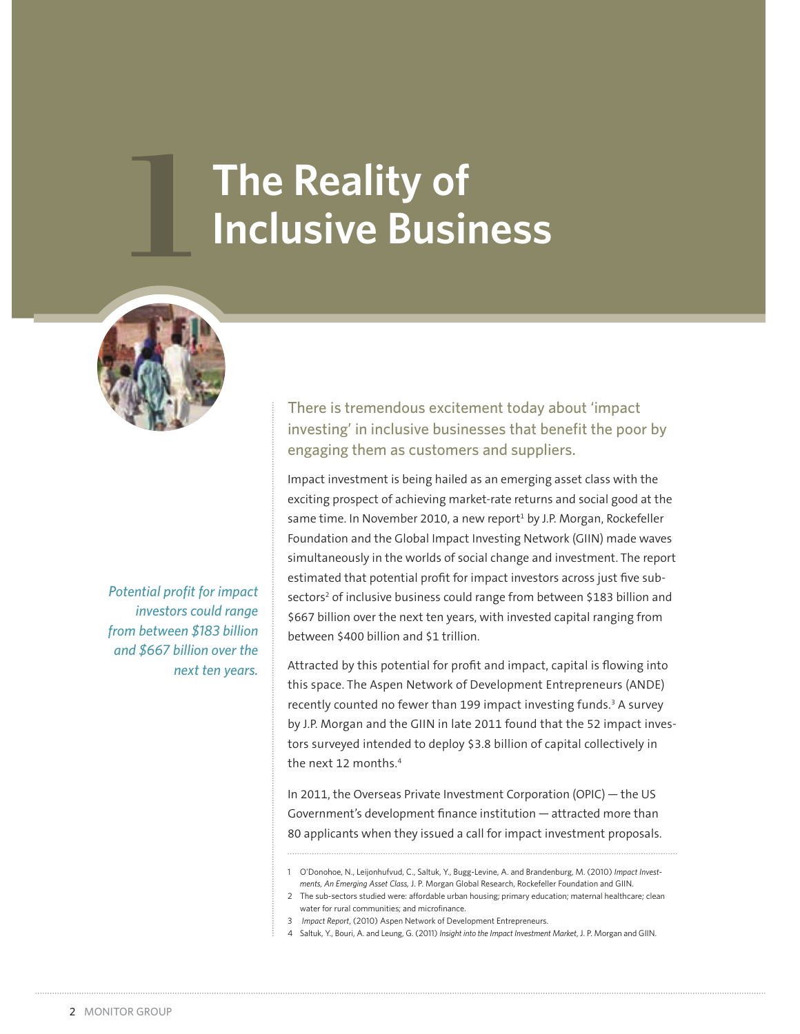# 1 The Reality of Inclusive Business

There is tremendous excitement today about 'impact investing' in inclusive businesses that benefit the poor by engaging them as customers and suppliers.

*Potential profit for impact investors could range from between $183 billion and $667 billion over the next ten years.*

Impact investment is being hailed as an emerging asset class with the exciting prospect of achieving market-rate returns and social good at the same time. In November 2010, a new report[1] by J.P. Morgan, Rockefeller Foundation and the Global Impact Investing Network (GIIN) made waves simultaneously in the worlds of social change and investment. The report estimated that potential profit for impact investors across just five sub-sectors[2] of inclusive business could range from between $183 billion and $667 billion over the next ten years, with invested capital ranging from between $400 billion and $1 trillion.

Attracted by this potential for profit and impact, capital is flowing into this space. The Aspen Network of Development Entrepreneurs (ANDE) recently counted no fewer than 199 impact investing funds.[3] A survey by J.P. Morgan and the GIIN in late 2011 found that the 52 impact investors surveyed intended to deploy $3.8 billion of capital collectively in the next 12 months.[4]

In 2011, the Overseas Private Investment Corporation (OPIC) — the US Government's development finance institution — attracted more than 80 applicants when they issued a call for impact investment proposals.

1 O'Donohoe, N., Leijonhufvud, C., Saltuk, Y., Bugg-Levine, A. and Brandenburg, M. (2010) *Impact Investments, An Emerging Asset Class,* J. P. Morgan Global Research, Rockefeller Foundation and GIIN.

2 The sub-sectors studied were: affordable urban housing; primary education; maternal healthcare; clean water for rural communities; and microfinance.

3 *Impact Report*, (2010) Aspen Network of Development Entrepreneurs.

4 Saltuk, Y., Bouri, A. and Leung, G. (2011) *Insight into the Impact Investment Market*, J. P. Morgan and GIIN.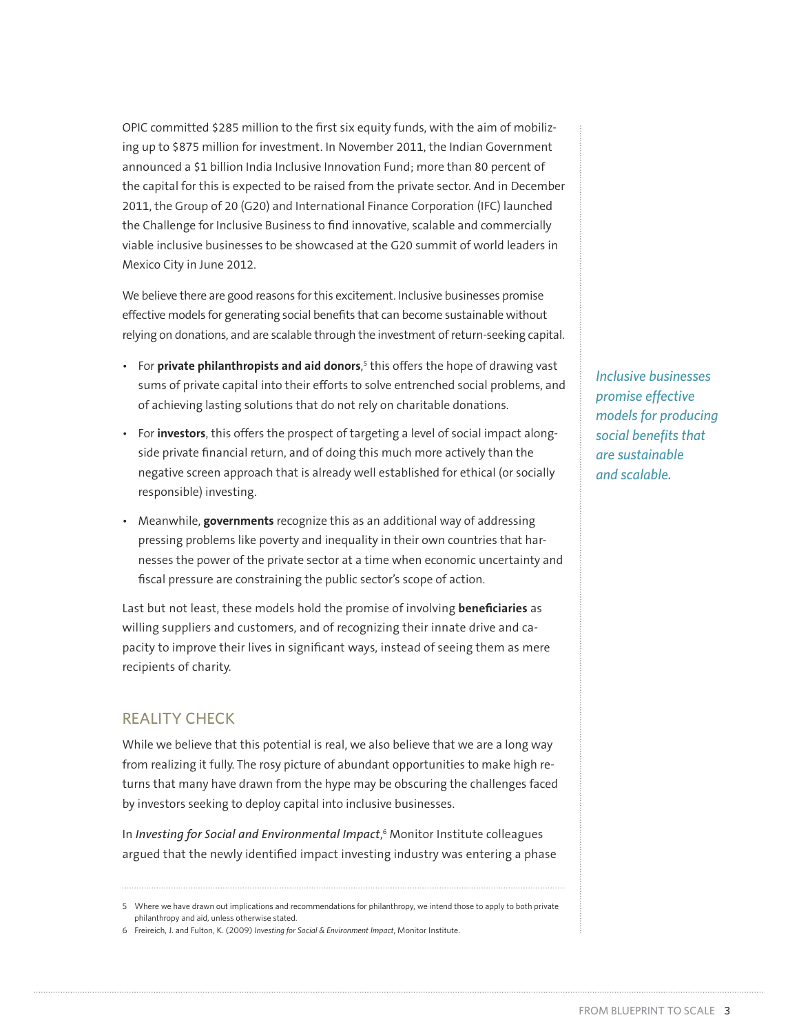OPIC committed $285 million to the first six equity funds, with the aim of mobilizing up to $875 million for investment. In November 2011, the Indian Government announced a $1 billion India Inclusive Innovation Fund; more than 80 percent of the capital for this is expected to be raised from the private sector. And in December 2011, the Group of 20 (G20) and International Finance Corporation (IFC) launched the Challenge for Inclusive Business to find innovative, scalable and commercially viable inclusive businesses to be showcased at the G20 summit of world leaders in Mexico City in June 2012.

We believe there are good reasons for this excitement. Inclusive businesses promise effective models for generating social benefits that can become sustainable without relying on donations, and are scalable through the investment of return-seeking capital.

- For **private philanthropists and aid donors**,[5] this offers the hope of drawing vast sums of private capital into their efforts to solve entrenched social problems, and of achieving lasting solutions that do not rely on charitable donations.
- For **investors**, this offers the prospect of targeting a level of social impact alongside private financial return, and of doing this much more actively than the negative screen approach that is already well established for ethical (or socially responsible) investing.
- Meanwhile, **governments** recognize this as an additional way of addressing pressing problems like poverty and inequality in their own countries that harnesses the power of the private sector at a time when economic uncertainty and fiscal pressure are constraining the public sector's scope of action.

*Inclusive businesses promise effective models for producing social benefits that are sustainable and scalable.*

Last but not least, these models hold the promise of involving **beneficiaries** as willing suppliers and customers, and of recognizing their innate drive and capacity to improve their lives in significant ways, instead of seeing them as mere recipients of charity.

## REALITY CHECK

While we believe that this potential is real, we also believe that we are a long way from realizing it fully. The rosy picture of abundant opportunities to make high returns that many have drawn from the hype may be obscuring the challenges faced by investors seeking to deploy capital into inclusive businesses.

In *Investing for Social and Environmental Impact*,[6] Monitor Institute colleagues argued that the newly identified impact investing industry was entering a phase

---

5 Where we have drawn out implications and recommendations for philanthropy, we intend those to apply to both private philanthropy and aid, unless otherwise stated.

6 Freireich, J. and Fulton, K. (2009) *Investing for Social & Environment Impact*, Monitor Institute.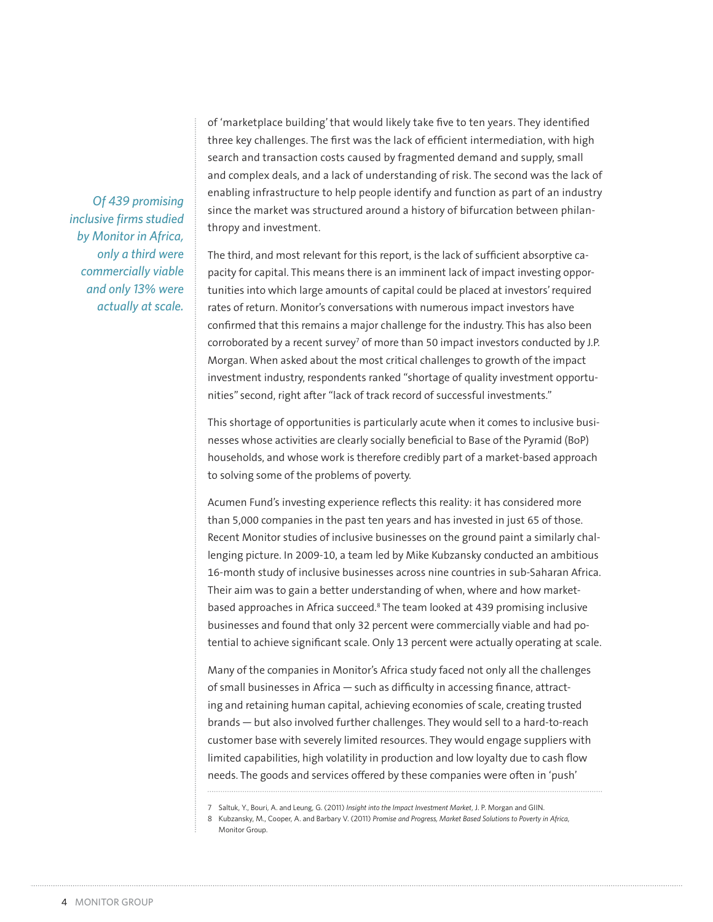*Of 439 promising inclusive firms studied by Monitor in Africa, only a third were commercially viable and only 13% were actually at scale.*

of 'marketplace building' that would likely take five to ten years. They identified three key challenges. The first was the lack of efficient intermediation, with high search and transaction costs caused by fragmented demand and supply, small and complex deals, and a lack of understanding of risk. The second was the lack of enabling infrastructure to help people identify and function as part of an industry since the market was structured around a history of bifurcation between philanthropy and investment.

The third, and most relevant for this report, is the lack of sufficient absorptive capacity for capital. This means there is an imminent lack of impact investing opportunities into which large amounts of capital could be placed at investors' required rates of return. Monitor's conversations with numerous impact investors have confirmed that this remains a major challenge for the industry. This has also been corroborated by a recent survey[7] of more than 50 impact investors conducted by J.P. Morgan. When asked about the most critical challenges to growth of the impact investment industry, respondents ranked "shortage of quality investment opportunities" second, right after "lack of track record of successful investments."

This shortage of opportunities is particularly acute when it comes to inclusive businesses whose activities are clearly socially beneficial to Base of the Pyramid (BoP) households, and whose work is therefore credibly part of a market-based approach to solving some of the problems of poverty.

Acumen Fund's investing experience reflects this reality: it has considered more than 5,000 companies in the past ten years and has invested in just 65 of those. Recent Monitor studies of inclusive businesses on the ground paint a similarly challenging picture. In 2009-10, a team led by Mike Kubzansky conducted an ambitious 16-month study of inclusive businesses across nine countries in sub-Saharan Africa. Their aim was to gain a better understanding of when, where and how market-based approaches in Africa succeed.[8] The team looked at 439 promising inclusive businesses and found that only 32 percent were commercially viable and had potential to achieve significant scale. Only 13 percent were actually operating at scale.

Many of the companies in Monitor's Africa study faced not only all the challenges of small businesses in Africa — such as difficulty in accessing finance, attracting and retaining human capital, achieving economies of scale, creating trusted brands — but also involved further challenges. They would sell to a hard-to-reach customer base with severely limited resources. They would engage suppliers with limited capabilities, high volatility in production and low loyalty due to cash flow needs. The goods and services offered by these companies were often in 'push'

7 Saltuk, Y., Bouri, A. and Leung, G. (2011) *Insight into the Impact Investment Market*, J. P. Morgan and GIIN.

8 Kubzansky, M., Cooper, A. and Barbary V. (2011) *Promise and Progress, Market Based Solutions to Poverty in Africa*, Monitor Group.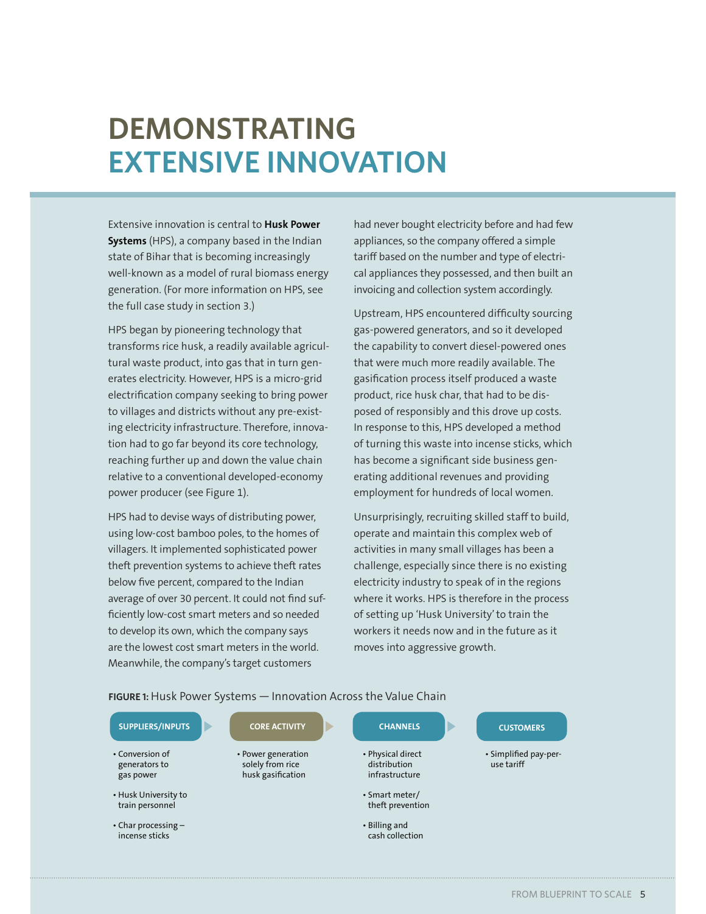# DEMONSTRATING EXTENSIVE INNOVATION

Extensive innovation is central to **Husk Power Systems** (HPS), a company based in the Indian state of Bihar that is becoming increasingly well-known as a model of rural biomass energy generation. (For more information on HPS, see the full case study in section 3.)

HPS began by pioneering technology that transforms rice husk, a readily available agricultural waste product, into gas that in turn generates electricity. However, HPS is a micro-grid electrification company seeking to bring power to villages and districts without any pre-existing electricity infrastructure. Therefore, innovation had to go far beyond its core technology, reaching further up and down the value chain relative to a conventional developed-economy power producer (see Figure 1).

HPS had to devise ways of distributing power, using low-cost bamboo poles, to the homes of villagers. It implemented sophisticated power theft prevention systems to achieve theft rates below five percent, compared to the Indian average of over 30 percent. It could not find sufficiently low-cost smart meters and so needed to develop its own, which the company says are the lowest cost smart meters in the world. Meanwhile, the company's target customers had never bought electricity before and had few appliances, so the company offered a simple tariff based on the number and type of electrical appliances they possessed, and then built an invoicing and collection system accordingly.

Upstream, HPS encountered difficulty sourcing gas-powered generators, and so it developed the capability to convert diesel-powered ones that were much more readily available. The gasification process itself produced a waste product, rice husk char, that had to be disposed of responsibly and this drove up costs. In response to this, HPS developed a method of turning this waste into incense sticks, which has become a significant side business generating additional revenues and providing employment for hundreds of local women.

Unsurprisingly, recruiting skilled staff to build, operate and maintain this complex web of activities in many small villages has been a challenge, especially since there is no existing electricity industry to speak of in the regions where it works. HPS is therefore in the process of setting up 'Husk University' to train the workers it needs now and in the future as it moves into aggressive growth.

**FIGURE 1:** Husk Power Systems — Innovation Across the Value Chain

| SUPPLIERS/INPUTS | CORE ACTIVITY | CHANNELS | CUSTOMERS |
|---|---|---|---|
| • Conversion of generators to gas power | • Power generation solely from rice husk gasification | • Physical direct distribution infrastructure | • Simplified pay-per-use tariff |
| • Husk University to train personnel | | • Smart meter/ theft prevention | |
| • Char processing – incense sticks | | • Billing and cash collection | |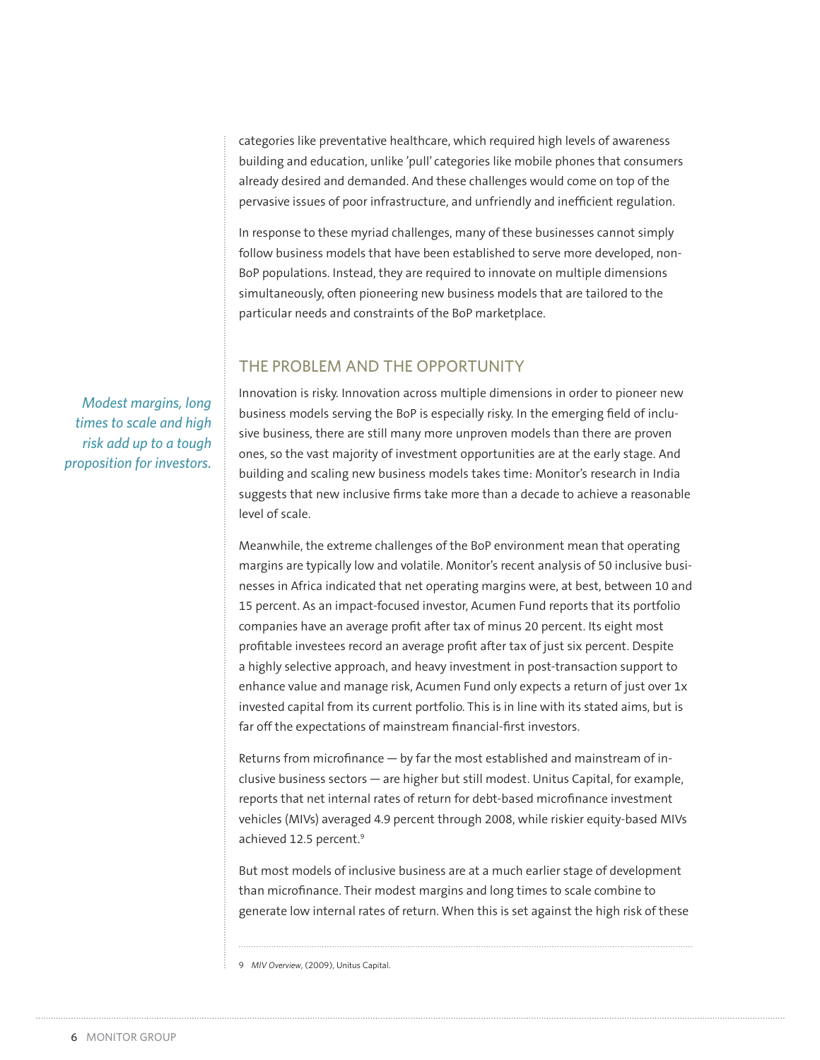categories like preventative healthcare, which required high levels of awareness building and education, unlike 'pull' categories like mobile phones that consumers already desired and demanded. And these challenges would come on top of the pervasive issues of poor infrastructure, and unfriendly and inefficient regulation.

In response to these myriad challenges, many of these businesses cannot simply follow business models that have been established to serve more developed, non-BoP populations. Instead, they are required to innovate on multiple dimensions simultaneously, often pioneering new business models that are tailored to the particular needs and constraints of the BoP marketplace.

## THE PROBLEM AND THE OPPORTUNITY

*Modest margins, long times to scale and high risk add up to a tough proposition for investors.*

Innovation is risky. Innovation across multiple dimensions in order to pioneer new business models serving the BoP is especially risky. In the emerging field of inclusive business, there are still many more unproven models than there are proven ones, so the vast majority of investment opportunities are at the early stage. And building and scaling new business models takes time: Monitor's research in India suggests that new inclusive firms take more than a decade to achieve a reasonable level of scale.

Meanwhile, the extreme challenges of the BoP environment mean that operating margins are typically low and volatile. Monitor's recent analysis of 50 inclusive businesses in Africa indicated that net operating margins were, at best, between 10 and 15 percent. As an impact-focused investor, Acumen Fund reports that its portfolio companies have an average profit after tax of minus 20 percent. Its eight most profitable investees record an average profit after tax of just six percent. Despite a highly selective approach, and heavy investment in post-transaction support to enhance value and manage risk, Acumen Fund only expects a return of just over 1x invested capital from its current portfolio. This is in line with its stated aims, but is far off the expectations of mainstream financial-first investors.

Returns from microfinance — by far the most established and mainstream of inclusive business sectors — are higher but still modest. Unitus Capital, for example, reports that net internal rates of return for debt-based microfinance investment vehicles (MIVs) averaged 4.9 percent through 2008, while riskier equity-based MIVs achieved 12.5 percent.[9]

But most models of inclusive business are at a much earlier stage of development than microfinance. Their modest margins and long times to scale combine to generate low internal rates of return. When this is set against the high risk of these

---

9 *MIV Overview*, (2009), Unitus Capital.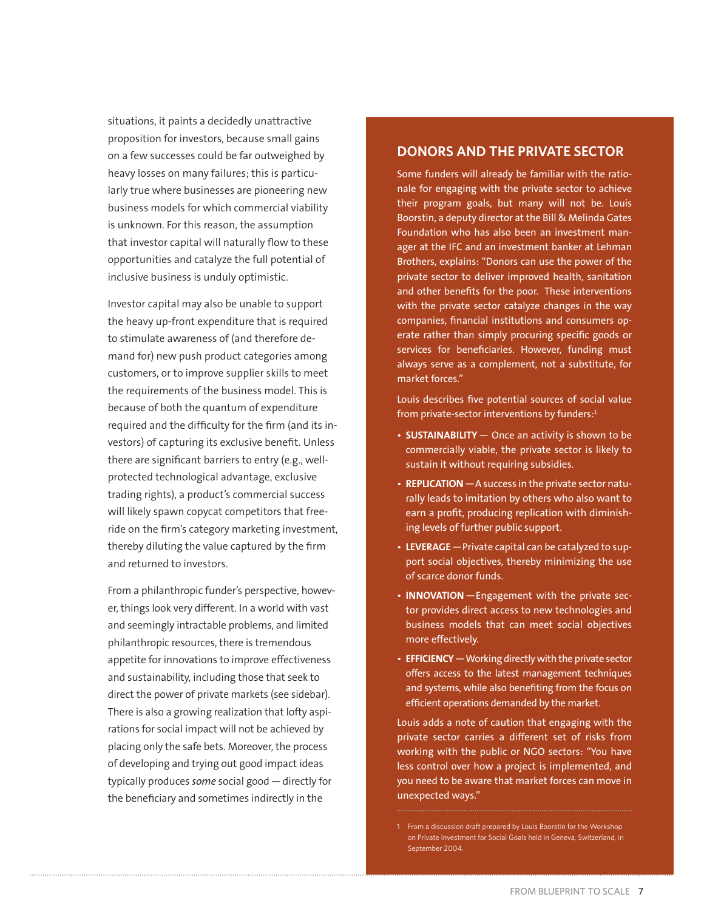situations, it paints a decidedly unattractive proposition for investors, because small gains on a few successes could be far outweighed by heavy losses on many failures; this is particularly true where businesses are pioneering new business models for which commercial viability is unknown. For this reason, the assumption that investor capital will naturally flow to these opportunities and catalyze the full potential of inclusive business is unduly optimistic.

Investor capital may also be unable to support the heavy up-front expenditure that is required to stimulate awareness of (and therefore demand for) new push product categories among customers, or to improve supplier skills to meet the requirements of the business model. This is because of both the quantum of expenditure required and the difficulty for the firm (and its investors) of capturing its exclusive benefit. Unless there are significant barriers to entry (e.g., well-protected technological advantage, exclusive trading rights), a product's commercial success will likely spawn copycat competitors that free-ride on the firm's category marketing investment, thereby diluting the value captured by the firm and returned to investors.

From a philanthropic funder's perspective, however, things look very different. In a world with vast and seemingly intractable problems, and limited philanthropic resources, there is tremendous appetite for innovations to improve effectiveness and sustainability, including those that seek to direct the power of private markets (see sidebar). There is also a growing realization that lofty aspirations for social impact will not be achieved by placing only the safe bets. Moreover, the process of developing and trying out good impact ideas typically produces *some* social good — directly for the beneficiary and sometimes indirectly in the

## DONORS AND THE PRIVATE SECTOR

Some funders will already be familiar with the rationale for engaging with the private sector to achieve their program goals, but many will not be. Louis Boorstin, a deputy director at the Bill & Melinda Gates Foundation who has also been an investment manager at the IFC and an investment banker at Lehman Brothers, explains: "Donors can use the power of the private sector to deliver improved health, sanitation and other benefits for the poor. These interventions with the private sector catalyze changes in the way companies, financial institutions and consumers operate rather than simply procuring specific goods or services for beneficiaries. However, funding must always serve as a complement, not a substitute, for market forces."

Louis describes five potential sources of social value from private-sector interventions by funders:[1]

- **SUSTAINABILITY** — Once an activity is shown to be commercially viable, the private sector is likely to sustain it without requiring subsidies.
- **REPLICATION** — A success in the private sector naturally leads to imitation by others who also want to earn a profit, producing replication with diminishing levels of further public support.
- **LEVERAGE** — Private capital can be catalyzed to support social objectives, thereby minimizing the use of scarce donor funds.
- **INNOVATION** — Engagement with the private sector provides direct access to new technologies and business models that can meet social objectives more effectively.
- **EFFICIENCY** — Working directly with the private sector offers access to the latest management techniques and systems, while also benefiting from the focus on efficient operations demanded by the market.

Louis adds a note of caution that engaging with the private sector carries a different set of risks from working with the public or NGO sectors: "You have less control over how a project is implemented, and you need to be aware that market forces can move in unexpected ways."

1 From a discussion draft prepared by Louis Boorstin for the Workshop on Private Investment for Social Goals held in Geneva, Switzerland, in September 2004.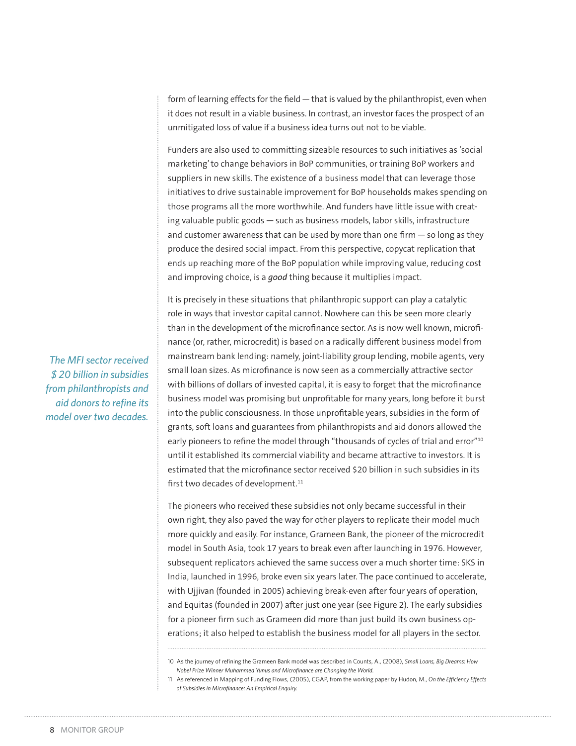form of learning effects for the field — that is valued by the philanthropist, even when it does not result in a viable business. In contrast, an investor faces the prospect of an unmitigated loss of value if a business idea turns out not to be viable.

Funders are also used to committing sizeable resources to such initiatives as 'social marketing' to change behaviors in BoP communities, or training BoP workers and suppliers in new skills. The existence of a business model that can leverage those initiatives to drive sustainable improvement for BoP households makes spending on those programs all the more worthwhile. And funders have little issue with creating valuable public goods — such as business models, labor skills, infrastructure and customer awareness that can be used by more than one firm — so long as they produce the desired social impact. From this perspective, copycat replication that ends up reaching more of the BoP population while improving value, reducing cost and improving choice, is a ***good*** thing because it multiplies impact.

*The MFI sector received $ 20 billion in subsidies from philanthropists and aid donors to refine its model over two decades.*

It is precisely in these situations that philanthropic support can play a catalytic role in ways that investor capital cannot. Nowhere can this be seen more clearly than in the development of the microfinance sector. As is now well known, microfinance (or, rather, microcredit) is based on a radically different business model from mainstream bank lending: namely, joint-liability group lending, mobile agents, very small loan sizes. As microfinance is now seen as a commercially attractive sector with billions of dollars of invested capital, it is easy to forget that the microfinance business model was promising but unprofitable for many years, long before it burst into the public consciousness. In those unprofitable years, subsidies in the form of grants, soft loans and guarantees from philanthropists and aid donors allowed the early pioneers to refine the model through "thousands of cycles of trial and error"[10] until it established its commercial viability and became attractive to investors. It is estimated that the microfinance sector received $20 billion in such subsidies in its first two decades of development.[11]

The pioneers who received these subsidies not only became successful in their own right, they also paved the way for other players to replicate their model much more quickly and easily. For instance, Grameen Bank, the pioneer of the microcredit model in South Asia, took 17 years to break even after launching in 1976. However, subsequent replicators achieved the same success over a much shorter time: SKS in India, launched in 1996, broke even six years later. The pace continued to accelerate, with Ujjivan (founded in 2005) achieving break-even after four years of operation, and Equitas (founded in 2007) after just one year (see Figure 2). The early subsidies for a pioneer firm such as Grameen did more than just build its own business operations; it also helped to establish the business model for all players in the sector.

---

10 As the journey of refining the Grameen Bank model was described in Counts, A., (2008), *Small Loans, Big Dreams: How Nobel Prize Winner Muhammed Yunus and Microfinance are Changing the World.*

11 As referenced in Mapping of Funding Flows, (2005), CGAP, from the working paper by Hudon, M., *On the Efficiency Effects of Subsidies in Microfinance: An Empirical Enquiry.*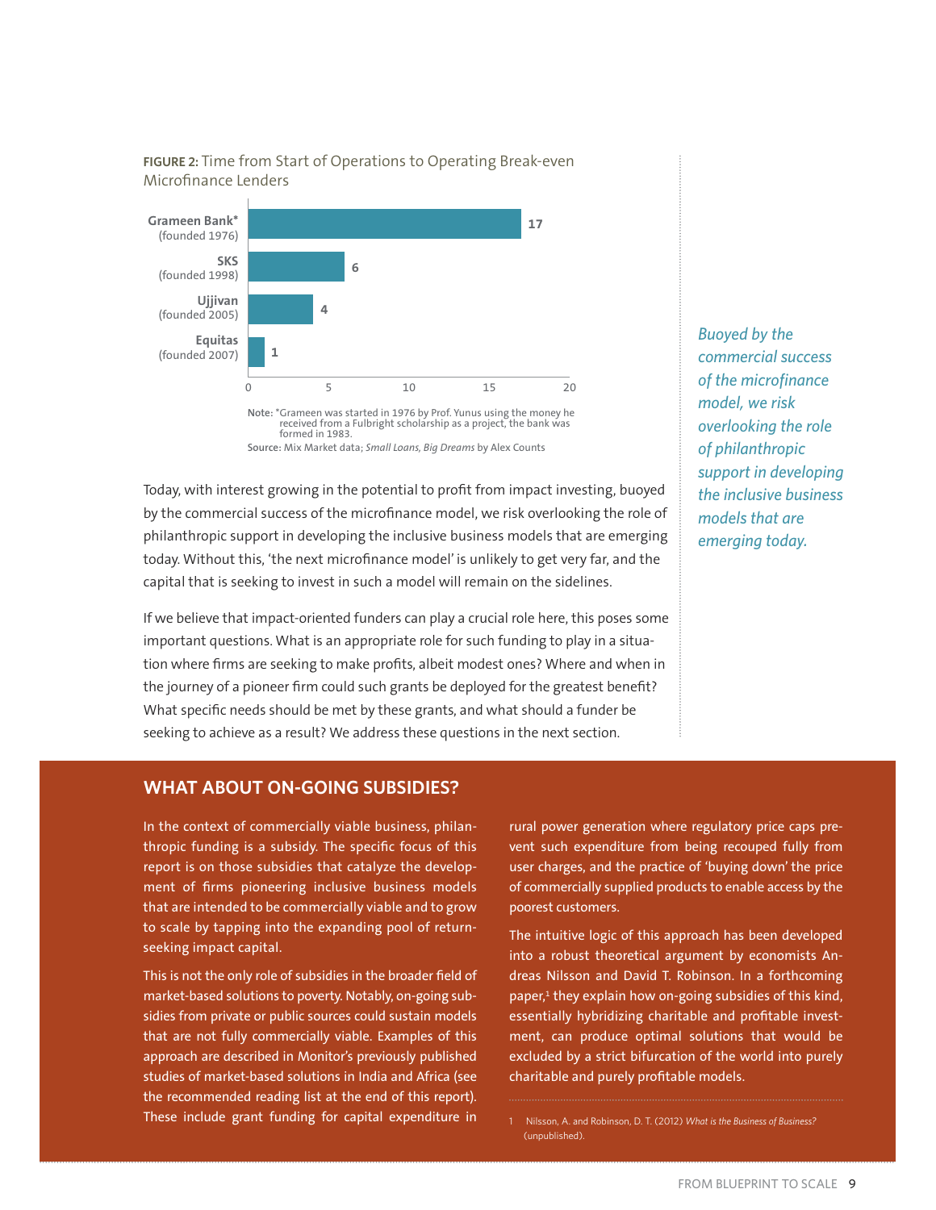**FIGURE 2:** Time from Start of Operations to Operating Break-even Microfinance Lenders

| Lender | Years to operating break-even |
| --- | --- |
| Grameen Bank* (founded 1976) | 17 |
| SKS (founded 1998) | 6 |
| Ujjivan (founded 2005) | 4 |
| Equitas (founded 2007) | 1 |

**Note:** *Grameen was started in 1976 by Prof. Yunus using the money he received from a Fulbright scholarship as a project, the bank was formed in 1983.

**Source:** Mix Market data; *Small Loans, Big Dreams* by Alex Counts

Today, with interest growing in the potential to profit from impact investing, buoyed by the commercial success of the microfinance model, we risk overlooking the role of philanthropic support in developing the inclusive business models that are emerging today. Without this, 'the next microfinance model' is unlikely to get very far, and the capital that is seeking to invest in such a model will remain on the sidelines.

*Buoyed by the commercial success of the microfinance model, we risk overlooking the role of philanthropic support in developing the inclusive business models that are emerging today.*

If we believe that impact-oriented funders can play a crucial role here, this poses some important questions. What is an appropriate role for such funding to play in a situation where firms are seeking to make profits, albeit modest ones? Where and when in the journey of a pioneer firm could such grants be deployed for the greatest benefit? What specific needs should be met by these grants, and what should a funder be seeking to achieve as a result? We address these questions in the next section.

## WHAT ABOUT ON-GOING SUBSIDIES?

In the context of commercially viable business, philanthropic funding is a subsidy. The specific focus of this report is on those subsidies that catalyze the development of firms pioneering inclusive business models that are intended to be commercially viable and to grow to scale by tapping into the expanding pool of return-seeking impact capital.

This is not the only role of subsidies in the broader field of market-based solutions to poverty. Notably, on-going subsidies from private or public sources could sustain models that are not fully commercially viable. Examples of this approach are described in Monitor's previously published studies of market-based solutions in India and Africa (see the recommended reading list at the end of this report). These include grant funding for capital expenditure in rural power generation where regulatory price caps prevent such expenditure from being recouped fully from user charges, and the practice of 'buying down' the price of commercially supplied products to enable access by the poorest customers.

The intuitive logic of this approach has been developed into a robust theoretical argument by economists Andreas Nilsson and David T. Robinson. In a forthcoming paper,[1] they explain how on-going subsidies of this kind, essentially hybridizing charitable and profitable investment, can produce optimal solutions that would be excluded by a strict bifurcation of the world into purely charitable and purely profitable models.

1 Nilsson, A. and Robinson, D. T. (2012) *What is the Business of Business?* (unpublished).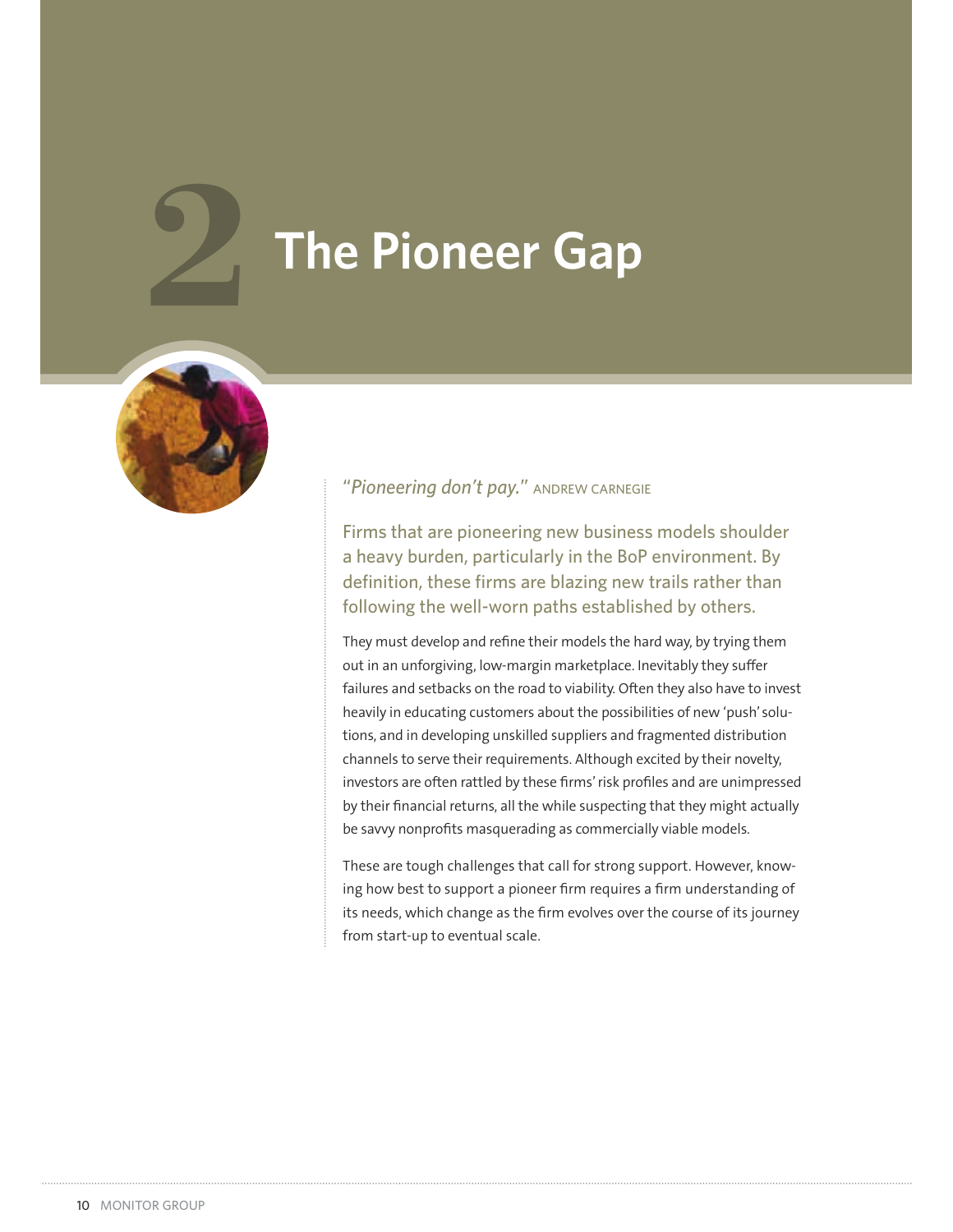# 2 The Pioneer Gap

"*Pioneering don't pay.*" ANDREW CARNEGIE

Firms that are pioneering new business models shoulder a heavy burden, particularly in the BoP environment. By definition, these firms are blazing new trails rather than following the well-worn paths established by others.

They must develop and refine their models the hard way, by trying them out in an unforgiving, low-margin marketplace. Inevitably they suffer failures and setbacks on the road to viability. Often they also have to invest heavily in educating customers about the possibilities of new 'push' solutions, and in developing unskilled suppliers and fragmented distribution channels to serve their requirements. Although excited by their novelty, investors are often rattled by these firms' risk profiles and are unimpressed by their financial returns, all the while suspecting that they might actually be savvy nonprofits masquerading as commercially viable models.

These are tough challenges that call for strong support. However, knowing how best to support a pioneer firm requires a firm understanding of its needs, which change as the firm evolves over the course of its journey from start-up to eventual scale.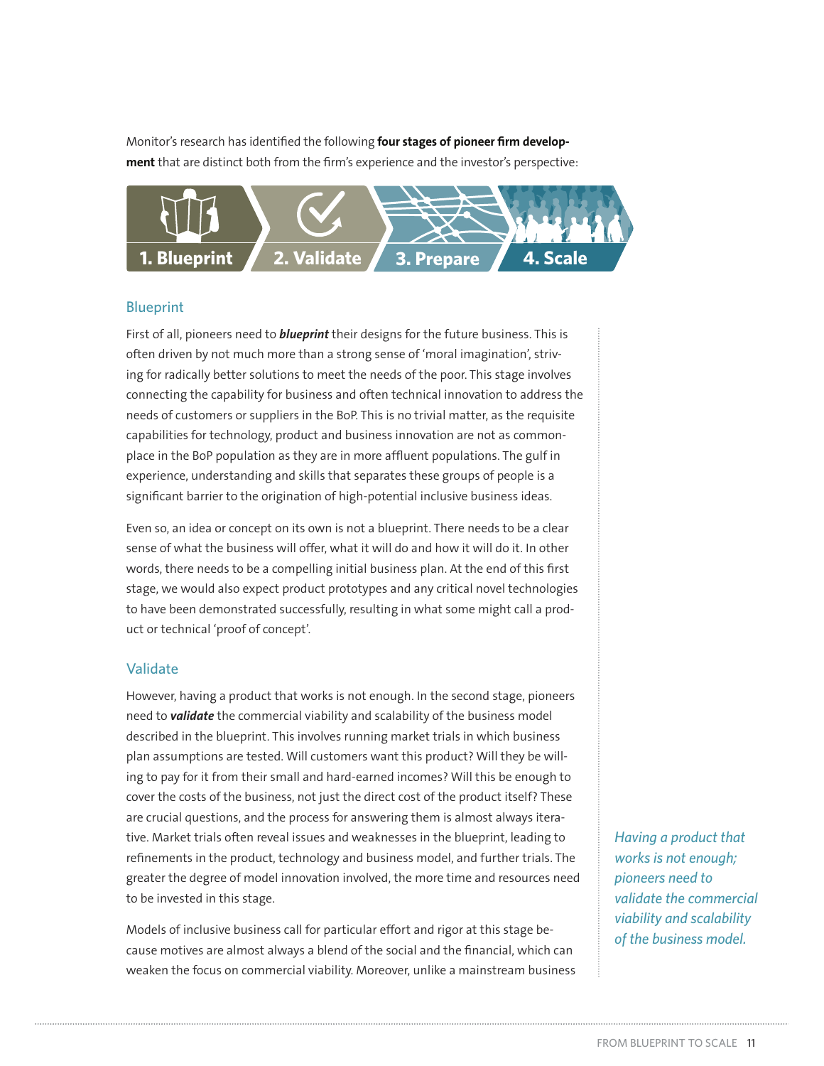Monitor's research has identified the following **four stages of pioneer firm development** that are distinct both from the firm's experience and the investor's perspective:

1. Blueprint 2. Validate 3. Prepare 4. Scale

## Blueprint

First of all, pioneers need to ***blueprint*** their designs for the future business. This is often driven by not much more than a strong sense of 'moral imagination', striving for radically better solutions to meet the needs of the poor. This stage involves connecting the capability for business and often technical innovation to address the needs of customers or suppliers in the BoP. This is no trivial matter, as the requisite capabilities for technology, product and business innovation are not as commonplace in the BoP population as they are in more affluent populations. The gulf in experience, understanding and skills that separates these groups of people is a significant barrier to the origination of high-potential inclusive business ideas.

Even so, an idea or concept on its own is not a blueprint. There needs to be a clear sense of what the business will offer, what it will do and how it will do it. In other words, there needs to be a compelling initial business plan. At the end of this first stage, we would also expect product prototypes and any critical novel technologies to have been demonstrated successfully, resulting in what some might call a product or technical 'proof of concept'.

## Validate

However, having a product that works is not enough. In the second stage, pioneers need to ***validate*** the commercial viability and scalability of the business model described in the blueprint. This involves running market trials in which business plan assumptions are tested. Will customers want this product? Will they be willing to pay for it from their small and hard-earned incomes? Will this be enough to cover the costs of the business, not just the direct cost of the product itself? These are crucial questions, and the process for answering them is almost always iterative. Market trials often reveal issues and weaknesses in the blueprint, leading to refinements in the product, technology and business model, and further trials. The greater the degree of model innovation involved, the more time and resources need to be invested in this stage.

*Having a product that works is not enough; pioneers need to validate the commercial viability and scalability of the business model.*

Models of inclusive business call for particular effort and rigor at this stage because motives are almost always a blend of the social and the financial, which can weaken the focus on commercial viability. Moreover, unlike a mainstream business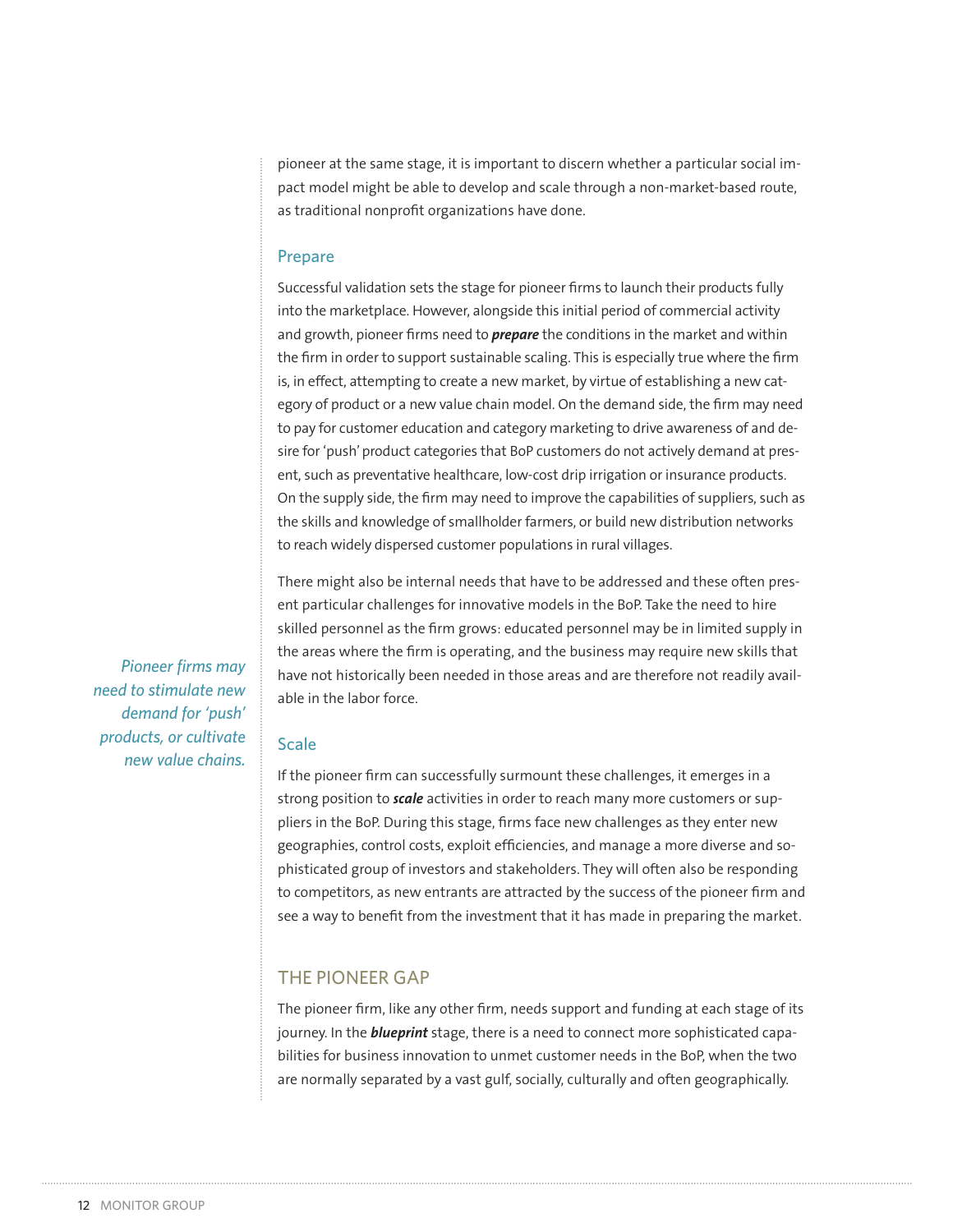pioneer at the same stage, it is important to discern whether a particular social impact model might be able to develop and scale through a non-market-based route, as traditional nonprofit organizations have done.

### Prepare

Successful validation sets the stage for pioneer firms to launch their products fully into the marketplace. However, alongside this initial period of commercial activity and growth, pioneer firms need to ***prepare*** the conditions in the market and within the firm in order to support sustainable scaling. This is especially true where the firm is, in effect, attempting to create a new market, by virtue of establishing a new category of product or a new value chain model. On the demand side, the firm may need to pay for customer education and category marketing to drive awareness of and desire for 'push' product categories that BoP customers do not actively demand at present, such as preventative healthcare, low-cost drip irrigation or insurance products. On the supply side, the firm may need to improve the capabilities of suppliers, such as the skills and knowledge of smallholder farmers, or build new distribution networks to reach widely dispersed customer populations in rural villages.

There might also be internal needs that have to be addressed and these often present particular challenges for innovative models in the BoP. Take the need to hire skilled personnel as the firm grows: educated personnel may be in limited supply in the areas where the firm is operating, and the business may require new skills that have not historically been needed in those areas and are therefore not readily available in the labor force.

*Pioneer firms may need to stimulate new demand for 'push' products, or cultivate new value chains.*

### Scale

If the pioneer firm can successfully surmount these challenges, it emerges in a strong position to ***scale*** activities in order to reach many more customers or suppliers in the BoP. During this stage, firms face new challenges as they enter new geographies, control costs, exploit efficiencies, and manage a more diverse and sophisticated group of investors and stakeholders. They will often also be responding to competitors, as new entrants are attracted by the success of the pioneer firm and see a way to benefit from the investment that it has made in preparing the market.

## THE PIONEER GAP

The pioneer firm, like any other firm, needs support and funding at each stage of its journey. In the ***blueprint*** stage, there is a need to connect more sophisticated capabilities for business innovation to unmet customer needs in the BoP, when the two are normally separated by a vast gulf, socially, culturally and often geographically.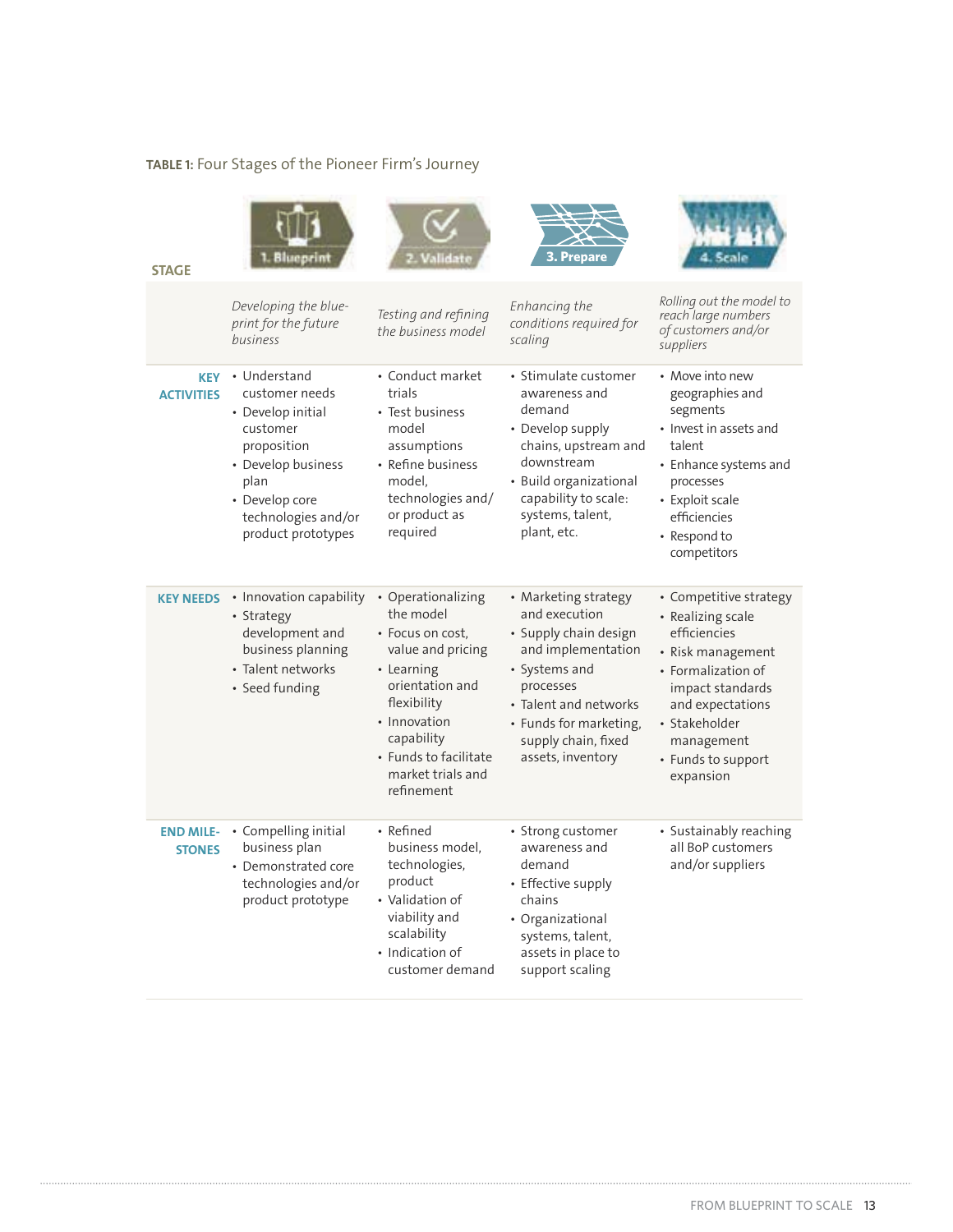**TABLE 1:** Four Stages of the Pioneer Firm's Journey

| STAGE | 1. Blueprint | 2. Validate | 3. Prepare | 4. Scale |
|---|---|---|---|---|
| | *Developing the blueprint for the future business* | *Testing and refining the business model* | *Enhancing the conditions required for scaling* | *Rolling out the model to reach large numbers of customers and/or suppliers* |
| **KEY ACTIVITIES** | • Understand customer needs<br>• Develop initial customer proposition<br>• Develop business plan<br>• Develop core technologies and/or product prototypes | • Conduct market trials<br>• Test business model assumptions<br>• Refine business model, technologies and/or product as required | • Stimulate customer awareness and demand<br>• Develop supply chains, upstream and downstream<br>• Build organizational capability to scale: systems, talent, plant, etc. | • Move into new geographies and segments<br>• Invest in assets and talent<br>• Enhance systems and processes<br>• Exploit scale efficiencies<br>• Respond to competitors |
| **KEY NEEDS** | • Innovation capability<br>• Strategy development and business planning<br>• Talent networks<br>• Seed funding | • Operationalizing the model<br>• Focus on cost, value and pricing<br>• Learning orientation and flexibility<br>• Innovation capability<br>• Funds to facilitate market trials and refinement | • Marketing strategy and execution<br>• Supply chain design and implementation<br>• Systems and processes<br>• Talent and networks<br>• Funds for marketing, supply chain, fixed assets, inventory | • Competitive strategy<br>• Realizing scale efficiencies<br>• Risk management<br>• Formalization of impact standards and expectations<br>• Stakeholder management<br>• Funds to support expansion |
| **END MILESTONES** | • Compelling initial business plan<br>• Demonstrated core technologies and/or product prototype | • Refined business model, technologies, product<br>• Validation of viability and scalability<br>• Indication of customer demand | • Strong customer awareness and demand<br>• Effective supply chains<br>• Organizational systems, talent, assets in place to support scaling | • Sustainably reaching all BoP customers and/or suppliers |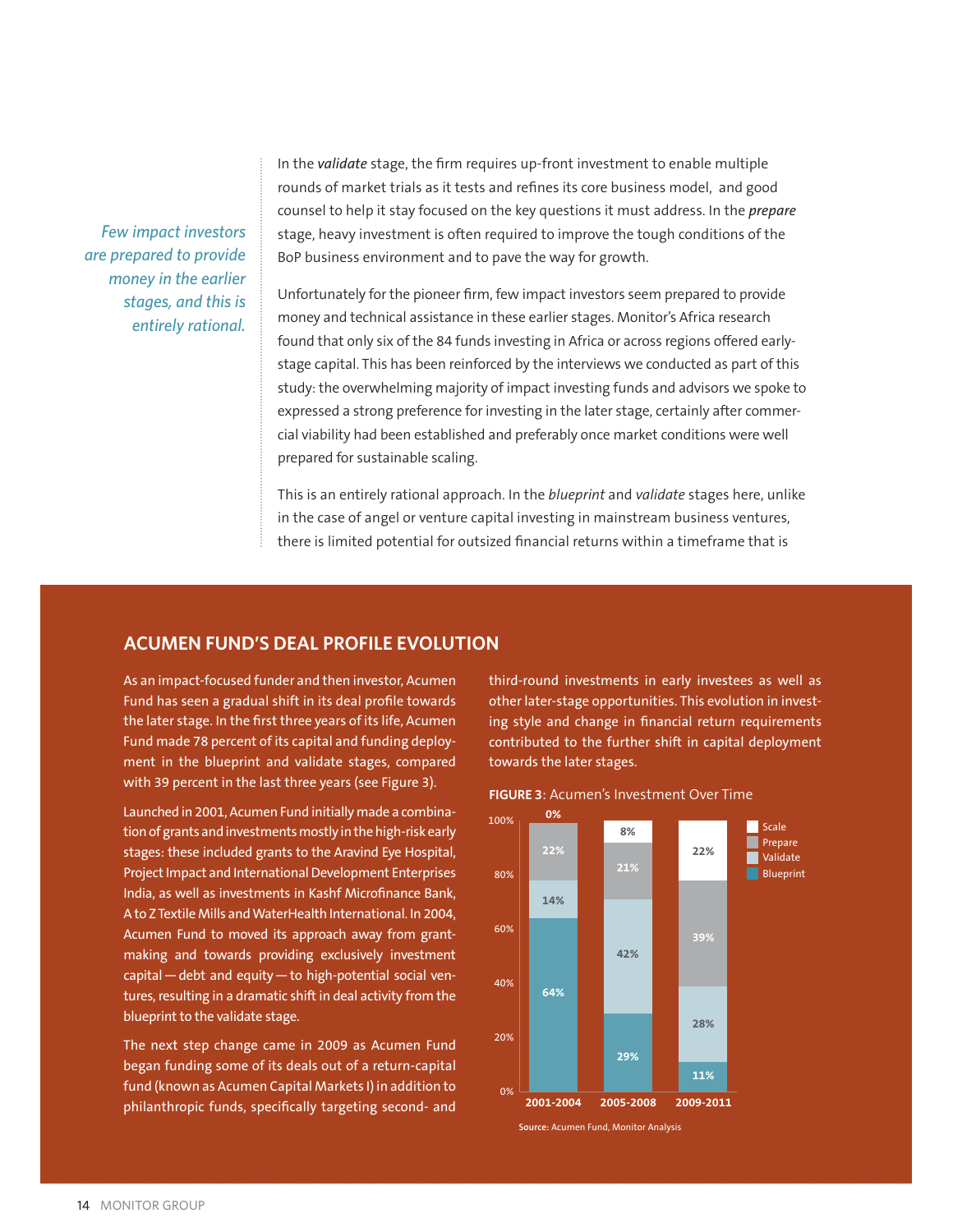*Few impact investors are prepared to provide money in the earlier stages, and this is entirely rational.*

In the *validate* stage, the firm requires up-front investment to enable multiple rounds of market trials as it tests and refines its core business model, and good counsel to help it stay focused on the key questions it must address. In the ***prepare*** stage, heavy investment is often required to improve the tough conditions of the BoP business environment and to pave the way for growth.

Unfortunately for the pioneer firm, few impact investors seem prepared to provide money and technical assistance in these earlier stages. Monitor's Africa research found that only six of the 84 funds investing in Africa or across regions offered early-stage capital. This has been reinforced by the interviews we conducted as part of this study: the overwhelming majority of impact investing funds and advisors we spoke to expressed a strong preference for investing in the later stage, certainly after commercial viability had been established and preferably once market conditions were well prepared for sustainable scaling.

This is an entirely rational approach. In the *blueprint* and *validate* stages here, unlike in the case of angel or venture capital investing in mainstream business ventures, there is limited potential for outsized financial returns within a timeframe that is

## ACUMEN FUND'S DEAL PROFILE EVOLUTION

As an impact-focused funder and then investor, Acumen Fund has seen a gradual shift in its deal profile towards the later stage. In the first three years of its life, Acumen Fund made 78 percent of its capital and funding deployment in the blueprint and validate stages, compared with 39 percent in the last three years (see Figure 3).

Launched in 2001, Acumen Fund initially made a combination of grants and investments mostly in the high-risk early stages: these included grants to the Aravind Eye Hospital, Project Impact and International Development Enterprises India, as well as investments in Kashf Microfinance Bank, A to Z Textile Mills and WaterHealth International. In 2004, Acumen Fund to moved its approach away from grantmaking and towards providing exclusively investment capital — debt and equity — to high-potential social ventures, resulting in a dramatic shift in deal activity from the blueprint to the validate stage.

The next step change came in 2009 as Acumen Fund began funding some of its deals out of a return-capital fund (known as Acumen Capital Markets I) in addition to philanthropic funds, specifically targeting second- and third-round investments in early investees as well as other later-stage opportunities. This evolution in investing style and change in financial return requirements contributed to the further shift in capital deployment towards the later stages.

**FIGURE 3**: Acumen's Investment Over Time

| | 2001-2004 | 2005-2008 | 2009-2011 |
|---|---|---|---|
| Scale | 0% | 8% | 22% |
| Prepare | 22% | 21% | 39% |
| Validate | 14% | 42% | 28% |
| Blueprint | 64% | 29% | 11% |

Source: Acumen Fund, Monitor Analysis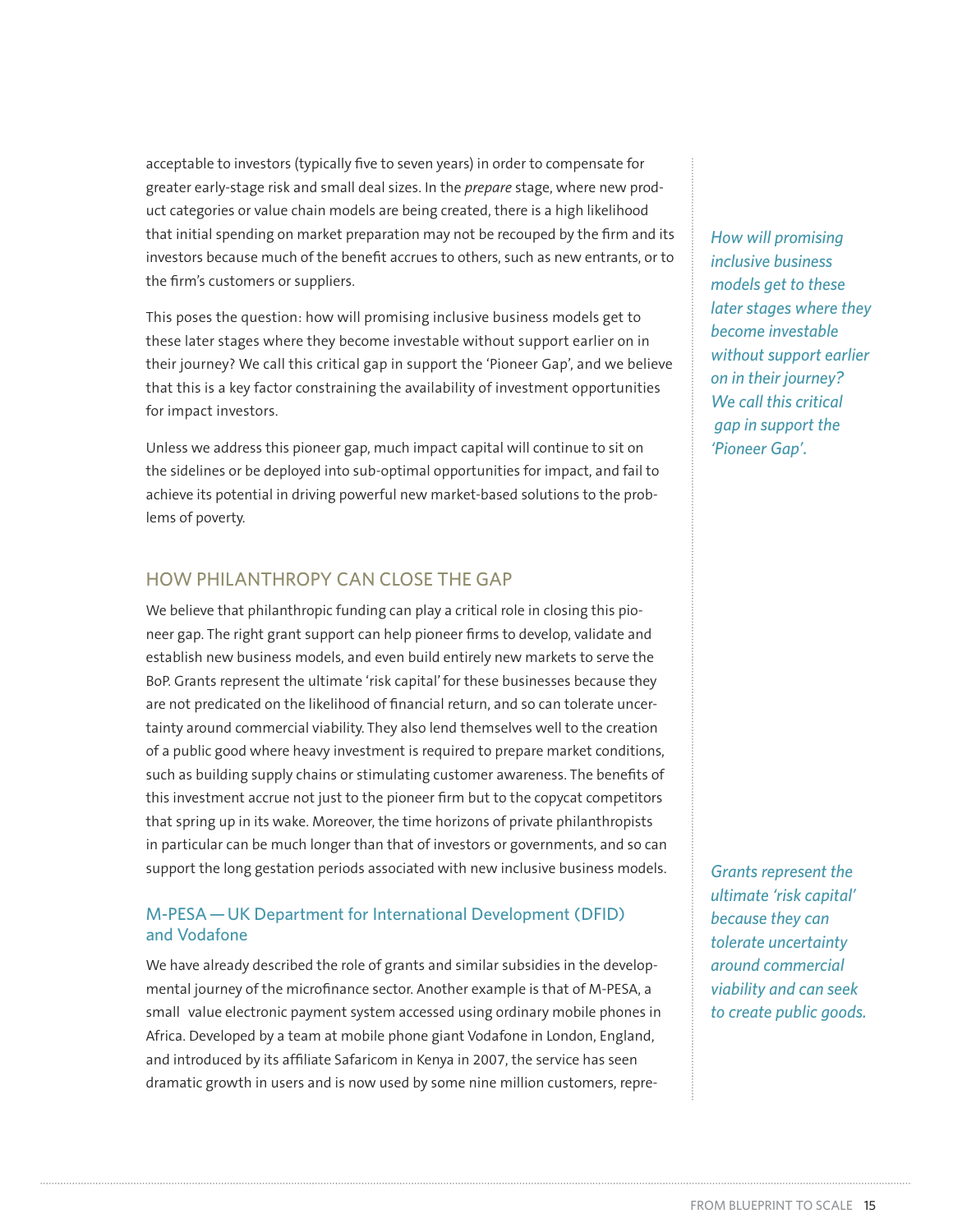acceptable to investors (typically five to seven years) in order to compensate for greater early-stage risk and small deal sizes. In the *prepare* stage, where new product categories or value chain models are being created, there is a high likelihood that initial spending on market preparation may not be recouped by the firm and its investors because much of the benefit accrues to others, such as new entrants, or to the firm's customers or suppliers.

This poses the question: how will promising inclusive business models get to these later stages where they become investable without support earlier on in their journey? We call this critical gap in support the 'Pioneer Gap', and we believe that this is a key factor constraining the availability of investment opportunities for impact investors.

*How will promising inclusive business models get to these later stages where they become investable without support earlier on in their journey? We call this critical gap in support the 'Pioneer Gap'.*

Unless we address this pioneer gap, much impact capital will continue to sit on the sidelines or be deployed into sub-optimal opportunities for impact, and fail to achieve its potential in driving powerful new market-based solutions to the problems of poverty.

## HOW PHILANTHROPY CAN CLOSE THE GAP

We believe that philanthropic funding can play a critical role in closing this pioneer gap. The right grant support can help pioneer firms to develop, validate and establish new business models, and even build entirely new markets to serve the BoP. Grants represent the ultimate 'risk capital' for these businesses because they are not predicated on the likelihood of financial return, and so can tolerate uncertainty around commercial viability. They also lend themselves well to the creation of a public good where heavy investment is required to prepare market conditions, such as building supply chains or stimulating customer awareness. The benefits of this investment accrue not just to the pioneer firm but to the copycat competitors that spring up in its wake. Moreover, the time horizons of private philanthropists in particular can be much longer than that of investors or governments, and so can support the long gestation periods associated with new inclusive business models.

*Grants represent the ultimate 'risk capital' because they can tolerate uncertainty around commercial viability and can seek to create public goods.*

### M-PESA — UK Department for International Development (DFID) and Vodafone

We have already described the role of grants and similar subsidies in the developmental journey of the microfinance sector. Another example is that of M-PESA, a small value electronic payment system accessed using ordinary mobile phones in Africa. Developed by a team at mobile phone giant Vodafone in London, England, and introduced by its affiliate Safaricom in Kenya in 2007, the service has seen dramatic growth in users and is now used by some nine million customers, repre-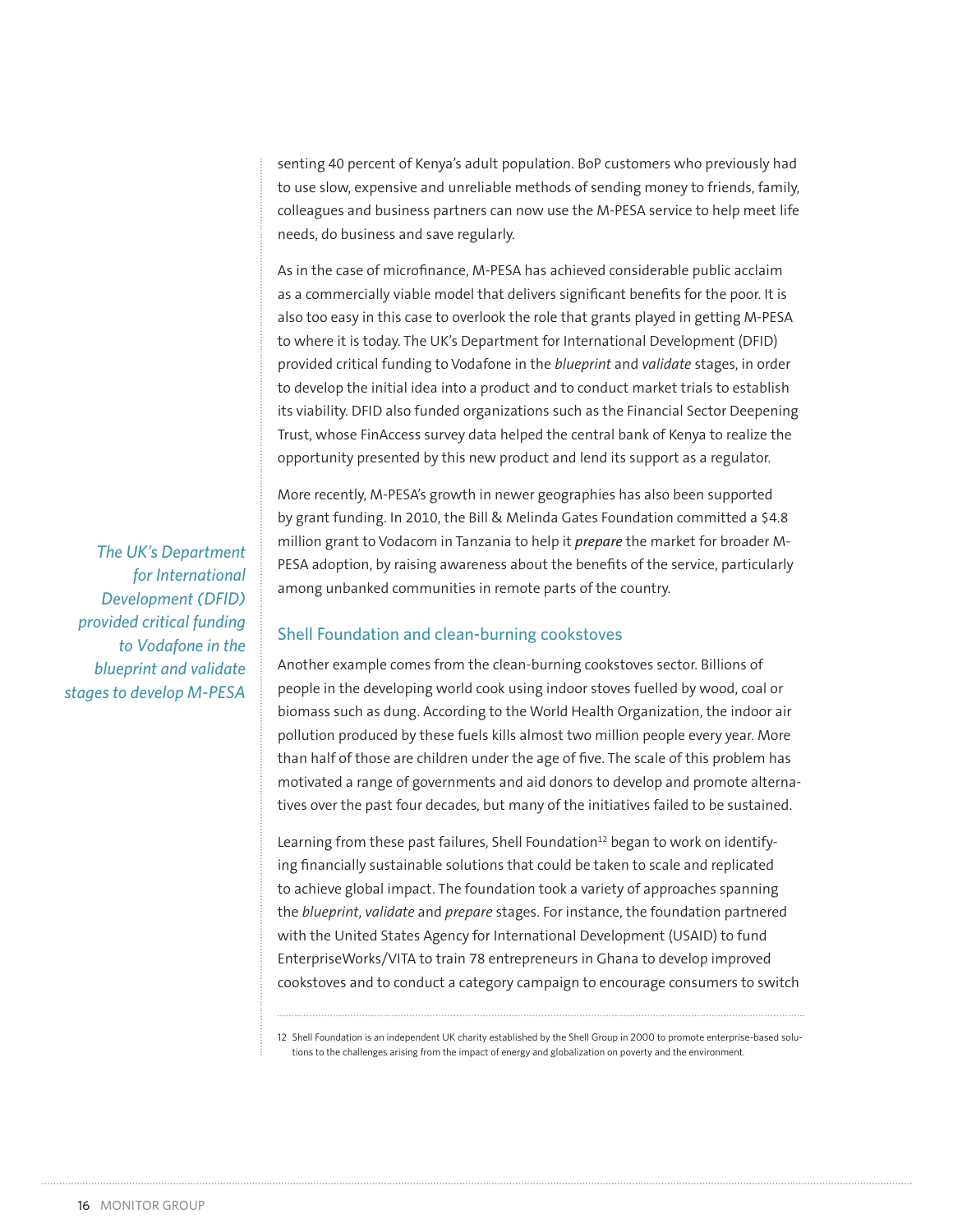senting 40 percent of Kenya's adult population. BoP customers who previously had to use slow, expensive and unreliable methods of sending money to friends, family, colleagues and business partners can now use the M-PESA service to help meet life needs, do business and save regularly.

As in the case of microfinance, M-PESA has achieved considerable public acclaim as a commercially viable model that delivers significant benefits for the poor. It is also too easy in this case to overlook the role that grants played in getting M-PESA to where it is today. The UK's Department for International Development (DFID) provided critical funding to Vodafone in the *blueprint* and *validate* stages, in order to develop the initial idea into a product and to conduct market trials to establish its viability. DFID also funded organizations such as the Financial Sector Deepening Trust, whose FinAccess survey data helped the central bank of Kenya to realize the opportunity presented by this new product and lend its support as a regulator.

*The UK's Department for International Development (DFID) provided critical funding to Vodafone in the blueprint and validate stages to develop M-PESA*

More recently, M-PESA's growth in newer geographies has also been supported by grant funding. In 2010, the Bill & Melinda Gates Foundation committed a $4.8 million grant to Vodacom in Tanzania to help it ***prepare*** the market for broader M-PESA adoption, by raising awareness about the benefits of the service, particularly among unbanked communities in remote parts of the country.

## Shell Foundation and clean-burning cookstoves

Another example comes from the clean-burning cookstoves sector. Billions of people in the developing world cook using indoor stoves fuelled by wood, coal or biomass such as dung. According to the World Health Organization, the indoor air pollution produced by these fuels kills almost two million people every year. More than half of those are children under the age of five. The scale of this problem has motivated a range of governments and aid donors to develop and promote alternatives over the past four decades, but many of the initiatives failed to be sustained.

Learning from these past failures, Shell Foundation[12] began to work on identifying financially sustainable solutions that could be taken to scale and replicated to achieve global impact. The foundation took a variety of approaches spanning the *blueprint*, *validate* and *prepare* stages. For instance, the foundation partnered with the United States Agency for International Development (USAID) to fund EnterpriseWorks/VITA to train 78 entrepreneurs in Ghana to develop improved cookstoves and to conduct a category campaign to encourage consumers to switch

12 Shell Foundation is an independent UK charity established by the Shell Group in 2000 to promote enterprise-based solutions to the challenges arising from the impact of energy and globalization on poverty and the environment.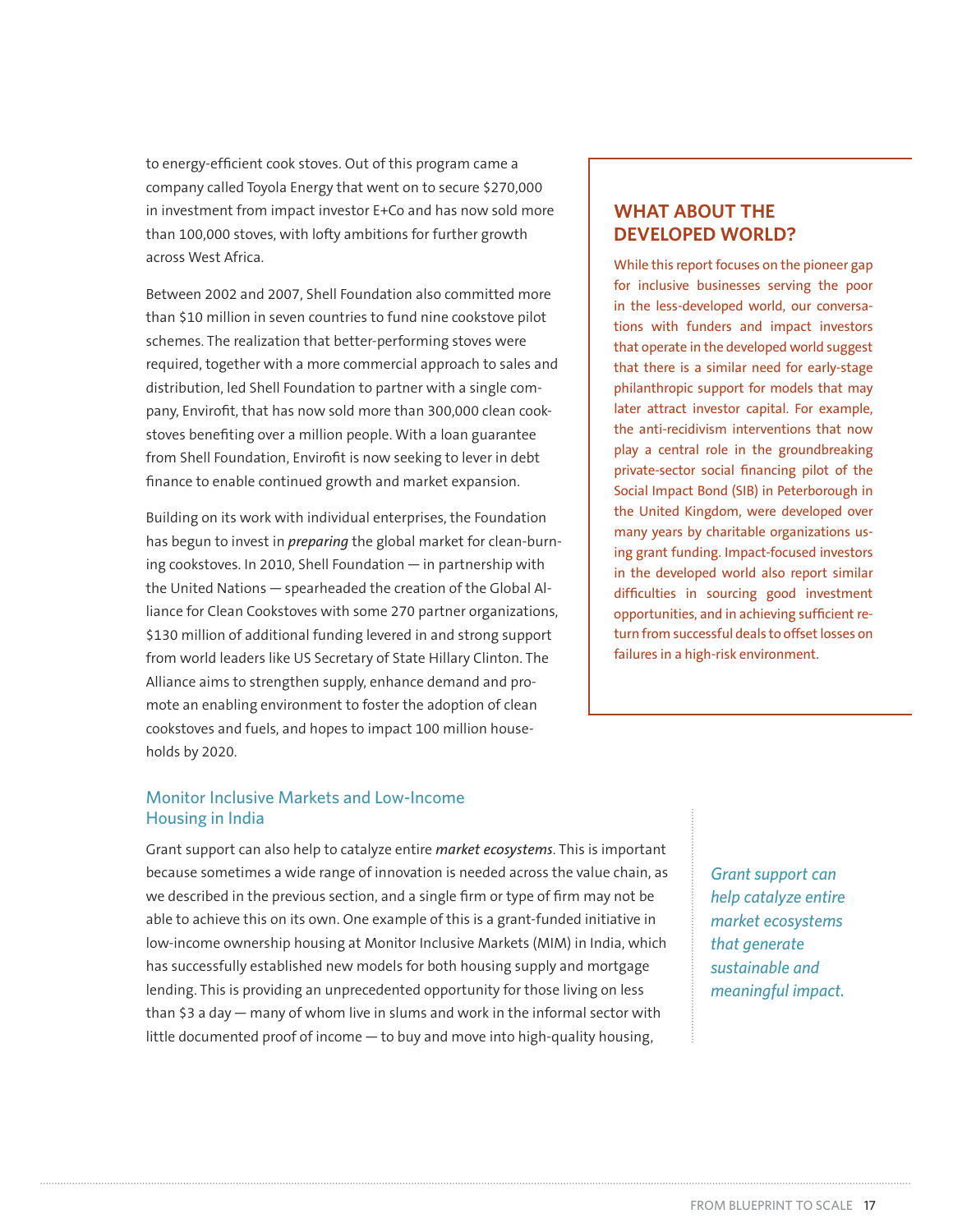to energy-efficient cook stoves. Out of this program came a company called Toyola Energy that went on to secure $270,000 in investment from impact investor E+Co and has now sold more than 100,000 stoves, with lofty ambitions for further growth across West Africa.

Between 2002 and 2007, Shell Foundation also committed more than $10 million in seven countries to fund nine cookstove pilot schemes. The realization that better-performing stoves were required, together with a more commercial approach to sales and distribution, led Shell Foundation to partner with a single company, Envirofit, that has now sold more than 300,000 clean cookstoves benefiting over a million people. With a loan guarantee from Shell Foundation, Envirofit is now seeking to lever in debt finance to enable continued growth and market expansion.

Building on its work with individual enterprises, the Foundation has begun to invest in ***preparing*** the global market for clean-burning cookstoves. In 2010, Shell Foundation — in partnership with the United Nations — spearheaded the creation of the Global Alliance for Clean Cookstoves with some 270 partner organizations, $130 million of additional funding levered in and strong support from world leaders like US Secretary of State Hillary Clinton. The Alliance aims to strengthen supply, enhance demand and promote an enabling environment to foster the adoption of clean cookstoves and fuels, and hopes to impact 100 million households by 2020.

## WHAT ABOUT THE DEVELOPED WORLD?

While this report focuses on the pioneer gap for inclusive businesses serving the poor in the less-developed world, our conversations with funders and impact investors that operate in the developed world suggest that there is a similar need for early-stage philanthropic support for models that may later attract investor capital. For example, the anti-recidivism interventions that now play a central role in the groundbreaking private-sector social financing pilot of the Social Impact Bond (SIB) in Peterborough in the United Kingdom, were developed over many years by charitable organizations using grant funding. Impact-focused investors in the developed world also report similar difficulties in sourcing good investment opportunities, and in achieving sufficient return from successful deals to offset losses on failures in a high-risk environment.

### Monitor Inclusive Markets and Low-Income Housing in India

Grant support can also help to catalyze entire ***market ecosystems***. This is important because sometimes a wide range of innovation is needed across the value chain, as we described in the previous section, and a single firm or type of firm may not be able to achieve this on its own. One example of this is a grant-funded initiative in low-income ownership housing at Monitor Inclusive Markets (MIM) in India, which has successfully established new models for both housing supply and mortgage lending. This is providing an unprecedented opportunity for those living on less than $3 a day — many of whom live in slums and work in the informal sector with little documented proof of income — to buy and move into high-quality housing,

*Grant support can help catalyze entire market ecosystems that generate sustainable and meaningful impact.*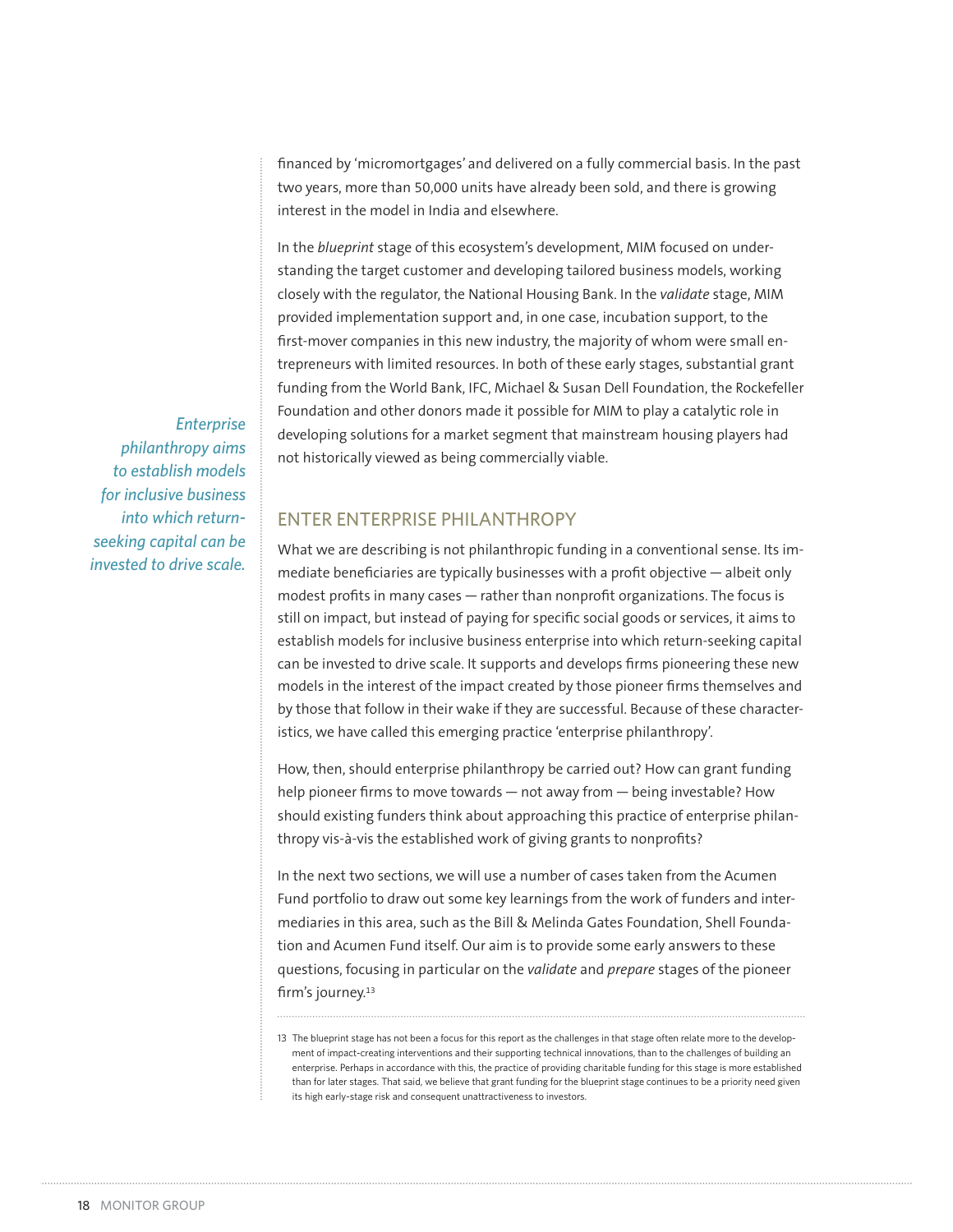financed by 'micromortgages' and delivered on a fully commercial basis. In the past two years, more than 50,000 units have already been sold, and there is growing interest in the model in India and elsewhere.

In the *blueprint* stage of this ecosystem's development, MIM focused on understanding the target customer and developing tailored business models, working closely with the regulator, the National Housing Bank. In the *validate* stage, MIM provided implementation support and, in one case, incubation support, to the first-mover companies in this new industry, the majority of whom were small entrepreneurs with limited resources. In both of these early stages, substantial grant funding from the World Bank, IFC, Michael & Susan Dell Foundation, the Rockefeller Foundation and other donors made it possible for MIM to play a catalytic role in developing solutions for a market segment that mainstream housing players had not historically viewed as being commercially viable.

*Enterprise philanthropy aims to establish models for inclusive business into which return-seeking capital can be invested to drive scale.*

## ENTER ENTERPRISE PHILANTHROPY

What we are describing is not philanthropic funding in a conventional sense. Its immediate beneficiaries are typically businesses with a profit objective — albeit only modest profits in many cases — rather than nonprofit organizations. The focus is still on impact, but instead of paying for specific social goods or services, it aims to establish models for inclusive business enterprise into which return-seeking capital can be invested to drive scale. It supports and develops firms pioneering these new models in the interest of the impact created by those pioneer firms themselves and by those that follow in their wake if they are successful. Because of these characteristics, we have called this emerging practice 'enterprise philanthropy'.

How, then, should enterprise philanthropy be carried out? How can grant funding help pioneer firms to move towards — not away from — being investable? How should existing funders think about approaching this practice of enterprise philanthropy vis-à-vis the established work of giving grants to nonprofits?

In the next two sections, we will use a number of cases taken from the Acumen Fund portfolio to draw out some key learnings from the work of funders and intermediaries in this area, such as the Bill & Melinda Gates Foundation, Shell Foundation and Acumen Fund itself. Our aim is to provide some early answers to these questions, focusing in particular on the *validate* and *prepare* stages of the pioneer firm's journey.[13]

13 The blueprint stage has not been a focus for this report as the challenges in that stage often relate more to the development of impact-creating interventions and their supporting technical innovations, than to the challenges of building an enterprise. Perhaps in accordance with this, the practice of providing charitable funding for this stage is more established than for later stages. That said, we believe that grant funding for the blueprint stage continues to be a priority need given its high early-stage risk and consequent unattractiveness to investors.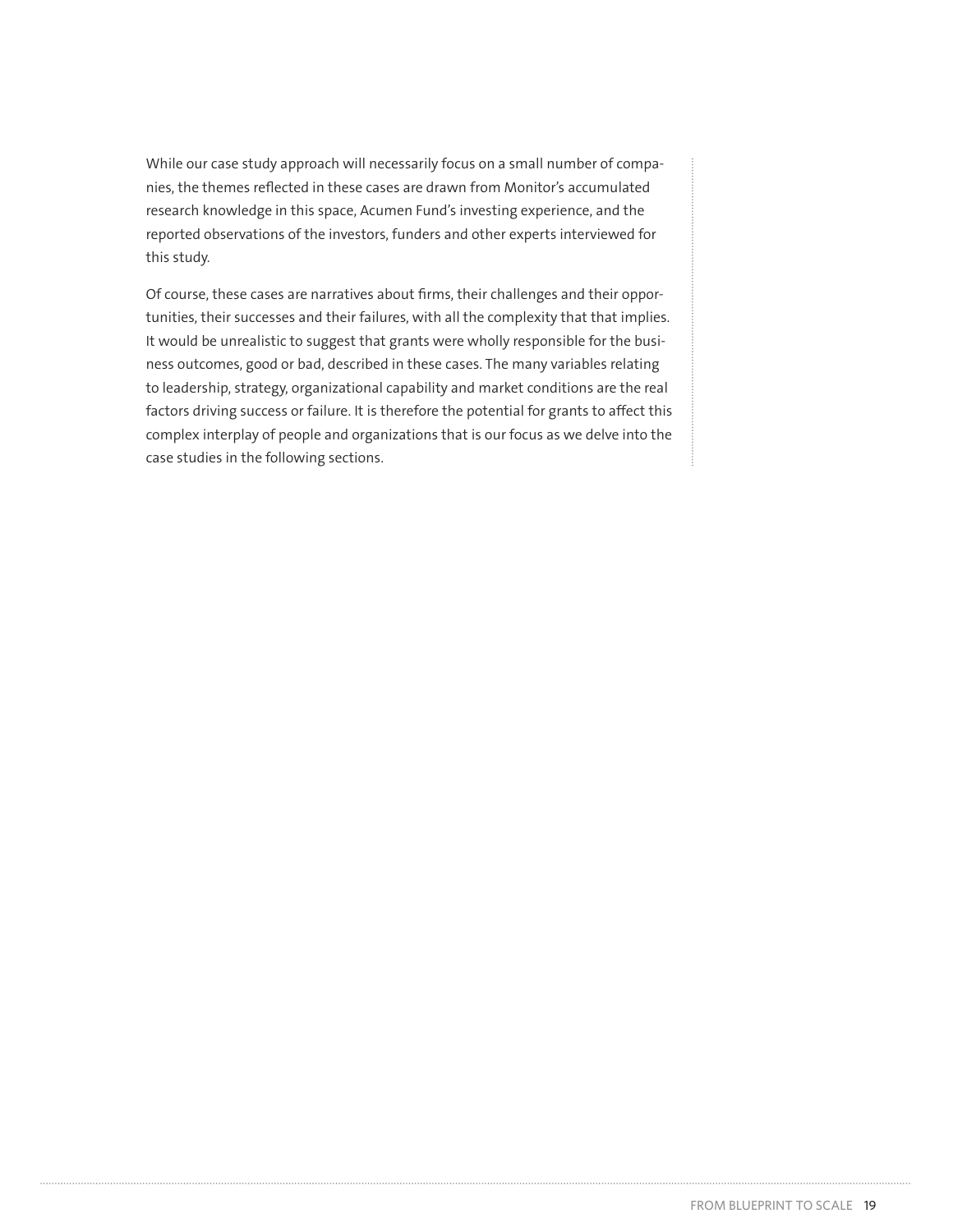While our case study approach will necessarily focus on a small number of companies, the themes reflected in these cases are drawn from Monitor's accumulated research knowledge in this space, Acumen Fund's investing experience, and the reported observations of the investors, funders and other experts interviewed for this study.

Of course, these cases are narratives about firms, their challenges and their opportunities, their successes and their failures, with all the complexity that that implies. It would be unrealistic to suggest that grants were wholly responsible for the business outcomes, good or bad, described in these cases. The many variables relating to leadership, strategy, organizational capability and market conditions are the real factors driving success or failure. It is therefore the potential for grants to affect this complex interplay of people and organizations that is our focus as we delve into the case studies in the following sections.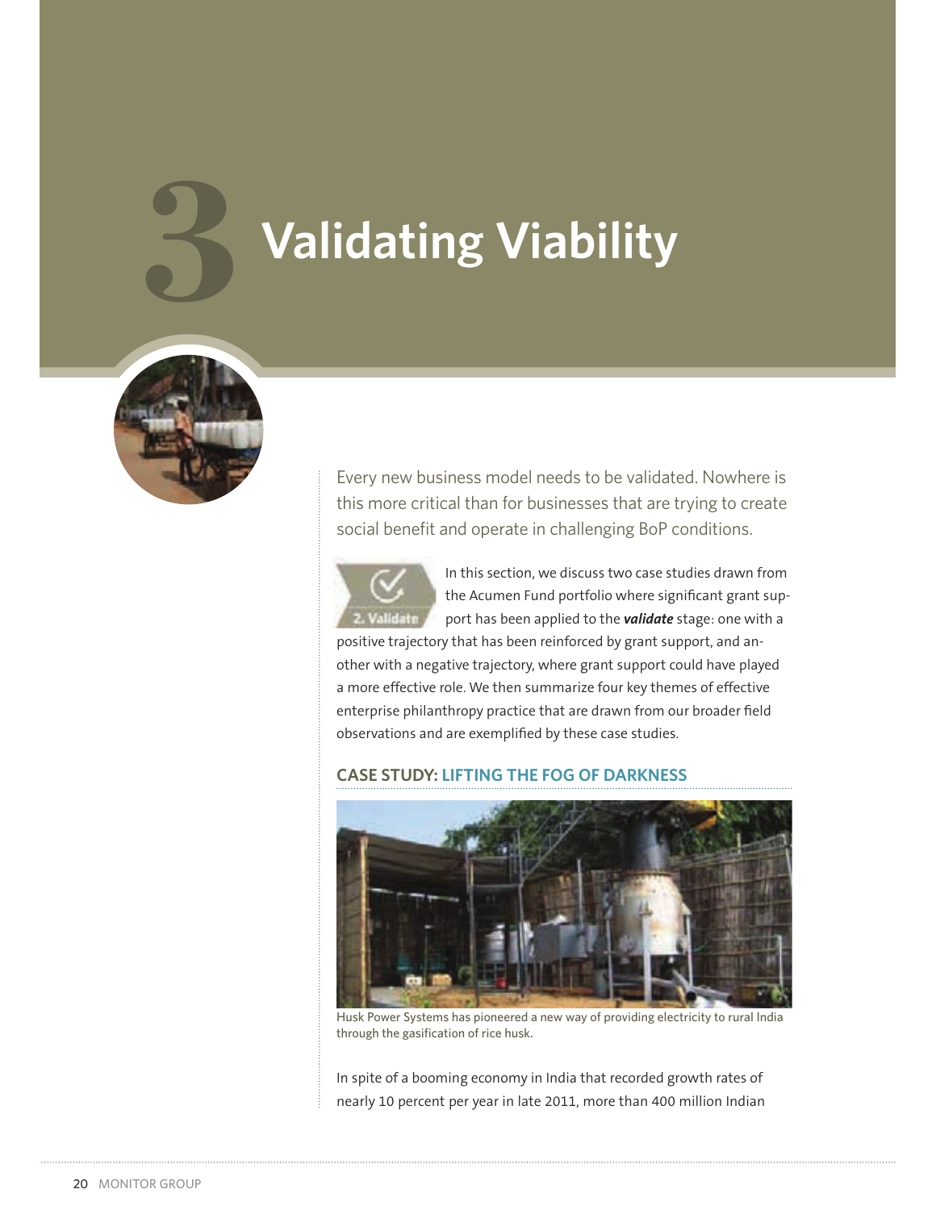# 3 Validating Viability

Every new business model needs to be validated. Nowhere is this more critical than for businesses that are trying to create social benefit and operate in challenging BoP conditions.

2. Validate

In this section, we discuss two case studies drawn from the Acumen Fund portfolio where significant grant support has been applied to the ***validate*** stage: one with a positive trajectory that has been reinforced by grant support, and another with a negative trajectory, where grant support could have played a more effective role. We then summarize four key themes of effective enterprise philanthropy practice that are drawn from our broader field observations and are exemplified by these case studies.

## CASE STUDY: LIFTING THE FOG OF DARKNESS

Husk Power Systems has pioneered a new way of providing electricity to rural India through the gasification of rice husk.

In spite of a booming economy in India that recorded growth rates of nearly 10 percent per year in late 2011, more than 400 million Indian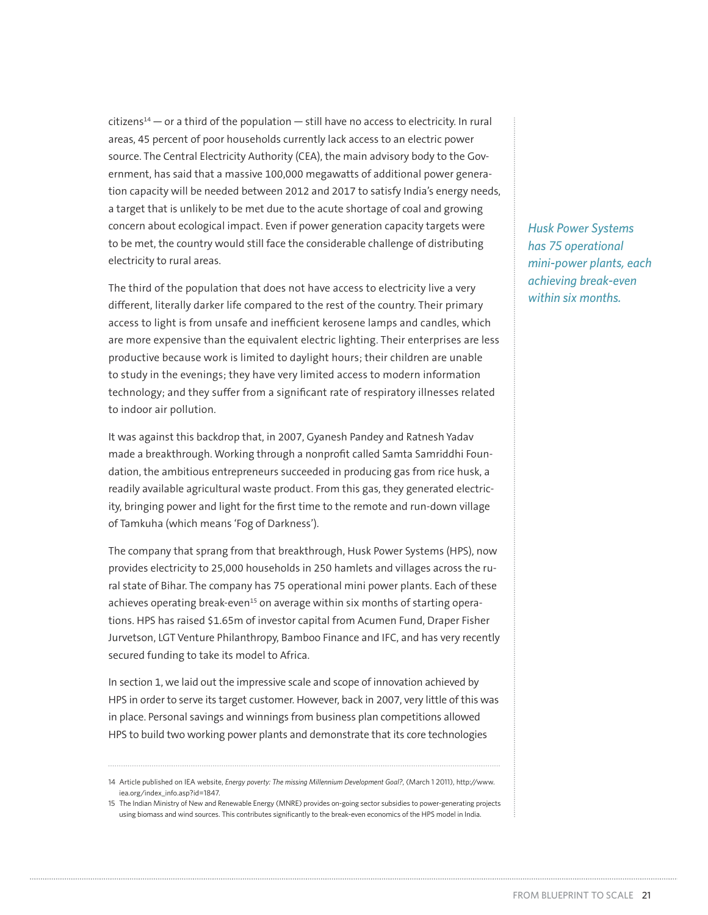citizens[14] — or a third of the population — still have no access to electricity. In rural areas, 45 percent of poor households currently lack access to an electric power source. The Central Electricity Authority (CEA), the main advisory body to the Government, has said that a massive 100,000 megawatts of additional power generation capacity will be needed between 2012 and 2017 to satisfy India's energy needs, a target that is unlikely to be met due to the acute shortage of coal and growing concern about ecological impact. Even if power generation capacity targets were to be met, the country would still face the considerable challenge of distributing electricity to rural areas.

*Husk Power Systems has 75 operational mini-power plants, each achieving break-even within six months.*

The third of the population that does not have access to electricity live a very different, literally darker life compared to the rest of the country. Their primary access to light is from unsafe and inefficient kerosene lamps and candles, which are more expensive than the equivalent electric lighting. Their enterprises are less productive because work is limited to daylight hours; their children are unable to study in the evenings; they have very limited access to modern information technology; and they suffer from a significant rate of respiratory illnesses related to indoor air pollution.

It was against this backdrop that, in 2007, Gyanesh Pandey and Ratnesh Yadav made a breakthrough. Working through a nonprofit called Samta Samriddhi Foundation, the ambitious entrepreneurs succeeded in producing gas from rice husk, a readily available agricultural waste product. From this gas, they generated electricity, bringing power and light for the first time to the remote and run-down village of Tamkuha (which means 'Fog of Darkness').

The company that sprang from that breakthrough, Husk Power Systems (HPS), now provides electricity to 25,000 households in 250 hamlets and villages across the rural state of Bihar. The company has 75 operational mini power plants. Each of these achieves operating break-even[15] on average within six months of starting operations. HPS has raised $1.65m of investor capital from Acumen Fund, Draper Fisher Jurvetson, LGT Venture Philanthropy, Bamboo Finance and IFC, and has very recently secured funding to take its model to Africa.

In section 1, we laid out the impressive scale and scope of innovation achieved by HPS in order to serve its target customer. However, back in 2007, very little of this was in place. Personal savings and winnings from business plan competitions allowed HPS to build two working power plants and demonstrate that its core technologies

---

14 Article published on IEA website, *Energy poverty: The missing Millennium Development Goal?*, (March 1 2011), http://www.iea.org/index_info.asp?id=1847.

15 The Indian Ministry of New and Renewable Energy (MNRE) provides on-going sector subsidies to power-generating projects using biomass and wind sources. This contributes significantly to the break-even economics of the HPS model in India.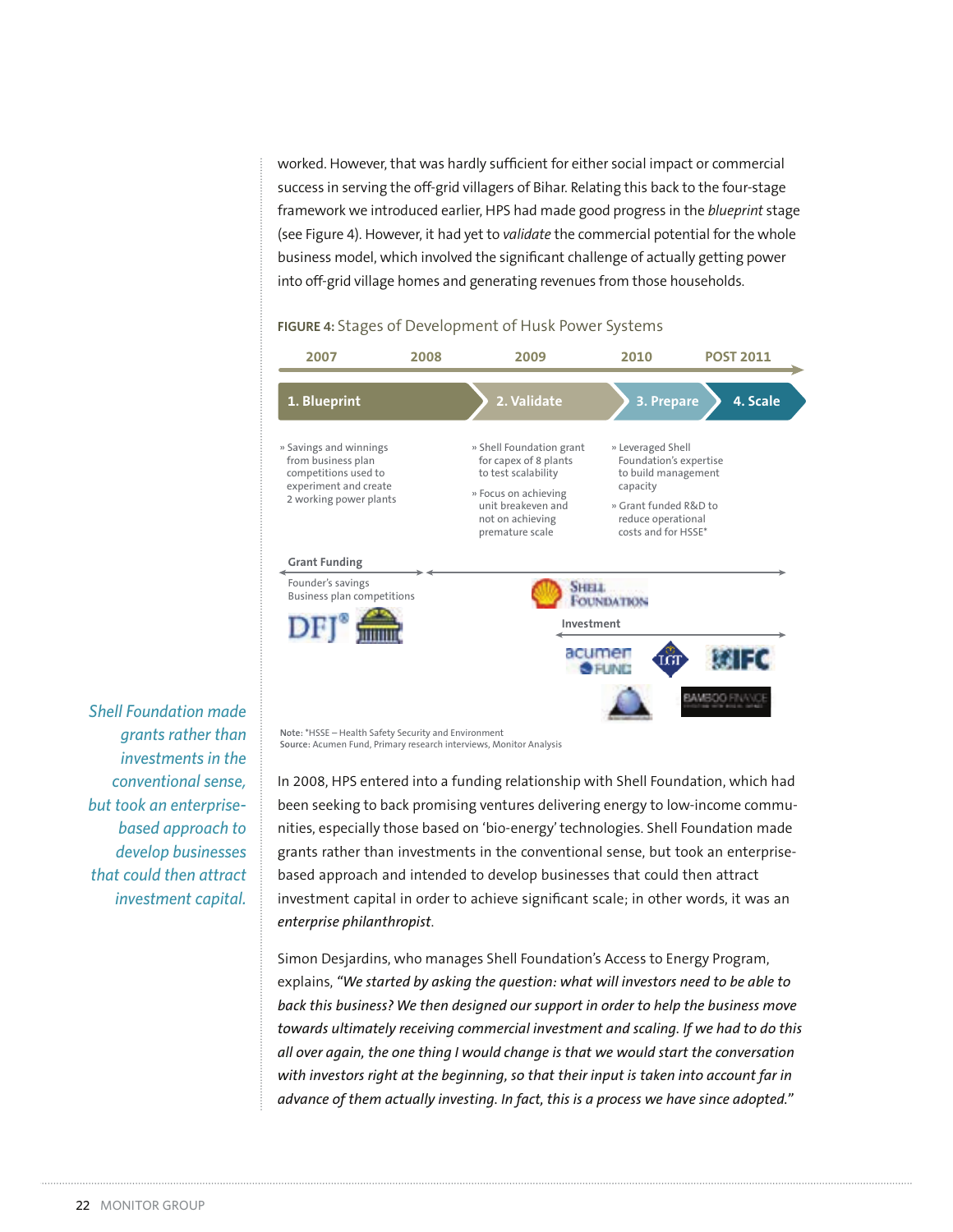worked. However, that was hardly sufficient for either social impact or commercial success in serving the off-grid villagers of Bihar. Relating this back to the four-stage framework we introduced earlier, HPS had made good progress in the *blueprint* stage (see Figure 4). However, it had yet to *validate* the commercial potential for the whole business model, which involved the significant challenge of actually getting power into off-grid village homes and generating revenues from those households.

**FIGURE 4:** Stages of Development of Husk Power Systems

| 2007 | 2008 | 2009 | 2010 | POST 2011 |
|---|---|---|---|---|

**1. Blueprint**
- Savings and winnings from business plan competitions used to experiment and create 2 working power plants

**2. Validate**
- Shell Foundation grant for capex of 8 plants to test scalability
- Focus on achieving unit breakeven and not on achieving premature scale

**3. Prepare**
- Leveraged Shell Foundation's expertise to build management capacity
- Grant funded R&D to reduce operational costs and for HSSE*

**4. Scale**

**Grant Funding**

Founder's savings
Business plan competitions

DFJ

Shell Foundation

**Investment**

Acumen Fund, LGT, IFC, Bamboo Finance

**Note:** *HSSE – Health Safety Security and Environment
**Source:** Acumen Fund, Primary research interviews, Monitor Analysis

*Shell Foundation made grants rather than investments in the conventional sense, but took an enterprise-based approach to develop businesses that could then attract investment capital.*

In 2008, HPS entered into a funding relationship with Shell Foundation, which had been seeking to back promising ventures delivering energy to low-income communities, especially those based on 'bio-energy' technologies. Shell Foundation made grants rather than investments in the conventional sense, but took an enterprise-based approach and intended to develop businesses that could then attract investment capital in order to achieve significant scale; in other words, it was an *enterprise philanthropist*.

Simon Desjardins, who manages Shell Foundation's Access to Energy Program, explains, *"We started by asking the question: what will investors need to be able to back this business? We then designed our support in order to help the business move towards ultimately receiving commercial investment and scaling. If we had to do this all over again, the one thing I would change is that we would start the conversation with investors right at the beginning, so that their input is taken into account far in advance of them actually investing. In fact, this is a process we have since adopted."*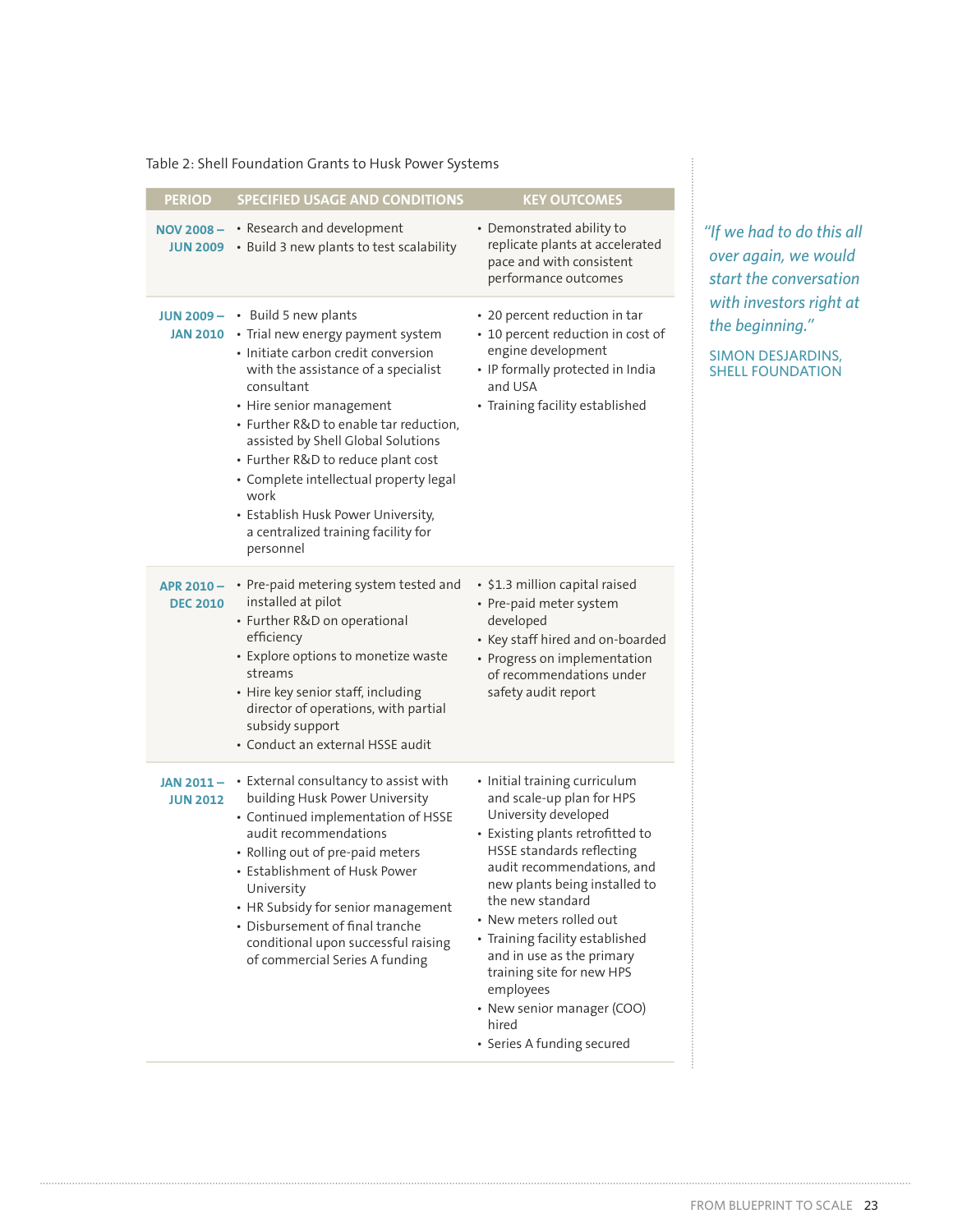Table 2: Shell Foundation Grants to Husk Power Systems

| PERIOD | SPECIFIED USAGE AND CONDITIONS | KEY OUTCOMES |
|---|---|---|
| NOV 2008 – JUN 2009 | • Research and development<br>• Build 3 new plants to test scalability | • Demonstrated ability to replicate plants at accelerated pace and with consistent performance outcomes |
| JUN 2009 – JAN 2010 | • Build 5 new plants<br>• Trial new energy payment system<br>• Initiate carbon credit conversion with the assistance of a specialist consultant<br>• Hire senior management<br>• Further R&D to enable tar reduction, assisted by Shell Global Solutions<br>• Further R&D to reduce plant cost<br>• Complete intellectual property legal work<br>• Establish Husk Power University, a centralized training facility for personnel | • 20 percent reduction in tar<br>• 10 percent reduction in cost of engine development<br>• IP formally protected in India and USA<br>• Training facility established |
| APR 2010 – DEC 2010 | • Pre-paid metering system tested and installed at pilot<br>• Further R&D on operational efficiency<br>• Explore options to monetize waste streams<br>• Hire key senior staff, including director of operations, with partial subsidy support<br>• Conduct an external HSSE audit | • $1.3 million capital raised<br>• Pre-paid meter system developed<br>• Key staff hired and on-boarded<br>• Progress on implementation of recommendations under safety audit report |
| JAN 2011 – JUN 2012 | • External consultancy to assist with building Husk Power University<br>• Continued implementation of HSSE audit recommendations<br>• Rolling out of pre-paid meters<br>• Establishment of Husk Power University<br>• HR Subsidy for senior management<br>• Disbursement of final tranche conditional upon successful raising of commercial Series A funding | • Initial training curriculum and scale-up plan for HPS University developed<br>• Existing plants retrofitted to HSSE standards reflecting audit recommendations, and new plants being installed to the new standard<br>• New meters rolled out<br>• Training facility established and in use as the primary training site for new HPS employees<br>• New senior manager (COO) hired<br>• Series A funding secured |

*"If we had to do this all over again, we would start the conversation with investors right at the beginning."*

SIMON DESJARDINS, SHELL FOUNDATION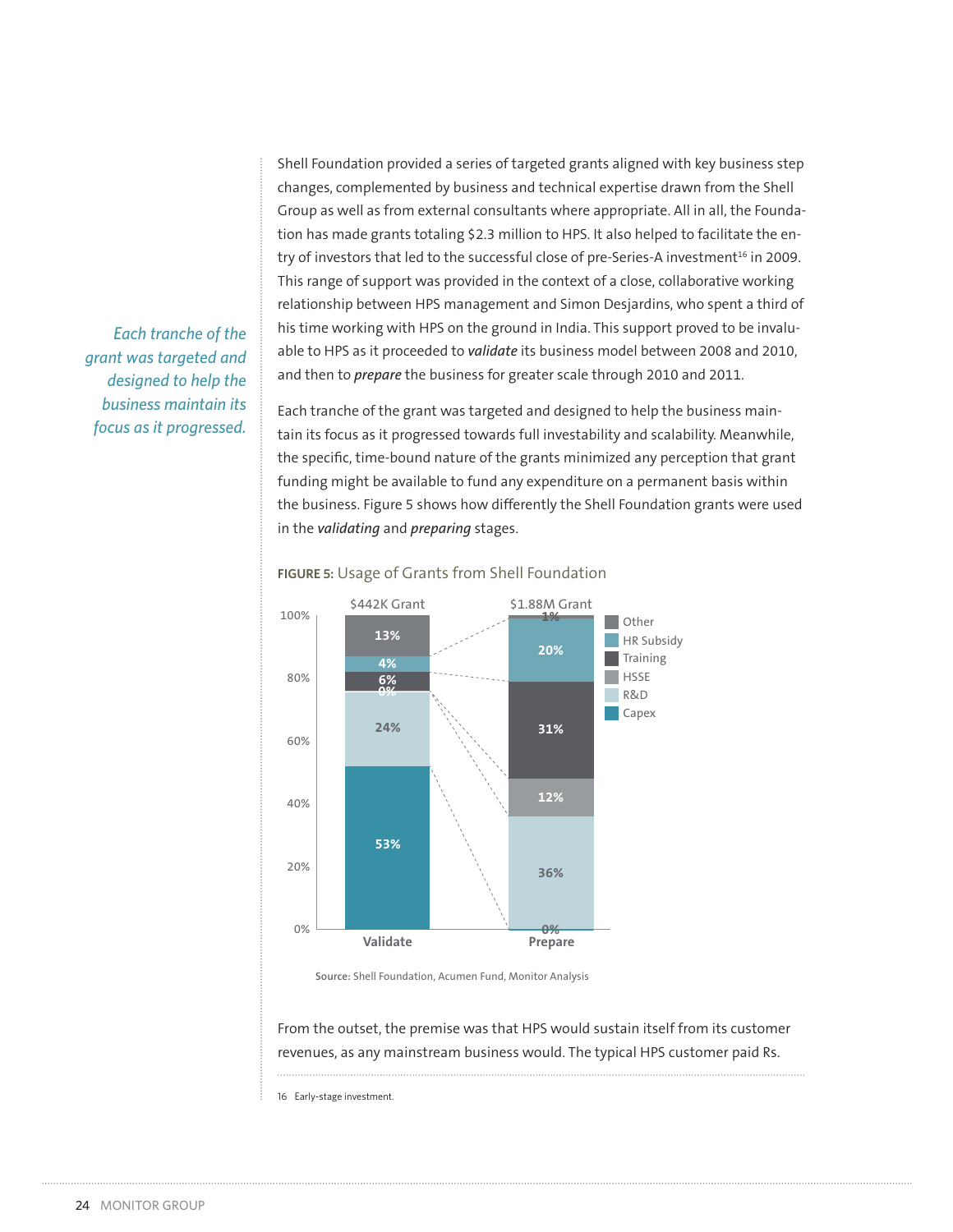Shell Foundation provided a series of targeted grants aligned with key business step changes, complemented by business and technical expertise drawn from the Shell Group as well as from external consultants where appropriate. All in all, the Foundation has made grants totaling $2.3 million to HPS. It also helped to facilitate the entry of investors that led to the successful close of pre-Series-A investment[16] in 2009. This range of support was provided in the context of a close, collaborative working relationship between HPS management and Simon Desjardins, who spent a third of his time working with HPS on the ground in India. This support proved to be invaluable to HPS as it proceeded to ***validate*** its business model between 2008 and 2010, and then to ***prepare*** the business for greater scale through 2010 and 2011.

*Each tranche of the grant was targeted and designed to help the business maintain its focus as it progressed.*

Each tranche of the grant was targeted and designed to help the business maintain its focus as it progressed towards full investability and scalability. Meanwhile, the specific, time-bound nature of the grants minimized any perception that grant funding might be available to fund any expenditure on a permanent basis within the business. Figure 5 shows how differently the Shell Foundation grants were used in the ***validating*** and ***preparing*** stages.

**FIGURE 5:** Usage of Grants from Shell Foundation

| | Validate ($442K Grant) | Prepare ($1.88M Grant) |
|---|---|---|
| Other | 13% | 1% |
| HR Subsidy | 4% | 20% |
| Training | 6% | 31% |
| HSSE | 0% | 12% |
| R&D | 24% | 36% |
| Capex | 53% | 0% |

**Source:** Shell Foundation, Acumen Fund, Monitor Analysis

From the outset, the premise was that HPS would sustain itself from its customer revenues, as any mainstream business would. The typical HPS customer paid Rs.

16 Early-stage investment.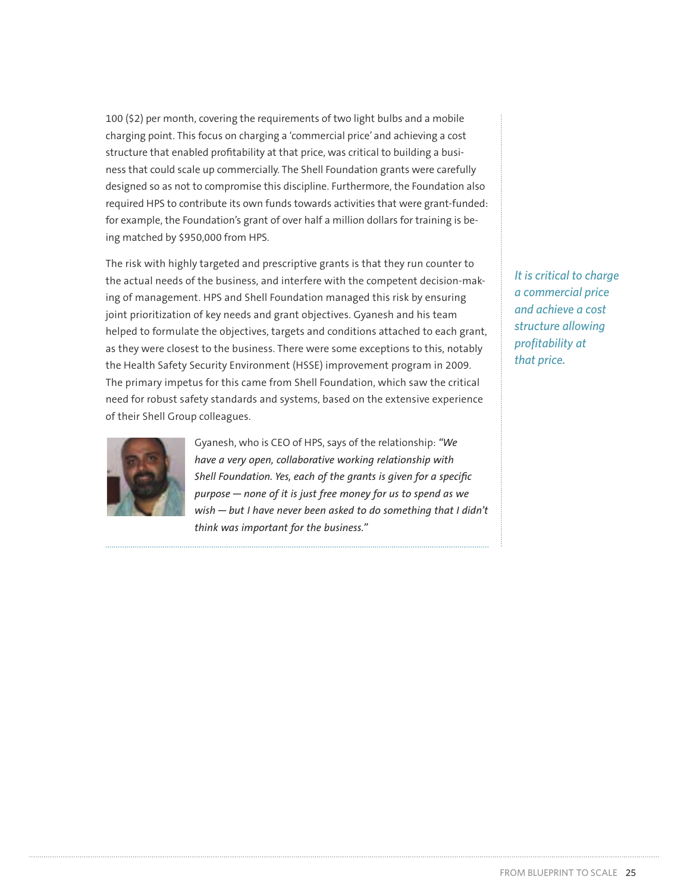100 ($2) per month, covering the requirements of two light bulbs and a mobile charging point. This focus on charging a 'commercial price' and achieving a cost structure that enabled profitability at that price, was critical to building a business that could scale up commercially. The Shell Foundation grants were carefully designed so as not to compromise this discipline. Furthermore, the Foundation also required HPS to contribute its own funds towards activities that were grant-funded: for example, the Foundation's grant of over half a million dollars for training is being matched by $950,000 from HPS.

The risk with highly targeted and prescriptive grants is that they run counter to the actual needs of the business, and interfere with the competent decision-making of management. HPS and Shell Foundation managed this risk by ensuring joint prioritization of key needs and grant objectives. Gyanesh and his team helped to formulate the objectives, targets and conditions attached to each grant, as they were closest to the business. There were some exceptions to this, notably the Health Safety Security Environment (HSSE) improvement program in 2009. The primary impetus for this came from Shell Foundation, which saw the critical need for robust safety standards and systems, based on the extensive experience of their Shell Group colleagues.

*It is critical to charge a commercial price and achieve a cost structure allowing profitability at that price.*

Gyanesh, who is CEO of HPS, says of the relationship: *"We have a very open, collaborative working relationship with Shell Foundation. Yes, each of the grants is given for a specific purpose — none of it is just free money for us to spend as we wish — but I have never been asked to do something that I didn't think was important for the business."*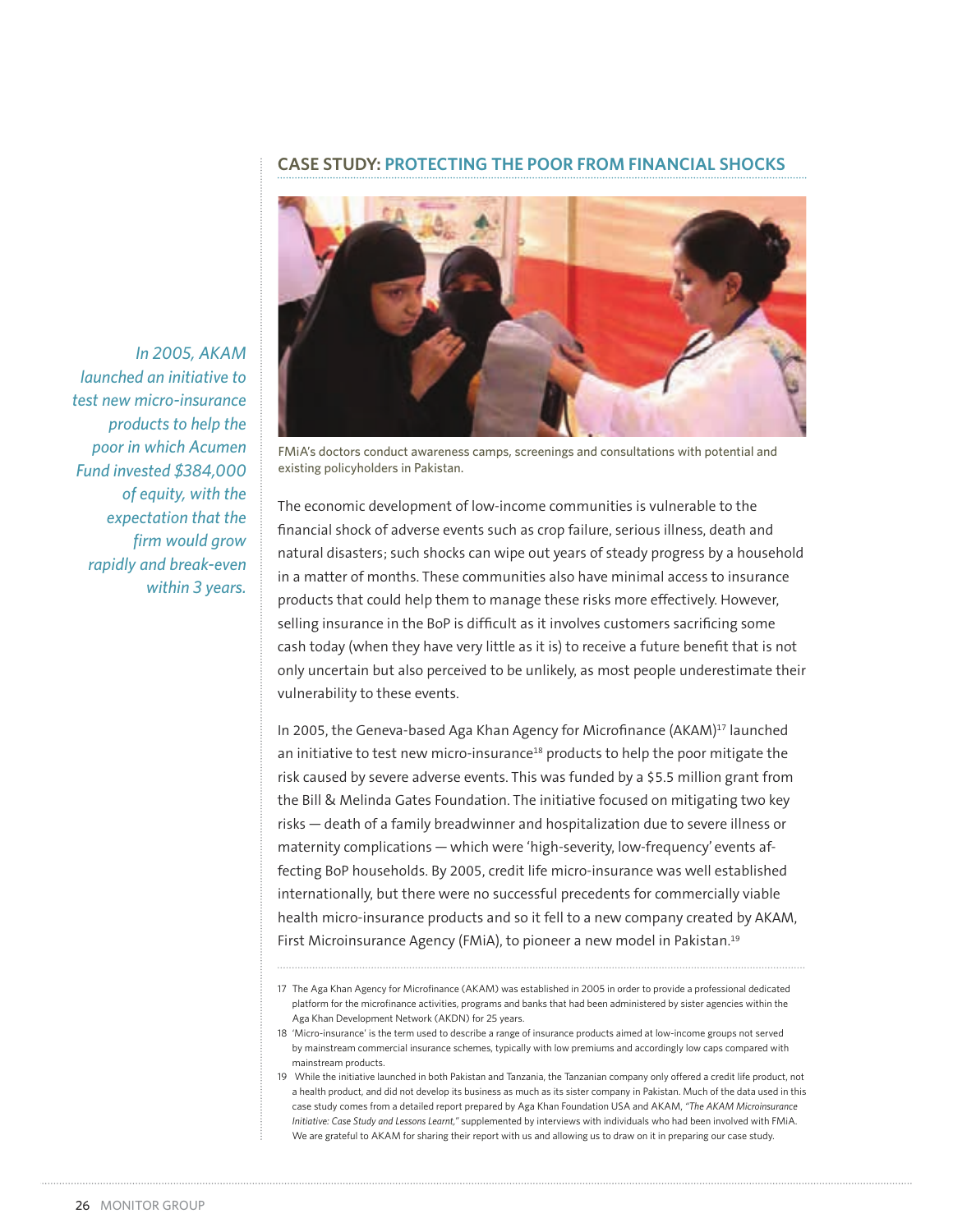## CASE STUDY: PROTECTING THE POOR FROM FINANCIAL SHOCKS

FMiA's doctors conduct awareness camps, screenings and consultations with potential and existing policyholders in Pakistan.

*In 2005, AKAM launched an initiative to test new micro-insurance products to help the poor in which Acumen Fund invested $384,000 of equity, with the expectation that the firm would grow rapidly and break-even within 3 years.*

The economic development of low-income communities is vulnerable to the financial shock of adverse events such as crop failure, serious illness, death and natural disasters; such shocks can wipe out years of steady progress by a household in a matter of months. These communities also have minimal access to insurance products that could help them to manage these risks more effectively. However, selling insurance in the BoP is difficult as it involves customers sacrificing some cash today (when they have very little as it is) to receive a future benefit that is not only uncertain but also perceived to be unlikely, as most people underestimate their vulnerability to these events.

In 2005, the Geneva-based Aga Khan Agency for Microfinance (AKAM)[17] launched an initiative to test new micro-insurance[18] products to help the poor mitigate the risk caused by severe adverse events. This was funded by a $5.5 million grant from the Bill & Melinda Gates Foundation. The initiative focused on mitigating two key risks — death of a family breadwinner and hospitalization due to severe illness or maternity complications — which were 'high-severity, low-frequency' events affecting BoP households. By 2005, credit life micro-insurance was well established internationally, but there were no successful precedents for commercially viable health micro-insurance products and so it fell to a new company created by AKAM, First Microinsurance Agency (FMiA), to pioneer a new model in Pakistan.[19]

---

17 The Aga Khan Agency for Microfinance (AKAM) was established in 2005 in order to provide a professional dedicated platform for the microfinance activities, programs and banks that had been administered by sister agencies within the Aga Khan Development Network (AKDN) for 25 years.

18 'Micro-insurance' is the term used to describe a range of insurance products aimed at low-income groups not served by mainstream commercial insurance schemes, typically with low premiums and accordingly low caps compared with mainstream products.

19 While the initiative launched in both Pakistan and Tanzania, the Tanzanian company only offered a credit life product, not a health product, and did not develop its business as much as its sister company in Pakistan. Much of the data used in this case study comes from a detailed report prepared by Aga Khan Foundation USA and AKAM, *"The AKAM Microinsurance Initiative: Case Study and Lessons Learnt,"* supplemented by interviews with individuals who had been involved with FMiA. We are grateful to AKAM for sharing their report with us and allowing us to draw on it in preparing our case study.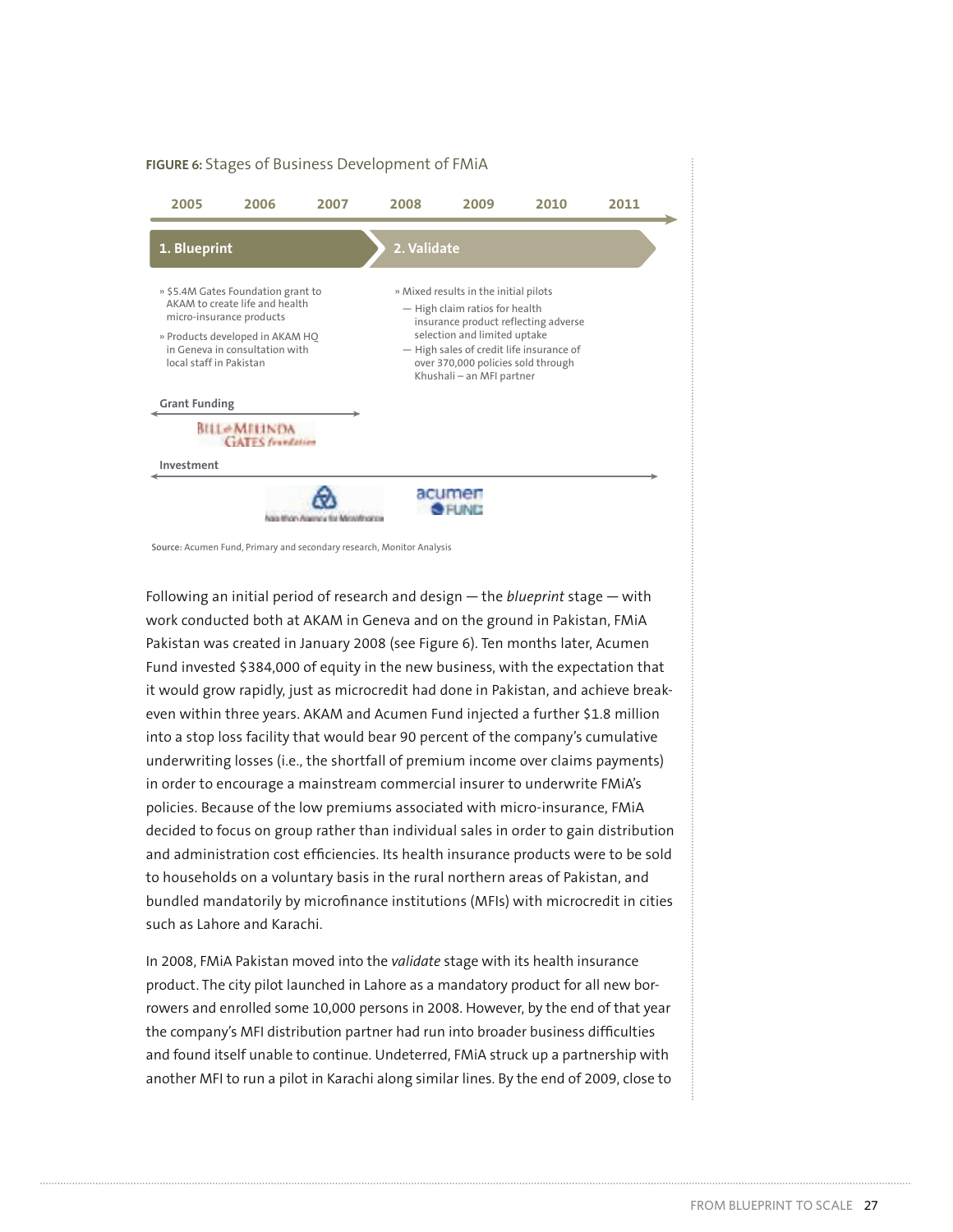**FIGURE 6:** Stages of Business Development of FMiA

2005 2006 2007 2008 2009 2010 2011

**1. Blueprint**

- $5.4M Gates Foundation grant to AKAM to create life and health micro-insurance products
- Products developed in AKAM HQ in Geneva in consultation with local staff in Pakistan

**2. Validate**

- Mixed results in the initial pilots
  - High claim ratios for health insurance product reflecting adverse selection and limited uptake
  - High sales of credit life insurance of over 370,000 policies sold through Khushali – an MFI partner

**Grant Funding**

Bill & Melinda Gates Foundation

**Investment**

Aga Khan Agency for Microfinance; Acumen Fund

**Source:** Acumen Fund, Primary and secondary research, Monitor Analysis

Following an initial period of research and design — the *blueprint* stage — with work conducted both at AKAM in Geneva and on the ground in Pakistan, FMiA Pakistan was created in January 2008 (see Figure 6). Ten months later, Acumen Fund invested $384,000 of equity in the new business, with the expectation that it would grow rapidly, just as microcredit had done in Pakistan, and achieve break-even within three years. AKAM and Acumen Fund injected a further $1.8 million into a stop loss facility that would bear 90 percent of the company's cumulative underwriting losses (i.e., the shortfall of premium income over claims payments) in order to encourage a mainstream commercial insurer to underwrite FMiA's policies. Because of the low premiums associated with micro-insurance, FMiA decided to focus on group rather than individual sales in order to gain distribution and administration cost efficiencies. Its health insurance products were to be sold to households on a voluntary basis in the rural northern areas of Pakistan, and bundled mandatorily by microfinance institutions (MFIs) with microcredit in cities such as Lahore and Karachi.

In 2008, FMiA Pakistan moved into the *validate* stage with its health insurance product. The city pilot launched in Lahore as a mandatory product for all new borrowers and enrolled some 10,000 persons in 2008. However, by the end of that year the company's MFI distribution partner had run into broader business difficulties and found itself unable to continue. Undeterred, FMiA struck up a partnership with another MFI to run a pilot in Karachi along similar lines. By the end of 2009, close to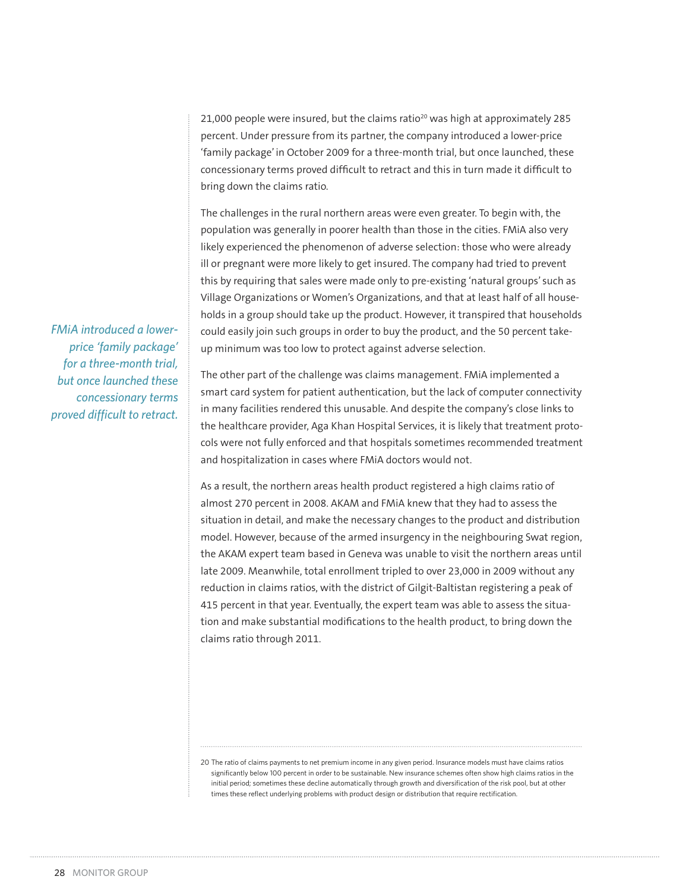21,000 people were insured, but the claims ratio[20] was high at approximately 285 percent. Under pressure from its partner, the company introduced a lower-price 'family package' in October 2009 for a three-month trial, but once launched, these concessionary terms proved difficult to retract and this in turn made it difficult to bring down the claims ratio.

*FMiA introduced a lower-price 'family package' for a three-month trial, but once launched these concessionary terms proved difficult to retract.*

The challenges in the rural northern areas were even greater. To begin with, the population was generally in poorer health than those in the cities. FMiA also very likely experienced the phenomenon of adverse selection: those who were already ill or pregnant were more likely to get insured. The company had tried to prevent this by requiring that sales were made only to pre-existing 'natural groups' such as Village Organizations or Women's Organizations, and that at least half of all households in a group should take up the product. However, it transpired that households could easily join such groups in order to buy the product, and the 50 percent take-up minimum was too low to protect against adverse selection.

The other part of the challenge was claims management. FMiA implemented a smart card system for patient authentication, but the lack of computer connectivity in many facilities rendered this unusable. And despite the company's close links to the healthcare provider, Aga Khan Hospital Services, it is likely that treatment protocols were not fully enforced and that hospitals sometimes recommended treatment and hospitalization in cases where FMiA doctors would not.

As a result, the northern areas health product registered a high claims ratio of almost 270 percent in 2008. AKAM and FMiA knew that they had to assess the situation in detail, and make the necessary changes to the product and distribution model. However, because of the armed insurgency in the neighbouring Swat region, the AKAM expert team based in Geneva was unable to visit the northern areas until late 2009. Meanwhile, total enrollment tripled to over 23,000 in 2009 without any reduction in claims ratios, with the district of Gilgit-Baltistan registering a peak of 415 percent in that year. Eventually, the expert team was able to assess the situation and make substantial modifications to the health product, to bring down the claims ratio through 2011.

---

20 The ratio of claims payments to net premium income in any given period. Insurance models must have claims ratios significantly below 100 percent in order to be sustainable. New insurance schemes often show high claims ratios in the initial period; sometimes these decline automatically through growth and diversification of the risk pool, but at other times these reflect underlying problems with product design or distribution that require rectification.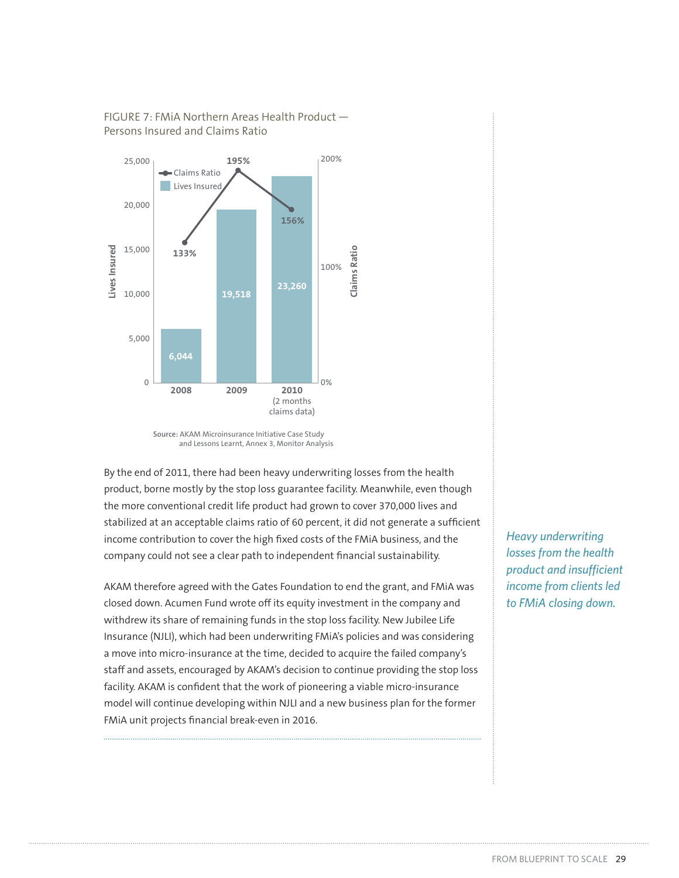FIGURE 7: FMiA Northern Areas Health Product — Persons Insured and Claims Ratio

| Year | Lives Insured | Claims Ratio |
|---|---|---|
| 2008 | 6,044 | 133% |
| 2009 | 19,518 | 195% |
| 2010 (2 months claims data) | 23,260 | 156% |

**Source:** AKAM Microinsurance Initiative Case Study and Lessons Learnt, Annex 3, Monitor Analysis

By the end of 2011, there had been heavy underwriting losses from the health product, borne mostly by the stop loss guarantee facility. Meanwhile, even though the more conventional credit life product had grown to cover 370,000 lives and stabilized at an acceptable claims ratio of 60 percent, it did not generate a sufficient income contribution to cover the high fixed costs of the FMiA business, and the company could not see a clear path to independent financial sustainability.

AKAM therefore agreed with the Gates Foundation to end the grant, and FMiA was closed down. Acumen Fund wrote off its equity investment in the company and withdrew its share of remaining funds in the stop loss facility. New Jubilee Life Insurance (NJLI), which had been underwriting FMiA's policies and was considering a move into micro-insurance at the time, decided to acquire the failed company's staff and assets, encouraged by AKAM's decision to continue providing the stop loss facility. AKAM is confident that the work of pioneering a viable micro-insurance model will continue developing within NJLI and a new business plan for the former FMiA unit projects financial break-even in 2016.

*Heavy underwriting losses from the health product and insufficient income from clients led to FMiA closing down.*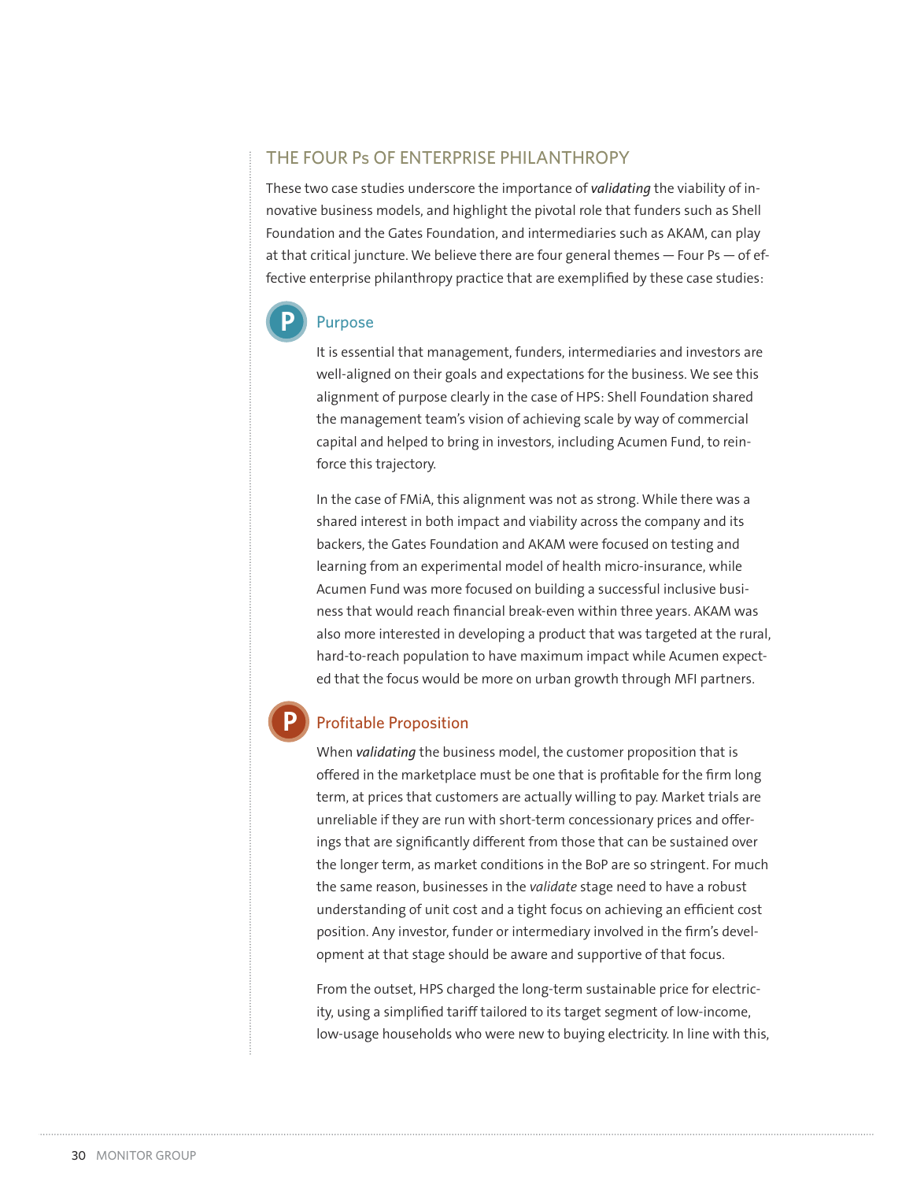## THE FOUR Ps OF ENTERPRISE PHILANTHROPY

These two case studies underscore the importance of ***validating*** the viability of innovative business models, and highlight the pivotal role that funders such as Shell Foundation and the Gates Foundation, and intermediaries such as AKAM, can play at that critical juncture. We believe there are four general themes — Four Ps — of effective enterprise philanthropy practice that are exemplified by these case studies:

### Purpose

It is essential that management, funders, intermediaries and investors are well-aligned on their goals and expectations for the business. We see this alignment of purpose clearly in the case of HPS: Shell Foundation shared the management team's vision of achieving scale by way of commercial capital and helped to bring in investors, including Acumen Fund, to reinforce this trajectory.

In the case of FMiA, this alignment was not as strong. While there was a shared interest in both impact and viability across the company and its backers, the Gates Foundation and AKAM were focused on testing and learning from an experimental model of health micro-insurance, while Acumen Fund was more focused on building a successful inclusive business that would reach financial break-even within three years. AKAM was also more interested in developing a product that was targeted at the rural, hard-to-reach population to have maximum impact while Acumen expected that the focus would be more on urban growth through MFI partners.

### Profitable Proposition

When ***validating*** the business model, the customer proposition that is offered in the marketplace must be one that is profitable for the firm long term, at prices that customers are actually willing to pay. Market trials are unreliable if they are run with short-term concessionary prices and offerings that are significantly different from those that can be sustained over the longer term, as market conditions in the BoP are so stringent. For much the same reason, businesses in the *validate* stage need to have a robust understanding of unit cost and a tight focus on achieving an efficient cost position. Any investor, funder or intermediary involved in the firm's development at that stage should be aware and supportive of that focus.

From the outset, HPS charged the long-term sustainable price for electricity, using a simplified tariff tailored to its target segment of low-income, low-usage households who were new to buying electricity. In line with this,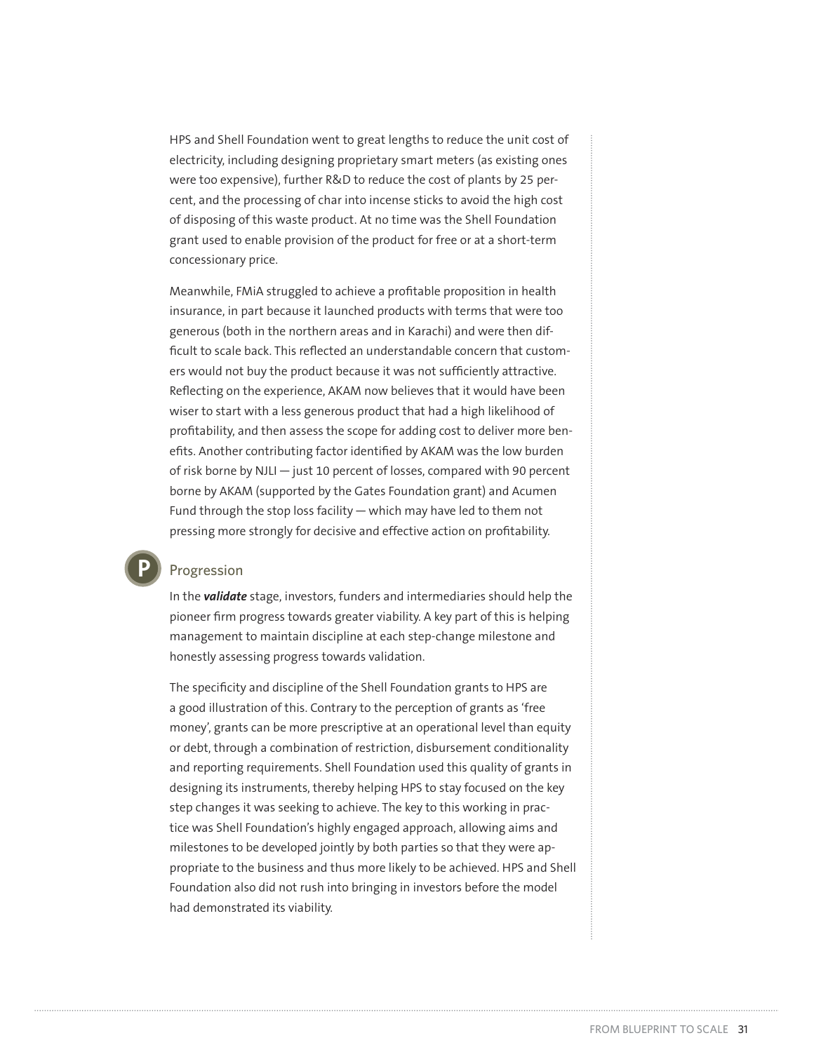HPS and Shell Foundation went to great lengths to reduce the unit cost of electricity, including designing proprietary smart meters (as existing ones were too expensive), further R&D to reduce the cost of plants by 25 percent, and the processing of char into incense sticks to avoid the high cost of disposing of this waste product. At no time was the Shell Foundation grant used to enable provision of the product for free or at a short-term concessionary price.

Meanwhile, FMiA struggled to achieve a profitable proposition in health insurance, in part because it launched products with terms that were too generous (both in the northern areas and in Karachi) and were then difficult to scale back. This reflected an understandable concern that customers would not buy the product because it was not sufficiently attractive. Reflecting on the experience, AKAM now believes that it would have been wiser to start with a less generous product that had a high likelihood of profitability, and then assess the scope for adding cost to deliver more benefits. Another contributing factor identified by AKAM was the low burden of risk borne by NJLI — just 10 percent of losses, compared with 90 percent borne by AKAM (supported by the Gates Foundation grant) and Acumen Fund through the stop loss facility — which may have led to them not pressing more strongly for decisive and effective action on profitability.

## P Progression

In the ***validate*** stage, investors, funders and intermediaries should help the pioneer firm progress towards greater viability. A key part of this is helping management to maintain discipline at each step-change milestone and honestly assessing progress towards validation.

The specificity and discipline of the Shell Foundation grants to HPS are a good illustration of this. Contrary to the perception of grants as 'free money', grants can be more prescriptive at an operational level than equity or debt, through a combination of restriction, disbursement conditionality and reporting requirements. Shell Foundation used this quality of grants in designing its instruments, thereby helping HPS to stay focused on the key step changes it was seeking to achieve. The key to this working in practice was Shell Foundation's highly engaged approach, allowing aims and milestones to be developed jointly by both parties so that they were appropriate to the business and thus more likely to be achieved. HPS and Shell Foundation also did not rush into bringing in investors before the model had demonstrated its viability.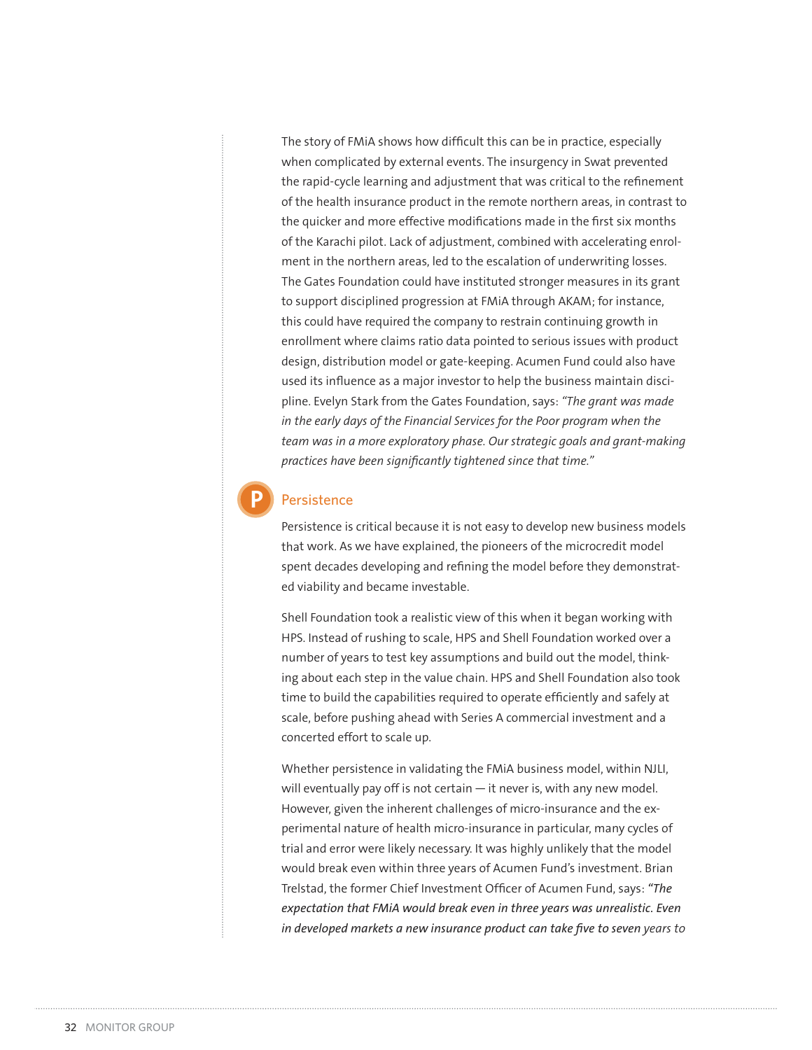The story of FMiA shows how difficult this can be in practice, especially when complicated by external events. The insurgency in Swat prevented the rapid-cycle learning and adjustment that was critical to the refinement of the health insurance product in the remote northern areas, in contrast to the quicker and more effective modifications made in the first six months of the Karachi pilot. Lack of adjustment, combined with accelerating enrolment in the northern areas, led to the escalation of underwriting losses. The Gates Foundation could have instituted stronger measures in its grant to support disciplined progression at FMiA through AKAM; for instance, this could have required the company to restrain continuing growth in enrollment where claims ratio data pointed to serious issues with product design, distribution model or gate-keeping. Acumen Fund could also have used its influence as a major investor to help the business maintain discipline. Evelyn Stark from the Gates Foundation, says: *"The grant was made in the early days of the Financial Services for the Poor program when the team was in a more exploratory phase. Our strategic goals and grant-making practices have been significantly tightened since that time."*

## Persistence

Persistence is critical because it is not easy to develop new business models that work. As we have explained, the pioneers of the microcredit model spent decades developing and refining the model before they demonstrated viability and became investable.

Shell Foundation took a realistic view of this when it began working with HPS. Instead of rushing to scale, HPS and Shell Foundation worked over a number of years to test key assumptions and build out the model, thinking about each step in the value chain. HPS and Shell Foundation also took time to build the capabilities required to operate efficiently and safely at scale, before pushing ahead with Series A commercial investment and a concerted effort to scale up.

Whether persistence in validating the FMiA business model, within NJLI, will eventually pay off is not certain — it never is, with any new model. However, given the inherent challenges of micro-insurance and the experimental nature of health micro-insurance in particular, many cycles of trial and error were likely necessary. It was highly unlikely that the model would break even within three years of Acumen Fund's investment. Brian Trelstad, the former Chief Investment Officer of Acumen Fund, says: *"The expectation that FMiA would break even in three years was unrealistic. Even in developed markets a new insurance product can take five to seven years to*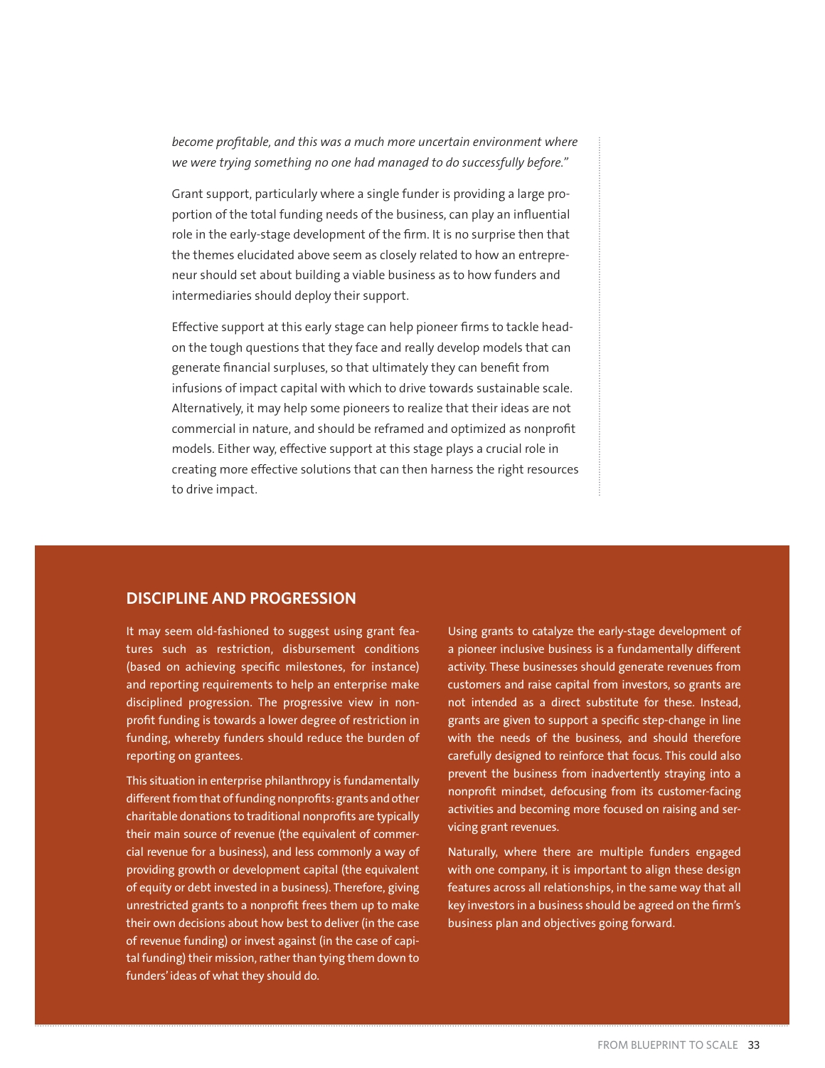*become profitable, and this was a much more uncertain environment where we were trying something no one had managed to do successfully before."*

Grant support, particularly where a single funder is providing a large proportion of the total funding needs of the business, can play an influential role in the early-stage development of the firm. It is no surprise then that the themes elucidated above seem as closely related to how an entrepreneur should set about building a viable business as to how funders and intermediaries should deploy their support.

Effective support at this early stage can help pioneer firms to tackle head-on the tough questions that they face and really develop models that can generate financial surpluses, so that ultimately they can benefit from infusions of impact capital with which to drive towards sustainable scale. Alternatively, it may help some pioneers to realize that their ideas are not commercial in nature, and should be reframed and optimized as nonprofit models. Either way, effective support at this stage plays a crucial role in creating more effective solutions that can then harness the right resources to drive impact.

## DISCIPLINE AND PROGRESSION

It may seem old-fashioned to suggest using grant features such as restriction, disbursement conditions (based on achieving specific milestones, for instance) and reporting requirements to help an enterprise make disciplined progression. The progressive view in nonprofit funding is towards a lower degree of restriction in funding, whereby funders should reduce the burden of reporting on grantees.

This situation in enterprise philanthropy is fundamentally different from that of funding nonprofits: grants and other charitable donations to traditional nonprofits are typically their main source of revenue (the equivalent of commercial revenue for a business), and less commonly a way of providing growth or development capital (the equivalent of equity or debt invested in a business). Therefore, giving unrestricted grants to a nonprofit frees them up to make their own decisions about how best to deliver (in the case of revenue funding) or invest against (in the case of capital funding) their mission, rather than tying them down to funders' ideas of what they should do.

Using grants to catalyze the early-stage development of a pioneer inclusive business is a fundamentally different activity. These businesses should generate revenues from customers and raise capital from investors, so grants are not intended as a direct substitute for these. Instead, grants are given to support a specific step-change in line with the needs of the business, and should therefore carefully designed to reinforce that focus. This could also prevent the business from inadvertently straying into a nonprofit mindset, defocusing from its customer-facing activities and becoming more focused on raising and servicing grant revenues.

Naturally, where there are multiple funders engaged with one company, it is important to align these design features across all relationships, in the same way that all key investors in a business should be agreed on the firm's business plan and objectives going forward.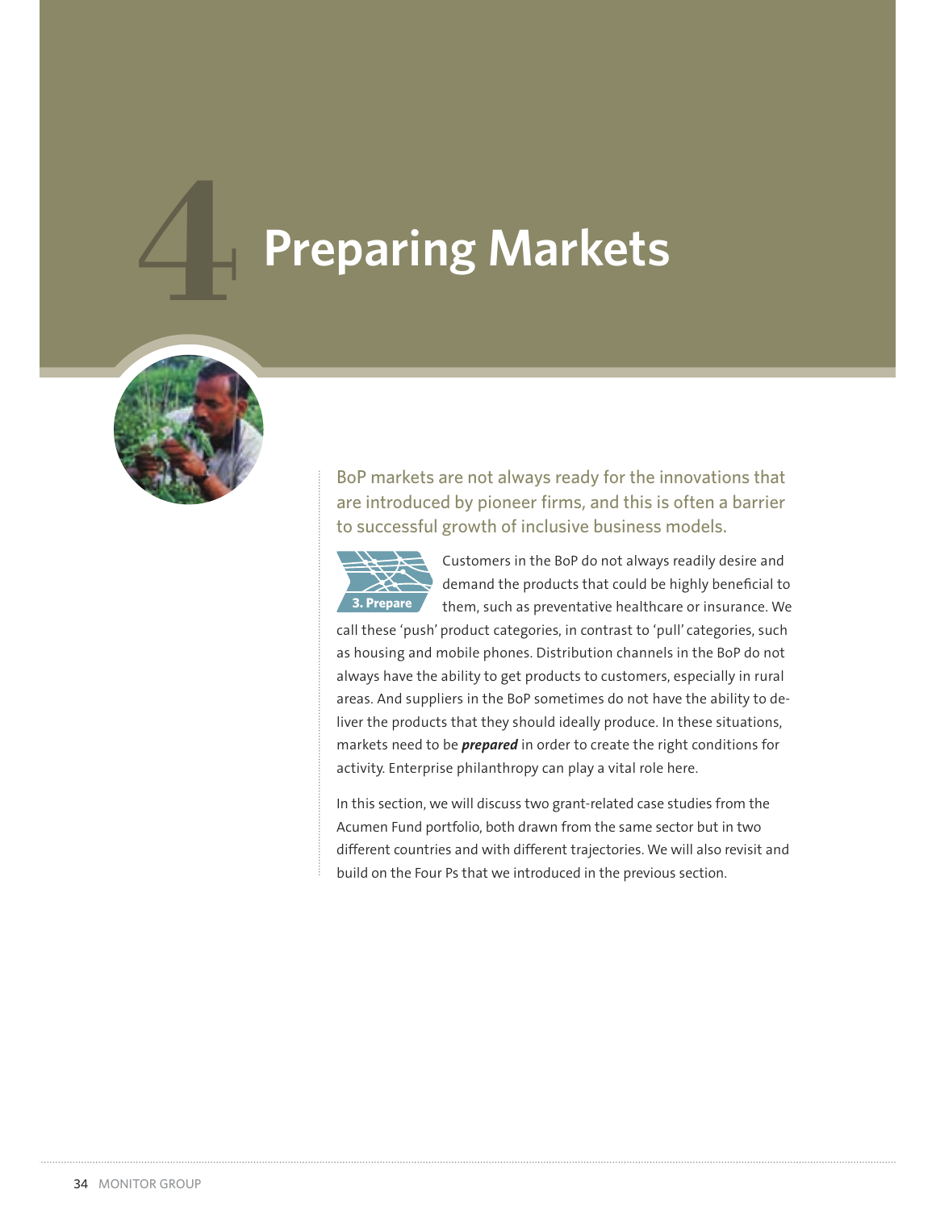# 4 Preparing Markets

BoP markets are not always ready for the innovations that are introduced by pioneer firms, and this is often a barrier to successful growth of inclusive business models.

3. Prepare

Customers in the BoP do not always readily desire and demand the products that could be highly beneficial to them, such as preventative healthcare or insurance. We call these 'push' product categories, in contrast to 'pull' categories, such as housing and mobile phones. Distribution channels in the BoP do not always have the ability to get products to customers, especially in rural areas. And suppliers in the BoP sometimes do not have the ability to deliver the products that they should ideally produce. In these situations, markets need to be ***prepared*** in order to create the right conditions for activity. Enterprise philanthropy can play a vital role here.

In this section, we will discuss two grant-related case studies from the Acumen Fund portfolio, both drawn from the same sector but in two different countries and with different trajectories. We will also revisit and build on the Four Ps that we introduced in the previous section.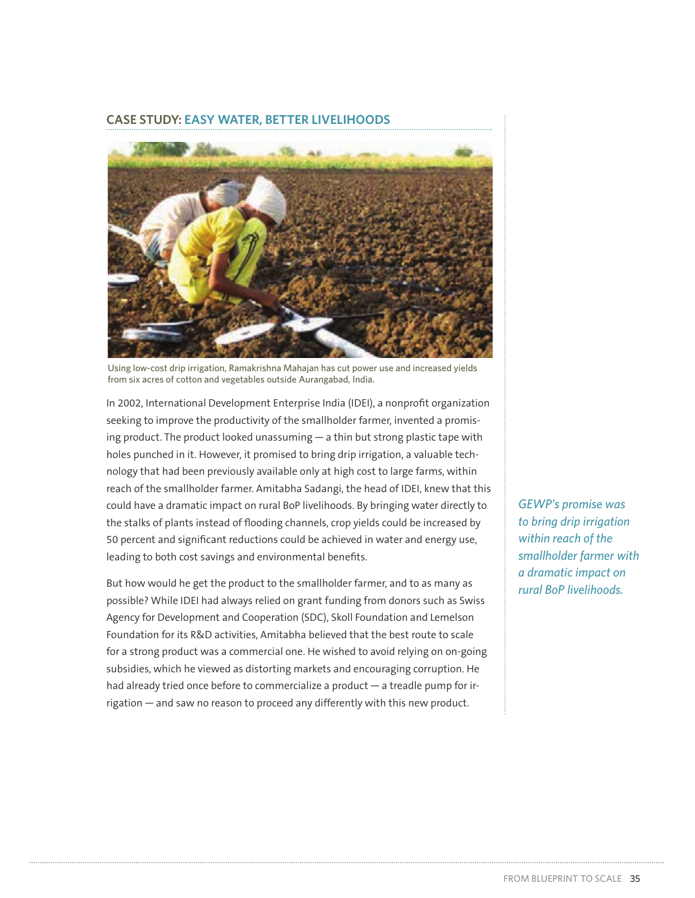## CASE STUDY: EASY WATER, BETTER LIVELIHOODS

Using low-cost drip irrigation, Ramakrishna Mahajan has cut power use and increased yields from six acres of cotton and vegetables outside Aurangabad, India.

In 2002, International Development Enterprise India (IDEI), a nonprofit organization seeking to improve the productivity of the smallholder farmer, invented a promising product. The product looked unassuming — a thin but strong plastic tape with holes punched in it. However, it promised to bring drip irrigation, a valuable technology that had been previously available only at high cost to large farms, within reach of the smallholder farmer. Amitabha Sadangi, the head of IDEI, knew that this could have a dramatic impact on rural BoP livelihoods. By bringing water directly to the stalks of plants instead of flooding channels, crop yields could be increased by 50 percent and significant reductions could be achieved in water and energy use, leading to both cost savings and environmental benefits.

*GEWP's promise was to bring drip irrigation within reach of the smallholder farmer with a dramatic impact on rural BoP livelihoods.*

But how would he get the product to the smallholder farmer, and to as many as possible? While IDEI had always relied on grant funding from donors such as Swiss Agency for Development and Cooperation (SDC), Skoll Foundation and Lemelson Foundation for its R&D activities, Amitabha believed that the best route to scale for a strong product was a commercial one. He wished to avoid relying on on-going subsidies, which he viewed as distorting markets and encouraging corruption. He had already tried once before to commercialize a product — a treadle pump for irrigation — and saw no reason to proceed any differently with this new product.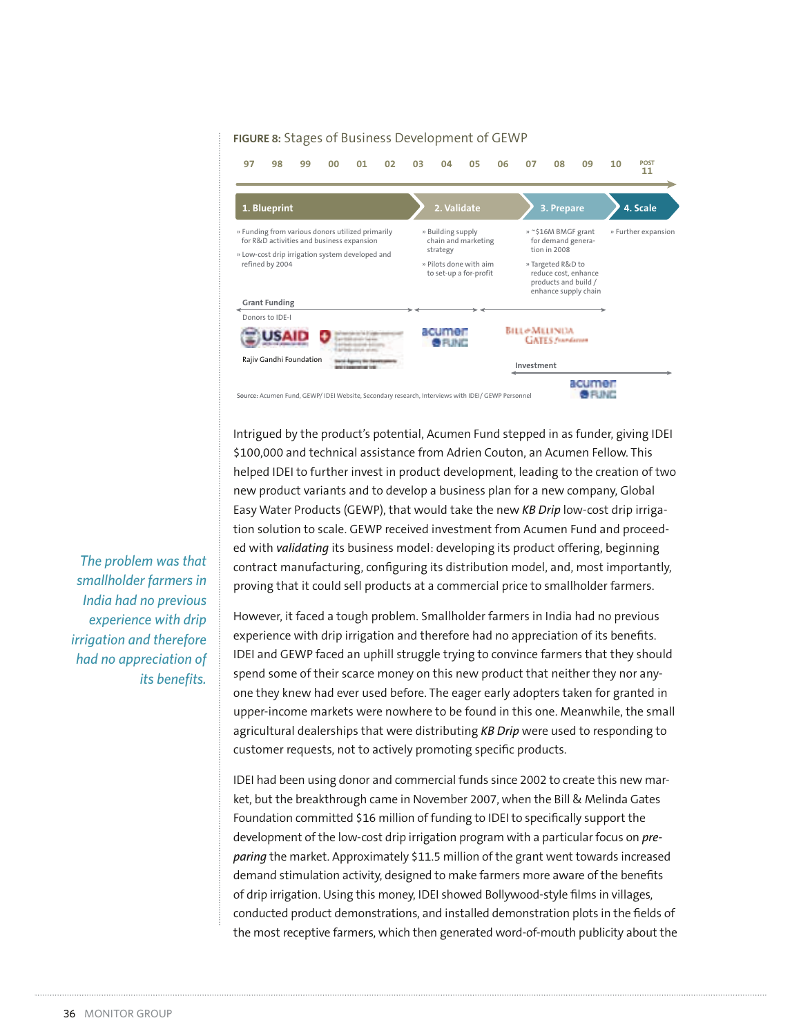**FIGURE 8:** Stages of Business Development of GEWP

| 97 | 98 | 99 | 00 | 01 | 02 | 03 | 04 | 05 | 06 | 07 | 08 | 09 | 10 | POST 11 |
|---|---|---|---|---|---|---|---|---|---|---|---|---|---|---|

| 1. Blueprint | 2. Validate | 3. Prepare | 4. Scale |
|---|---|---|---|
| » Funding from various donors utilized primarily for R&D activities and business expansion<br>» Low-cost drip irrigation system developed and refined by 2004 | » Building supply chain and marketing strategy<br>» Pilots done with aim to set-up a for-profit | » ~$16M BMGF grant for demand generation in 2008<br>» Targeted R&D to reduce cost, enhance products and build / enhance supply chain | » Further expansion |

Grant Funding

Donors to IDE-I: USAID, Rajiv Gandhi Foundation, Swiss Agency for Development and Cooperation SDC; Acumen Fund; Bill & Melinda Gates Foundation

Investment: Acumen Fund

Source: Acumen Fund, GEWP/ IDEI Website, Secondary research, Interviews with IDEI/ GEWP Personnel

Intrigued by the product's potential, Acumen Fund stepped in as funder, giving IDEI $100,000 and technical assistance from Adrien Couton, an Acumen Fellow. This helped IDEI to further invest in product development, leading to the creation of two new product variants and to develop a business plan for a new company, Global Easy Water Products (GEWP), that would take the new *KB Drip* low-cost drip irrigation solution to scale. GEWP received investment from Acumen Fund and proceeded with ***validating*** its business model: developing its product offering, beginning contract manufacturing, configuring its distribution model, and, most importantly, proving that it could sell products at a commercial price to smallholder farmers.

*The problem was that smallholder farmers in India had no previous experience with drip irrigation and therefore had no appreciation of its benefits.*

However, it faced a tough problem. Smallholder farmers in India had no previous experience with drip irrigation and therefore had no appreciation of its benefits. IDEI and GEWP faced an uphill struggle trying to convince farmers that they should spend some of their scarce money on this new product that neither they nor anyone they knew had ever used before. The eager early adopters taken for granted in upper-income markets were nowhere to be found in this one. Meanwhile, the small agricultural dealerships that were distributing *KB Drip* were used to responding to customer requests, not to actively promoting specific products.

IDEI had been using donor and commercial funds since 2002 to create this new market, but the breakthrough came in November 2007, when the Bill & Melinda Gates Foundation committed $16 million of funding to IDEI to specifically support the development of the low-cost drip irrigation program with a particular focus on ***preparing*** the market. Approximately $11.5 million of the grant went towards increased demand stimulation activity, designed to make farmers more aware of the benefits of drip irrigation. Using this money, IDEI showed Bollywood-style films in villages, conducted product demonstrations, and installed demonstration plots in the fields of the most receptive farmers, which then generated word-of-mouth publicity about the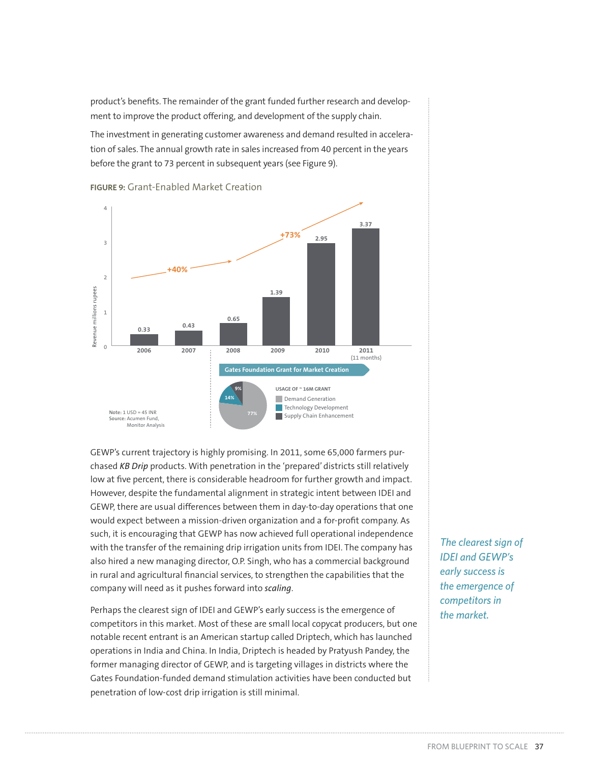product's benefits. The remainder of the grant funded further research and development to improve the product offering, and development of the supply chain.

The investment in generating customer awareness and demand resulted in acceleration of sales. The annual growth rate in sales increased from 40 percent in the years before the grant to 73 percent in subsequent years (see Figure 9).

**FIGURE 9:** Grant-Enabled Market Creation

| Year | Revenue millions rupees |
|---|---|
| 2006 | 0.33 |
| 2007 | 0.43 |
| 2008 | 0.65 |
| 2009 | 1.39 |
| 2010 | 2.95 |
| 2011 (11 months) | 3.37 |

+40% (2006–2008); +73% (2008–2011)

Gates Foundation Grant for Market Creation

USAGE OF ~ 16M GRANT

| Usage | Share |
|---|---|
| Demand Generation | 77% |
| Technology Development | 14% |
| Supply Chain Enhancement | 9% |

**Note:** 1 USD = 45 INR
**Source:** Acumen Fund, Monitor Analysis

GEWP's current trajectory is highly promising. In 2011, some 65,000 farmers purchased *KB Drip* products. With penetration in the 'prepared' districts still relatively low at five percent, there is considerable headroom for further growth and impact. However, despite the fundamental alignment in strategic intent between IDEI and GEWP, there are usual differences between them in day-to-day operations that one would expect between a mission-driven organization and a for-profit company. As such, it is encouraging that GEWP has now achieved full operational independence with the transfer of the remaining drip irrigation units from IDEI. The company has also hired a new managing director, O.P. Singh, who has a commercial background in rural and agricultural financial services, to strengthen the capabilities that the company will need as it pushes forward into ***scaling***.

*The clearest sign of IDEI and GEWP's early success is the emergence of competitors in the market.*

Perhaps the clearest sign of IDEI and GEWP's early success is the emergence of competitors in this market. Most of these are small local copycat producers, but one notable recent entrant is an American startup called Driptech, which has launched operations in India and China. In India, Driptech is headed by Pratyush Pandey, the former managing director of GEWP, and is targeting villages in districts where the Gates Foundation-funded demand stimulation activities have been conducted but penetration of low-cost drip irrigation is still minimal.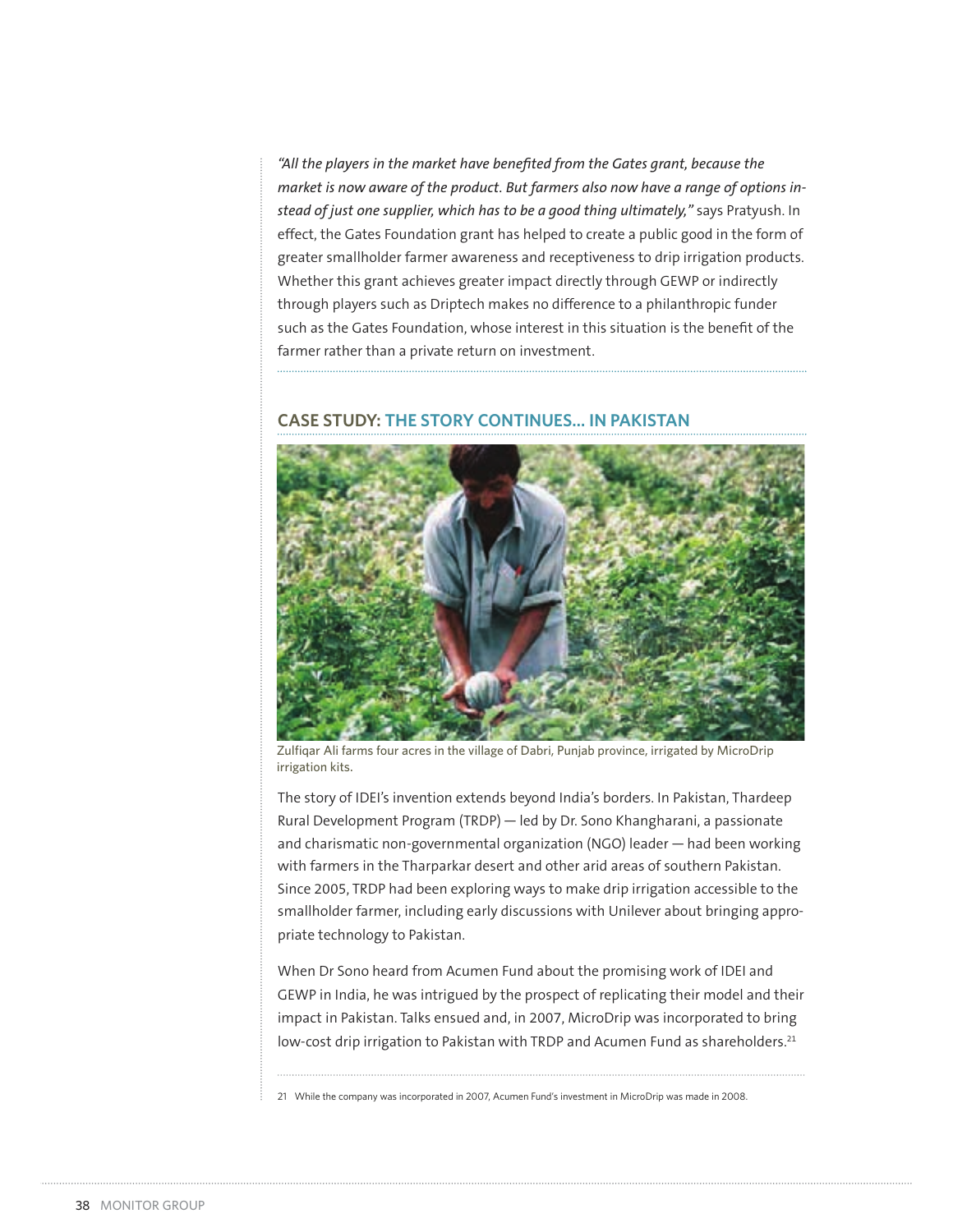*"All the players in the market have benefited from the Gates grant, because the market is now aware of the product. But farmers also now have a range of options instead of just one supplier, which has to be a good thing ultimately,"* says Pratyush. In effect, the Gates Foundation grant has helped to create a public good in the form of greater smallholder farmer awareness and receptiveness to drip irrigation products. Whether this grant achieves greater impact directly through GEWP or indirectly through players such as Driptech makes no difference to a philanthropic funder such as the Gates Foundation, whose interest in this situation is the benefit of the farmer rather than a private return on investment.

## CASE STUDY: THE STORY CONTINUES... IN PAKISTAN

Zulfiqar Ali farms four acres in the village of Dabri, Punjab province, irrigated by MicroDrip irrigation kits.

The story of IDEI's invention extends beyond India's borders. In Pakistan, Thardeep Rural Development Program (TRDP) — led by Dr. Sono Khangharani, a passionate and charismatic non-governmental organization (NGO) leader — had been working with farmers in the Tharparkar desert and other arid areas of southern Pakistan. Since 2005, TRDP had been exploring ways to make drip irrigation accessible to the smallholder farmer, including early discussions with Unilever about bringing appropriate technology to Pakistan.

When Dr Sono heard from Acumen Fund about the promising work of IDEI and GEWP in India, he was intrigued by the prospect of replicating their model and their impact in Pakistan. Talks ensued and, in 2007, MicroDrip was incorporated to bring low-cost drip irrigation to Pakistan with TRDP and Acumen Fund as shareholders.[21]

21 While the company was incorporated in 2007, Acumen Fund's investment in MicroDrip was made in 2008.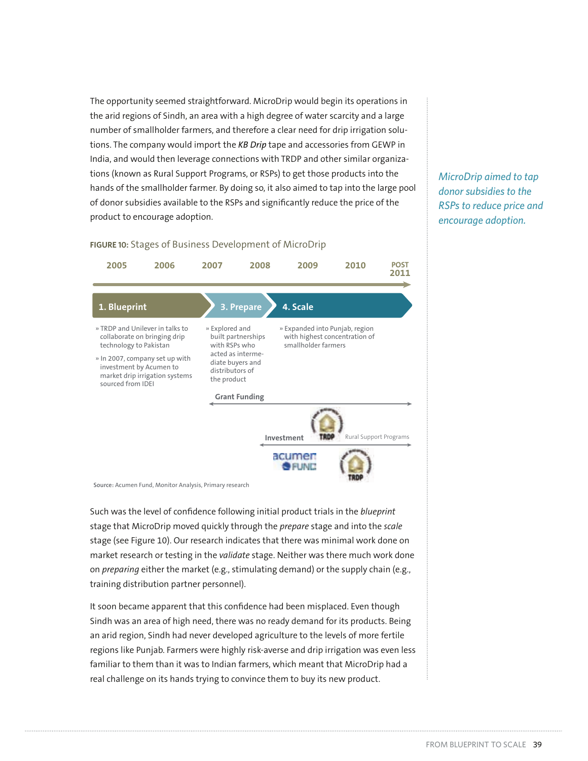The opportunity seemed straightforward. MicroDrip would begin its operations in the arid regions of Sindh, an area with a high degree of water scarcity and a large number of smallholder farmers, and therefore a clear need for drip irrigation solutions. The company would import the *KB Drip* tape and accessories from GEWP in India, and would then leverage connections with TRDP and other similar organizations (known as Rural Support Programs, or RSPs) to get those products into the hands of the smallholder farmer. By doing so, it also aimed to tap into the large pool of donor subsidies available to the RSPs and significantly reduce the price of the product to encourage adoption.

*MicroDrip aimed to tap donor subsidies to the RSPs to reduce price and encourage adoption.*

**FIGURE 10:** Stages of Business Development of MicroDrip

| 2005 | 2006 | 2007 | 2008 | 2009 | 2010 | POST 2011 |
|---|---|---|---|---|---|---|

| 1. Blueprint | 3. Prepare | 4. Scale |
|---|---|---|
| » TRDP and Unilever in talks to collaborate on bringing drip technology to Pakistan<br>» In 2007, company set up with investment by Acumen to market drip irrigation systems sourced from IDEI | » Explored and built partnerships with RSPs who acted as intermediate buyers and distributors of the product | » Expanded into Punjab, region with highest concentration of smallholder farmers |

Grant Funding: TRDP, Rural Support Programs

Investment: Acumen Fund, TRDP

Source: Acumen Fund, Monitor Analysis, Primary research

Such was the level of confidence following initial product trials in the *blueprint* stage that MicroDrip moved quickly through the *prepare* stage and into the *scale* stage (see Figure 10). Our research indicates that there was minimal work done on market research or testing in the *validate* stage. Neither was there much work done on *preparing* either the market (e.g., stimulating demand) or the supply chain (e.g., training distribution partner personnel).

It soon became apparent that this confidence had been misplaced. Even though Sindh was an area of high need, there was no ready demand for its products. Being an arid region, Sindh had never developed agriculture to the levels of more fertile regions like Punjab. Farmers were highly risk-averse and drip irrigation was even less familiar to them than it was to Indian farmers, which meant that MicroDrip had a real challenge on its hands trying to convince them to buy its new product.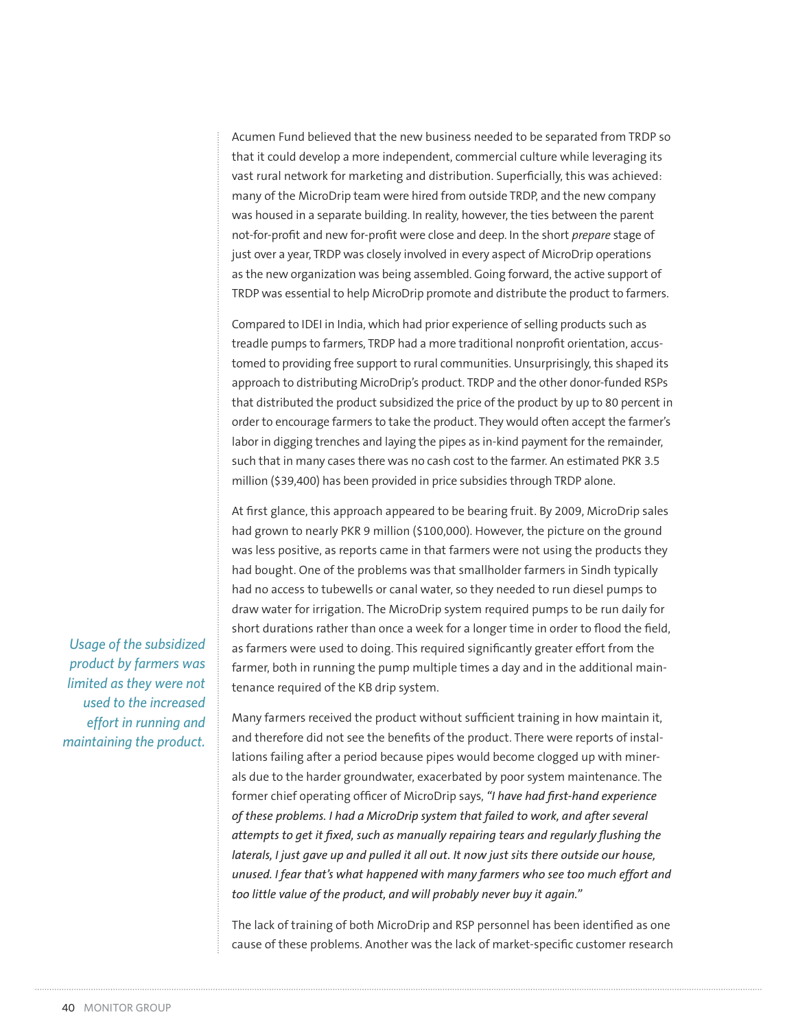Acumen Fund believed that the new business needed to be separated from TRDP so that it could develop a more independent, commercial culture while leveraging its vast rural network for marketing and distribution. Superficially, this was achieved: many of the MicroDrip team were hired from outside TRDP, and the new company was housed in a separate building. In reality, however, the ties between the parent not-for-profit and new for-profit were close and deep. In the short *prepare* stage of just over a year, TRDP was closely involved in every aspect of MicroDrip operations as the new organization was being assembled. Going forward, the active support of TRDP was essential to help MicroDrip promote and distribute the product to farmers.

Compared to IDEI in India, which had prior experience of selling products such as treadle pumps to farmers, TRDP had a more traditional nonprofit orientation, accustomed to providing free support to rural communities. Unsurprisingly, this shaped its approach to distributing MicroDrip's product. TRDP and the other donor-funded RSPs that distributed the product subsidized the price of the product by up to 80 percent in order to encourage farmers to take the product. They would often accept the farmer's labor in digging trenches and laying the pipes as in-kind payment for the remainder, such that in many cases there was no cash cost to the farmer. An estimated PKR 3.5 million ($39,400) has been provided in price subsidies through TRDP alone.

At first glance, this approach appeared to be bearing fruit. By 2009, MicroDrip sales had grown to nearly PKR 9 million ($100,000). However, the picture on the ground was less positive, as reports came in that farmers were not using the products they had bought. One of the problems was that smallholder farmers in Sindh typically had no access to tubewells or canal water, so they needed to run diesel pumps to draw water for irrigation. The MicroDrip system required pumps to be run daily for short durations rather than once a week for a longer time in order to flood the field, as farmers were used to doing. This required significantly greater effort from the farmer, both in running the pump multiple times a day and in the additional maintenance required of the KB drip system.

*Usage of the subsidized product by farmers was limited as they were not used to the increased effort in running and maintaining the product.*

Many farmers received the product without sufficient training in how maintain it, and therefore did not see the benefits of the product. There were reports of installations failing after a period because pipes would become clogged up with minerals due to the harder groundwater, exacerbated by poor system maintenance. The former chief operating officer of MicroDrip says, ***"I have had first-hand experience of these problems. I had a MicroDrip system that failed to work, and after several attempts to get it fixed, such as manually repairing tears and regularly flushing the laterals, I just gave up and pulled it all out. It now just sits there outside our house, unused. I fear that's what happened with many farmers who see too much effort and too little value of the product, and will probably never buy it again."***

The lack of training of both MicroDrip and RSP personnel has been identified as one cause of these problems. Another was the lack of market-specific customer research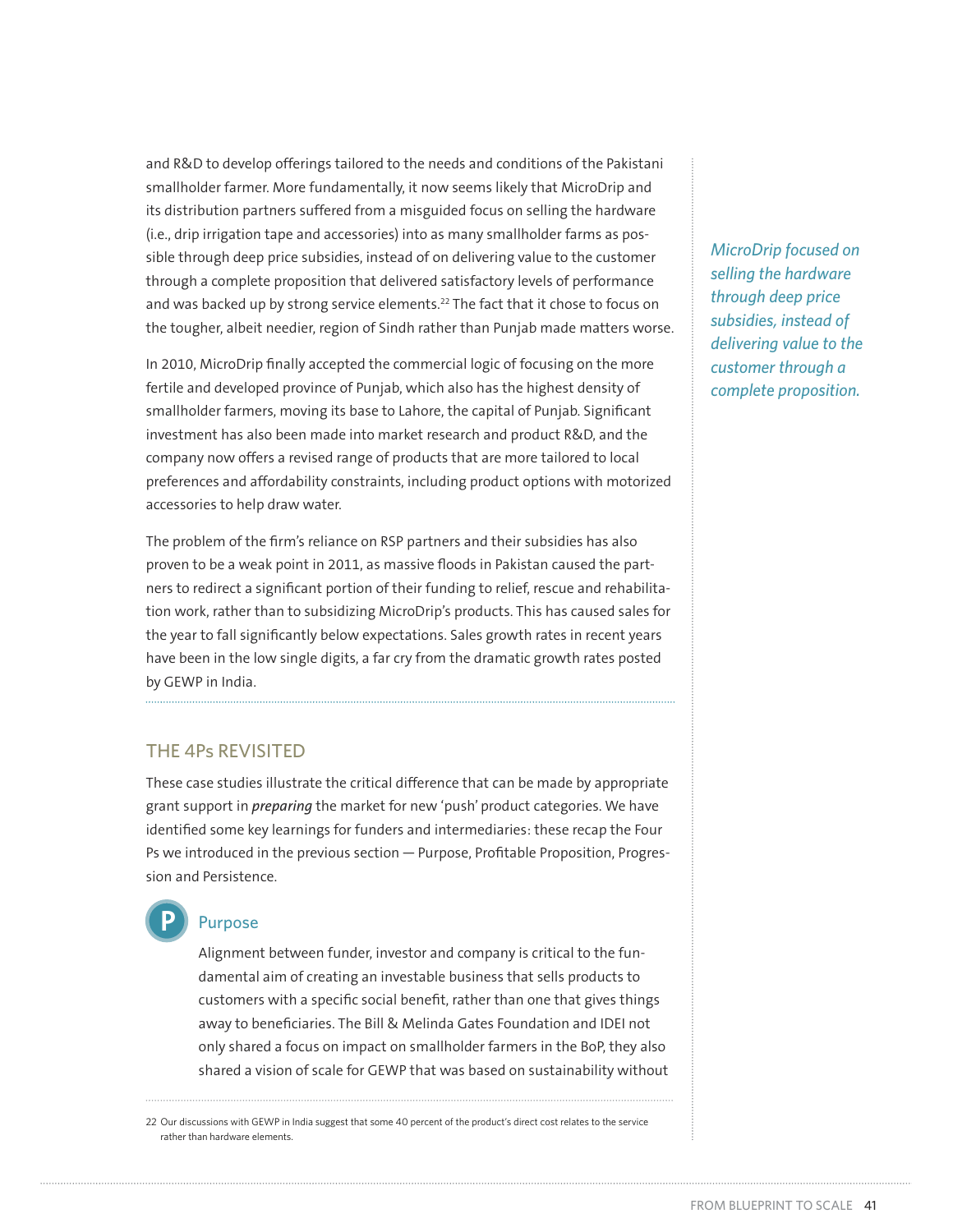and R&D to develop offerings tailored to the needs and conditions of the Pakistani smallholder farmer. More fundamentally, it now seems likely that MicroDrip and its distribution partners suffered from a misguided focus on selling the hardware (i.e., drip irrigation tape and accessories) into as many smallholder farms as possible through deep price subsidies, instead of on delivering value to the customer through a complete proposition that delivered satisfactory levels of performance and was backed up by strong service elements.[22] The fact that it chose to focus on the tougher, albeit needier, region of Sindh rather than Punjab made matters worse.

*MicroDrip focused on selling the hardware through deep price subsidies, instead of delivering value to the customer through a complete proposition.*

In 2010, MicroDrip finally accepted the commercial logic of focusing on the more fertile and developed province of Punjab, which also has the highest density of smallholder farmers, moving its base to Lahore, the capital of Punjab. Significant investment has also been made into market research and product R&D, and the company now offers a revised range of products that are more tailored to local preferences and affordability constraints, including product options with motorized accessories to help draw water.

The problem of the firm's reliance on RSP partners and their subsidies has also proven to be a weak point in 2011, as massive floods in Pakistan caused the partners to redirect a significant portion of their funding to relief, rescue and rehabilitation work, rather than to subsidizing MicroDrip's products. This has caused sales for the year to fall significantly below expectations. Sales growth rates in recent years have been in the low single digits, a far cry from the dramatic growth rates posted by GEWP in India.

## THE 4Ps REVISITED

These case studies illustrate the critical difference that can be made by appropriate grant support in ***preparing*** the market for new 'push' product categories. We have identified some key learnings for funders and intermediaries: these recap the Four Ps we introduced in the previous section — Purpose, Profitable Proposition, Progression and Persistence.

### P Purpose

Alignment between funder, investor and company is critical to the fundamental aim of creating an investable business that sells products to customers with a specific social benefit, rather than one that gives things away to beneficiaries. The Bill & Melinda Gates Foundation and IDEI not only shared a focus on impact on smallholder farmers in the BoP, they also shared a vision of scale for GEWP that was based on sustainability without

22 Our discussions with GEWP in India suggest that some 40 percent of the product's direct cost relates to the service rather than hardware elements.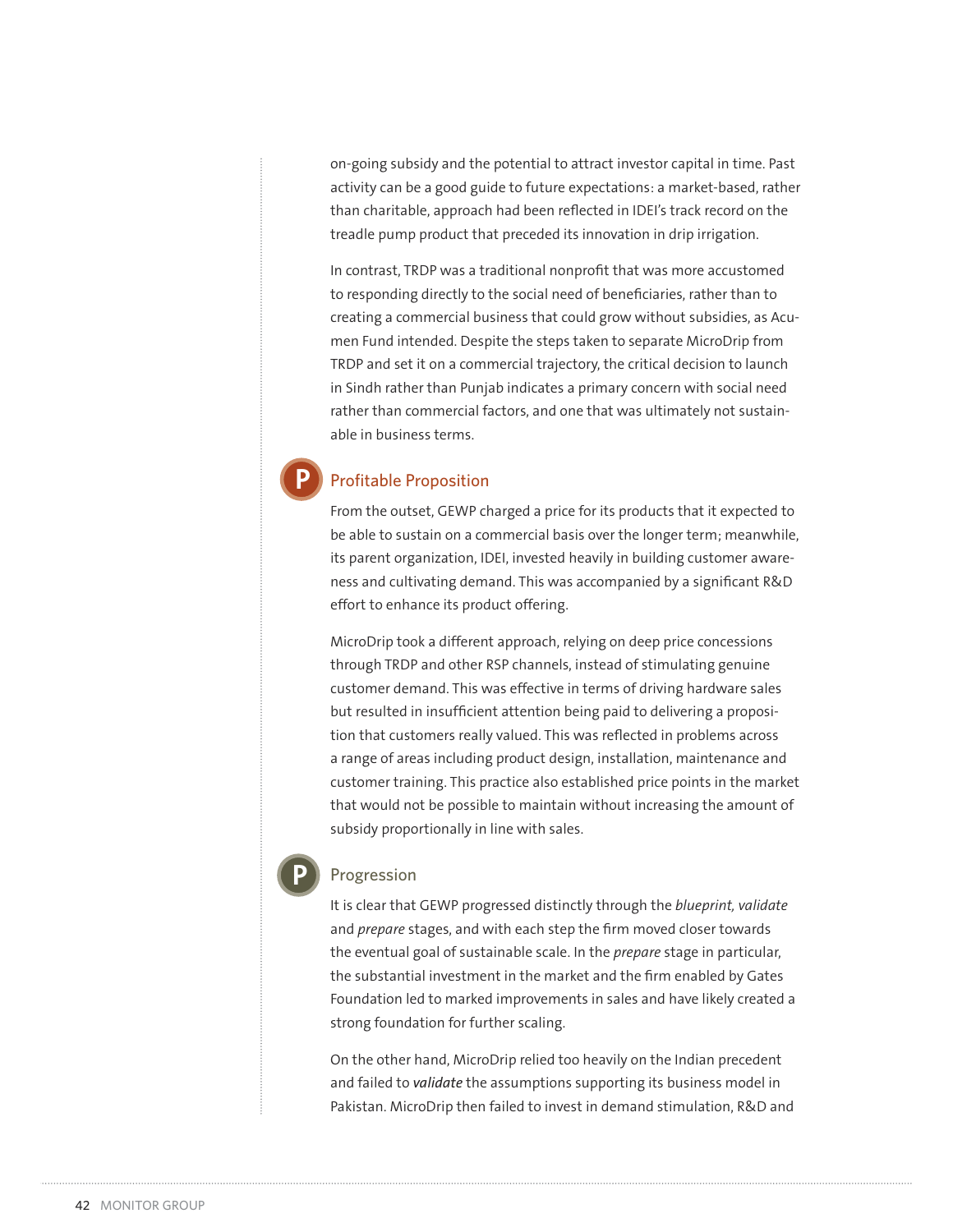on-going subsidy and the potential to attract investor capital in time. Past activity can be a good guide to future expectations: a market-based, rather than charitable, approach had been reflected in IDEI's track record on the treadle pump product that preceded its innovation in drip irrigation.

In contrast, TRDP was a traditional nonprofit that was more accustomed to responding directly to the social need of beneficiaries, rather than to creating a commercial business that could grow without subsidies, as Acumen Fund intended. Despite the steps taken to separate MicroDrip from TRDP and set it on a commercial trajectory, the critical decision to launch in Sindh rather than Punjab indicates a primary concern with social need rather than commercial factors, and one that was ultimately not sustainable in business terms.

## Profitable Proposition

From the outset, GEWP charged a price for its products that it expected to be able to sustain on a commercial basis over the longer term; meanwhile, its parent organization, IDEI, invested heavily in building customer awareness and cultivating demand. This was accompanied by a significant R&D effort to enhance its product offering.

MicroDrip took a different approach, relying on deep price concessions through TRDP and other RSP channels, instead of stimulating genuine customer demand. This was effective in terms of driving hardware sales but resulted in insufficient attention being paid to delivering a proposition that customers really valued. This was reflected in problems across a range of areas including product design, installation, maintenance and customer training. This practice also established price points in the market that would not be possible to maintain without increasing the amount of subsidy proportionally in line with sales.

## Progression

It is clear that GEWP progressed distinctly through the *blueprint, validate* and *prepare* stages, and with each step the firm moved closer towards the eventual goal of sustainable scale. In the *prepare* stage in particular, the substantial investment in the market and the firm enabled by Gates Foundation led to marked improvements in sales and have likely created a strong foundation for further scaling.

On the other hand, MicroDrip relied too heavily on the Indian precedent and failed to ***validate*** the assumptions supporting its business model in Pakistan. MicroDrip then failed to invest in demand stimulation, R&D and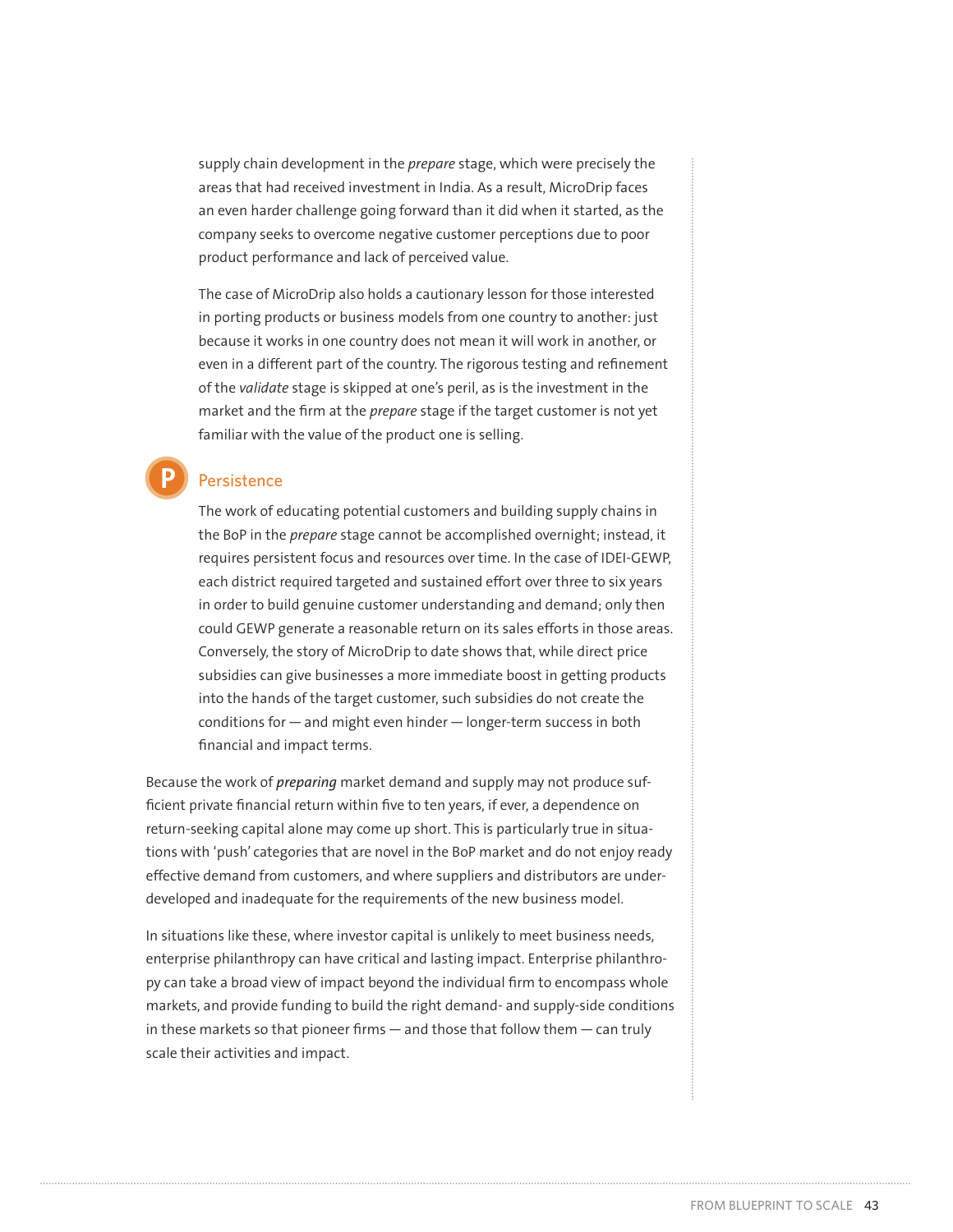supply chain development in the *prepare* stage, which were precisely the areas that had received investment in India. As a result, MicroDrip faces an even harder challenge going forward than it did when it started, as the company seeks to overcome negative customer perceptions due to poor product performance and lack of perceived value.

The case of MicroDrip also holds a cautionary lesson for those interested in porting products or business models from one country to another: just because it works in one country does not mean it will work in another, or even in a different part of the country. The rigorous testing and refinement of the *validate* stage is skipped at one's peril, as is the investment in the market and the firm at the *prepare* stage if the target customer is not yet familiar with the value of the product one is selling.

### P Persistence

The work of educating potential customers and building supply chains in the BoP in the *prepare* stage cannot be accomplished overnight; instead, it requires persistent focus and resources over time. In the case of IDEI-GEWP, each district required targeted and sustained effort over three to six years in order to build genuine customer understanding and demand; only then could GEWP generate a reasonable return on its sales efforts in those areas. Conversely, the story of MicroDrip to date shows that, while direct price subsidies can give businesses a more immediate boost in getting products into the hands of the target customer, such subsidies do not create the conditions for — and might even hinder — longer-term success in both financial and impact terms.

Because the work of ***preparing*** market demand and supply may not produce sufficient private financial return within five to ten years, if ever, a dependence on return-seeking capital alone may come up short. This is particularly true in situations with 'push' categories that are novel in the BoP market and do not enjoy ready effective demand from customers, and where suppliers and distributors are underdeveloped and inadequate for the requirements of the new business model.

In situations like these, where investor capital is unlikely to meet business needs, enterprise philanthropy can have critical and lasting impact. Enterprise philanthropy can take a broad view of impact beyond the individual firm to encompass whole markets, and provide funding to build the right demand- and supply-side conditions in these markets so that pioneer firms — and those that follow them — can truly scale their activities and impact.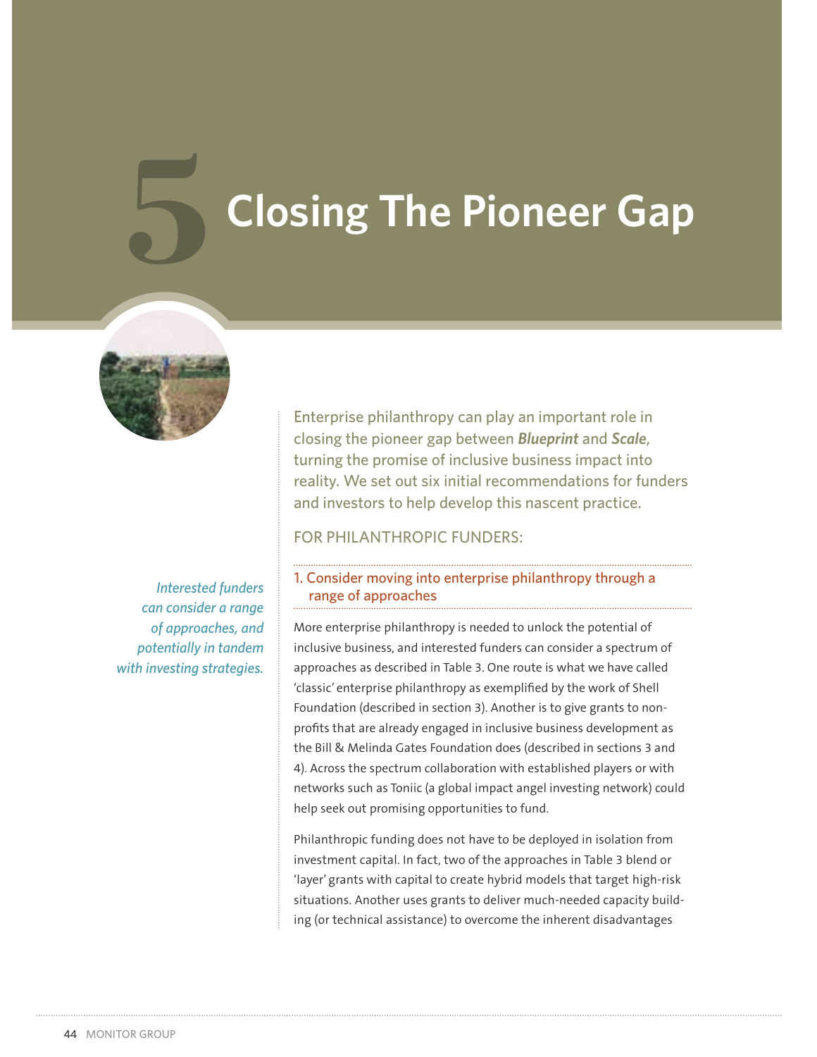# 5 Closing The Pioneer Gap

Enterprise philanthropy can play an important role in closing the pioneer gap between ***Blueprint*** and ***Scale***, turning the promise of inclusive business impact into reality. We set out six initial recommendations for funders and investors to help develop this nascent practice.

## FOR PHILANTHROPIC FUNDERS:

*Interested funders can consider a range of approaches, and potentially in tandem with investing strategies.*

### 1. Consider moving into enterprise philanthropy through a range of approaches

More enterprise philanthropy is needed to unlock the potential of inclusive business, and interested funders can consider a spectrum of approaches as described in Table 3. One route is what we have called 'classic' enterprise philanthropy as exemplified by the work of Shell Foundation (described in section 3). Another is to give grants to non-profits that are already engaged in inclusive business development as the Bill & Melinda Gates Foundation does (described in sections 3 and 4). Across the spectrum collaboration with established players or with networks such as Toniic (a global impact angel investing network) could help seek out promising opportunities to fund.

Philanthropic funding does not have to be deployed in isolation from investment capital. In fact, two of the approaches in Table 3 blend or 'layer' grants with capital to create hybrid models that target high-risk situations. Another uses grants to deliver much-needed capacity building (or technical assistance) to overcome the inherent disadvantages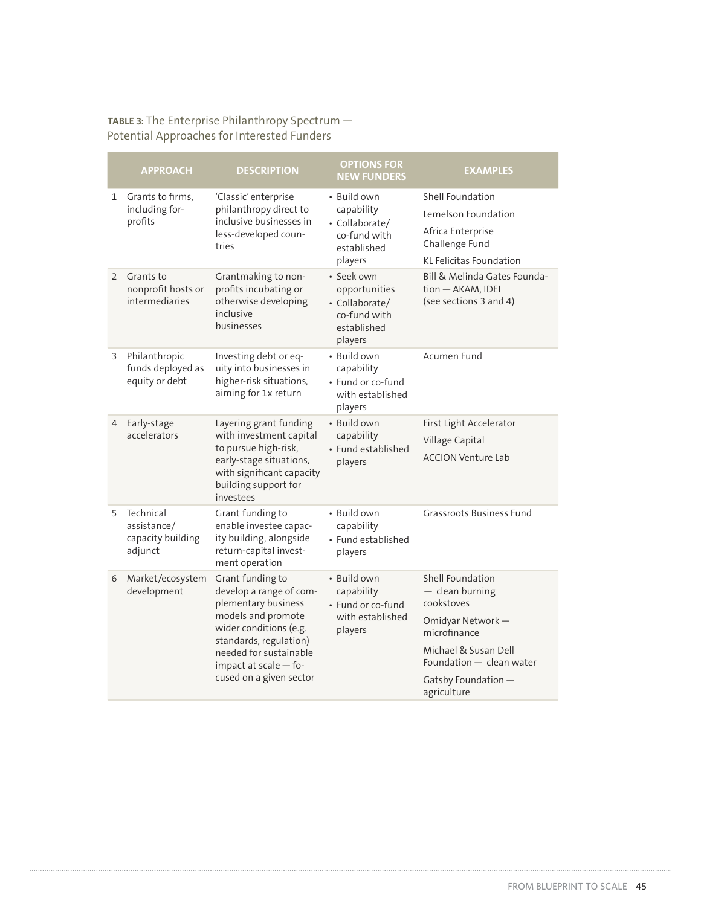**TABLE 3:** The Enterprise Philanthropy Spectrum — Potential Approaches for Interested Funders

| | APPROACH | DESCRIPTION | OPTIONS FOR NEW FUNDERS | EXAMPLES |
|---|---|---|---|---|
| 1 | Grants to firms, including for-profits | 'Classic' enterprise philanthropy direct to inclusive businesses in less-developed countries | • Build own capability<br>• Collaborate/ co-fund with established players | Shell Foundation<br>Lemelson Foundation<br>Africa Enterprise Challenge Fund<br>KL Felicitas Foundation |
| 2 | Grants to nonprofit hosts or intermediaries | Grantmaking to non-profits incubating or otherwise developing inclusive businesses | • Seek own opportunities<br>• Collaborate/ co-fund with established players | Bill & Melinda Gates Foundation — AKAM, IDEI (see sections 3 and 4) |
| 3 | Philanthropic funds deployed as equity or debt | Investing debt or equity into businesses in higher-risk situations, aiming for 1x return | • Build own capability<br>• Fund or co-fund with established players | Acumen Fund |
| 4 | Early-stage accelerators | Layering grant funding with investment capital to pursue high-risk, early-stage situations, with significant capacity building support for investees | • Build own capability<br>• Fund established players | First Light Accelerator<br>Village Capital<br>ACCION Venture Lab |
| 5 | Technical assistance/ capacity building adjunct | Grant funding to enable investee capacity building, alongside return-capital investment operation | • Build own capability<br>• Fund established players | Grassroots Business Fund |
| 6 | Market/ecosystem development | Grant funding to develop a range of complementary business models and promote wider conditions (e.g. standards, regulation) needed for sustainable impact at scale — focused on a given sector | • Build own capability<br>• Fund or co-fund with established players | Shell Foundation — clean burning cookstoves<br>Omidyar Network — microfinance<br>Michael & Susan Dell Foundation — clean water<br>Gatsby Foundation — agriculture |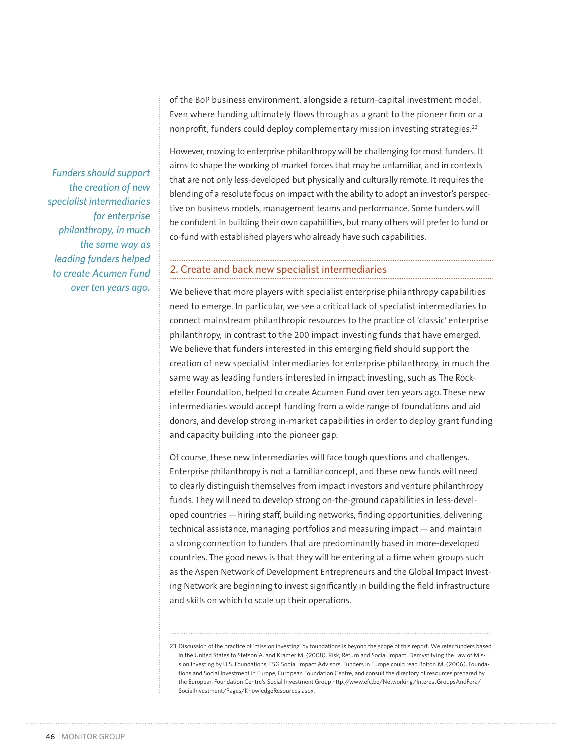of the BoP business environment, alongside a return-capital investment model. Even where funding ultimately flows through as a grant to the pioneer firm or a nonprofit, funders could deploy complementary mission investing strategies.[23]

However, moving to enterprise philanthropy will be challenging for most funders. It aims to shape the working of market forces that may be unfamiliar, and in contexts that are not only less-developed but physically and culturally remote. It requires the blending of a resolute focus on impact with the ability to adopt an investor's perspective on business models, management teams and performance. Some funders will be confident in building their own capabilities, but many others will prefer to fund or co-fund with established players who already have such capabilities.

*Funders should support the creation of new specialist intermediaries for enterprise philanthropy, in much the same way as leading funders helped to create Acumen Fund over ten years ago.*

## 2. Create and back new specialist intermediaries

We believe that more players with specialist enterprise philanthropy capabilities need to emerge. In particular, we see a critical lack of specialist intermediaries to connect mainstream philanthropic resources to the practice of 'classic' enterprise philanthropy, in contrast to the 200 impact investing funds that have emerged. We believe that funders interested in this emerging field should support the creation of new specialist intermediaries for enterprise philanthropy, in much the same way as leading funders interested in impact investing, such as The Rockefeller Foundation, helped to create Acumen Fund over ten years ago. These new intermediaries would accept funding from a wide range of foundations and aid donors, and develop strong in-market capabilities in order to deploy grant funding and capacity building into the pioneer gap.

Of course, these new intermediaries will face tough questions and challenges. Enterprise philanthropy is not a familiar concept, and these new funds will need to clearly distinguish themselves from impact investors and venture philanthropy funds. They will need to develop strong on-the-ground capabilities in less-developed countries — hiring staff, building networks, finding opportunities, delivering technical assistance, managing portfolios and measuring impact — and maintain a strong connection to funders that are predominantly based in more-developed countries. The good news is that they will be entering at a time when groups such as the Aspen Network of Development Entrepreneurs and the Global Impact Investing Network are beginning to invest significantly in building the field infrastructure and skills on which to scale up their operations.

---

23 Discussion of the practice of 'mission investing' by foundations is beyond the scope of this report. We refer funders based in the United States to Stetson A. and Kramer M. (2008), Risk, Return and Social Impact: Demystifying the Law of Mission Investing by U.S. Foundations, FSG Social Impact Advisors. Funders in Europe could read Bolton M. (2006), Foundations and Social Investment in Europe, European Foundation Centre, and consult the directory of resources prepared by the European Foundation Centre's Social Investment Group http://www.efc.be/Networking/InterestGroupsAndFora/SocialInvestment/Pages/KnowledgeResources.aspx.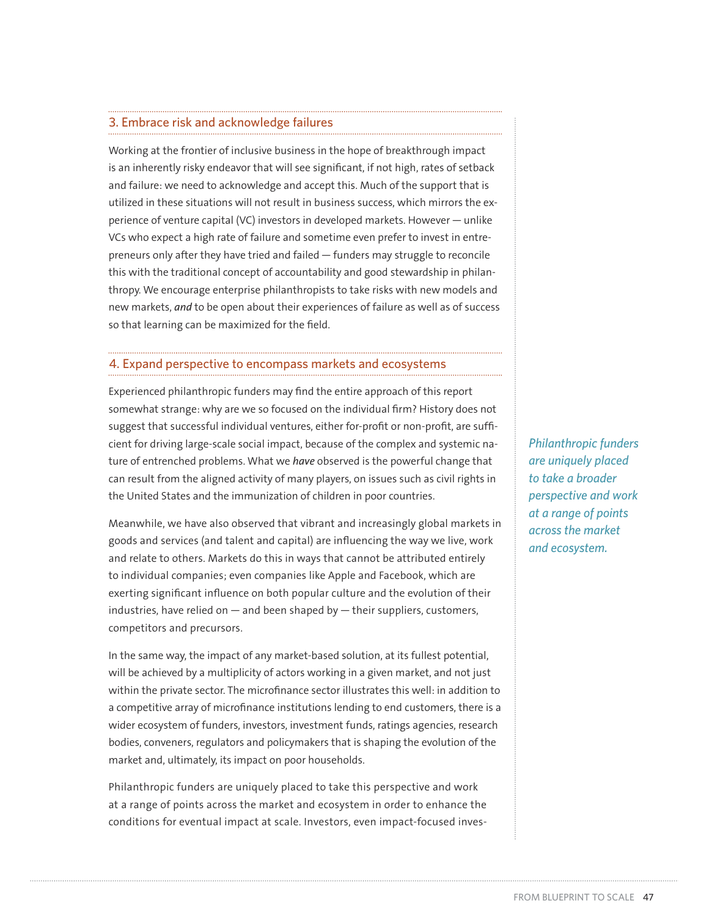## 3. Embrace risk and acknowledge failures

Working at the frontier of inclusive business in the hope of breakthrough impact is an inherently risky endeavor that will see significant, if not high, rates of setback and failure: we need to acknowledge and accept this. Much of the support that is utilized in these situations will not result in business success, which mirrors the experience of venture capital (VC) investors in developed markets. However — unlike VCs who expect a high rate of failure and sometime even prefer to invest in entrepreneurs only after they have tried and failed — funders may struggle to reconcile this with the traditional concept of accountability and good stewardship in philanthropy. We encourage enterprise philanthropists to take risks with new models and new markets, ***and*** to be open about their experiences of failure as well as of success so that learning can be maximized for the field.

## 4. Expand perspective to encompass markets and ecosystems

Experienced philanthropic funders may find the entire approach of this report somewhat strange: why are we so focused on the individual firm? History does not suggest that successful individual ventures, either for-profit or non-profit, are sufficient for driving large-scale social impact, because of the complex and systemic nature of entrenched problems. What we ***have*** observed is the powerful change that can result from the aligned activity of many players, on issues such as civil rights in the United States and the immunization of children in poor countries.

*Philanthropic funders are uniquely placed to take a broader perspective and work at a range of points across the market and ecosystem.*

Meanwhile, we have also observed that vibrant and increasingly global markets in goods and services (and talent and capital) are influencing the way we live, work and relate to others. Markets do this in ways that cannot be attributed entirely to individual companies; even companies like Apple and Facebook, which are exerting significant influence on both popular culture and the evolution of their industries, have relied on — and been shaped by — their suppliers, customers, competitors and precursors.

In the same way, the impact of any market-based solution, at its fullest potential, will be achieved by a multiplicity of actors working in a given market, and not just within the private sector. The microfinance sector illustrates this well: in addition to a competitive array of microfinance institutions lending to end customers, there is a wider ecosystem of funders, investors, investment funds, ratings agencies, research bodies, conveners, regulators and policymakers that is shaping the evolution of the market and, ultimately, its impact on poor households.

Philanthropic funders are uniquely placed to take this perspective and work at a range of points across the market and ecosystem in order to enhance the conditions for eventual impact at scale. Investors, even impact-focused inves-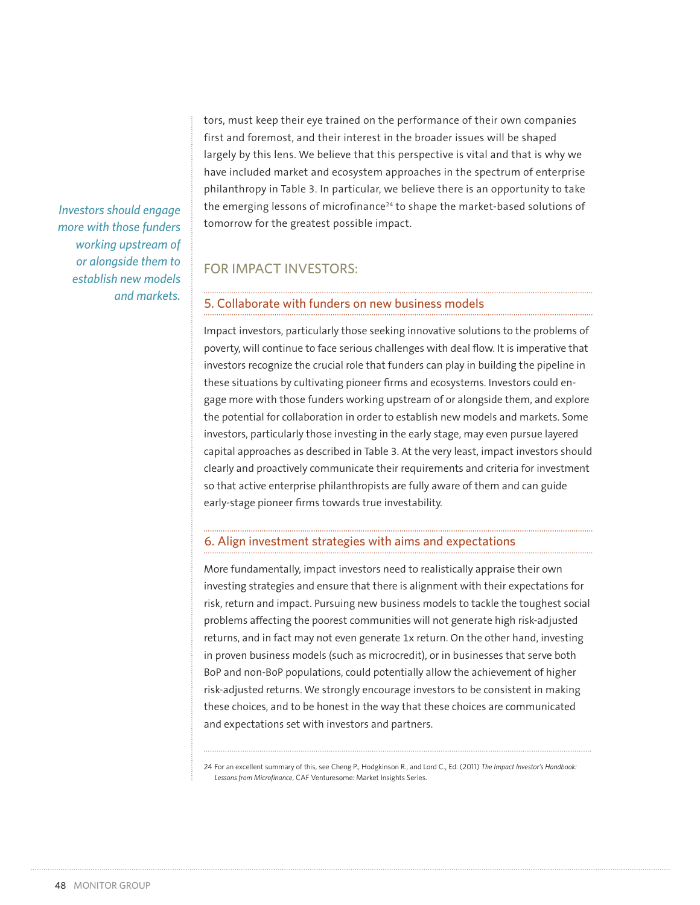tors, must keep their eye trained on the performance of their own companies first and foremost, and their interest in the broader issues will be shaped largely by this lens. We believe that this perspective is vital and that is why we have included market and ecosystem approaches in the spectrum of enterprise philanthropy in Table 3. In particular, we believe there is an opportunity to take the emerging lessons of microfinance[24] to shape the market-based solutions of tomorrow for the greatest possible impact.

*Investors should engage more with those funders working upstream of or alongside them to establish new models and markets.*

## FOR IMPACT INVESTORS:

### 5. Collaborate with funders on new business models

Impact investors, particularly those seeking innovative solutions to the problems of poverty, will continue to face serious challenges with deal flow. It is imperative that investors recognize the crucial role that funders can play in building the pipeline in these situations by cultivating pioneer firms and ecosystems. Investors could engage more with those funders working upstream of or alongside them, and explore the potential for collaboration in order to establish new models and markets. Some investors, particularly those investing in the early stage, may even pursue layered capital approaches as described in Table 3. At the very least, impact investors should clearly and proactively communicate their requirements and criteria for investment so that active enterprise philanthropists are fully aware of them and can guide early-stage pioneer firms towards true investability.

### 6. Align investment strategies with aims and expectations

More fundamentally, impact investors need to realistically appraise their own investing strategies and ensure that there is alignment with their expectations for risk, return and impact. Pursuing new business models to tackle the toughest social problems affecting the poorest communities will not generate high risk-adjusted returns, and in fact may not even generate 1x return. On the other hand, investing in proven business models (such as microcredit), or in businesses that serve both BoP and non-BoP populations, could potentially allow the achievement of higher risk-adjusted returns. We strongly encourage investors to be consistent in making these choices, and to be honest in the way that these choices are communicated and expectations set with investors and partners.

---

24 For an excellent summary of this, see Cheng P., Hodgkinson R., and Lord C., Ed. (2011) *The Impact Investor's Handbook: Lessons from Microfinance*, CAF Venturesome: Market Insights Series.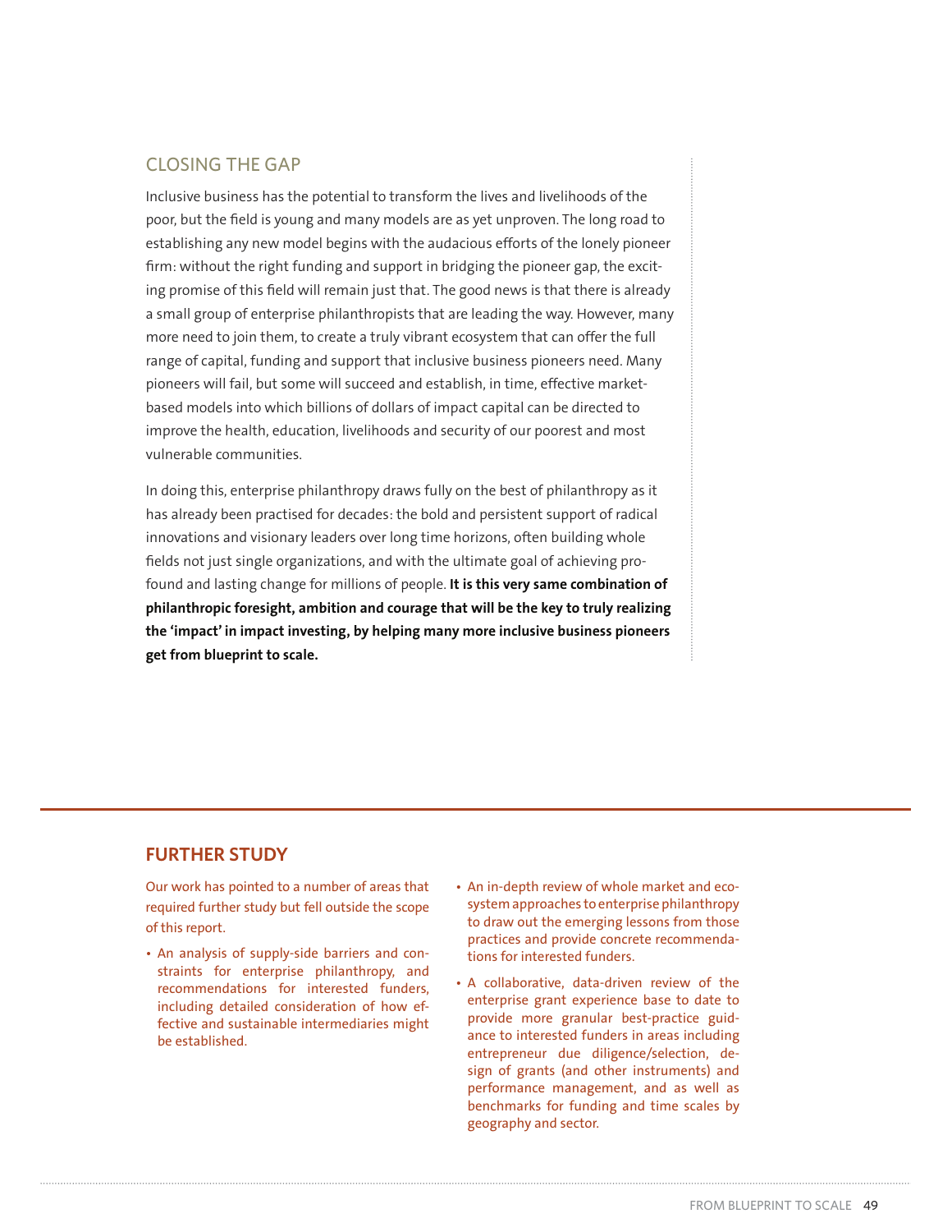## CLOSING THE GAP

Inclusive business has the potential to transform the lives and livelihoods of the poor, but the field is young and many models are as yet unproven. The long road to establishing any new model begins with the audacious efforts of the lonely pioneer firm: without the right funding and support in bridging the pioneer gap, the exciting promise of this field will remain just that. The good news is that there is already a small group of enterprise philanthropists that are leading the way. However, many more need to join them, to create a truly vibrant ecosystem that can offer the full range of capital, funding and support that inclusive business pioneers need. Many pioneers will fail, but some will succeed and establish, in time, effective market-based models into which billions of dollars of impact capital can be directed to improve the health, education, livelihoods and security of our poorest and most vulnerable communities.

In doing this, enterprise philanthropy draws fully on the best of philanthropy as it has already been practised for decades: the bold and persistent support of radical innovations and visionary leaders over long time horizons, often building whole fields not just single organizations, and with the ultimate goal of achieving profound and lasting change for millions of people. **It is this very same combination of philanthropic foresight, ambition and courage that will be the key to truly realizing the 'impact' in impact investing, by helping many more inclusive business pioneers get from blueprint to scale.**

## FURTHER STUDY

Our work has pointed to a number of areas that required further study but fell outside the scope of this report.

- An analysis of supply-side barriers and constraints for enterprise philanthropy, and recommendations for interested funders, including detailed consideration of how effective and sustainable intermediaries might be established.
- An in-depth review of whole market and ecosystem approaches to enterprise philanthropy to draw out the emerging lessons from those practices and provide concrete recommendations for interested funders.
- A collaborative, data-driven review of the enterprise grant experience base to date to provide more granular best-practice guidance to interested funders in areas including entrepreneur due diligence/selection, design of grants (and other instruments) and performance management, and as well as benchmarks for funding and time scales by geography and sector.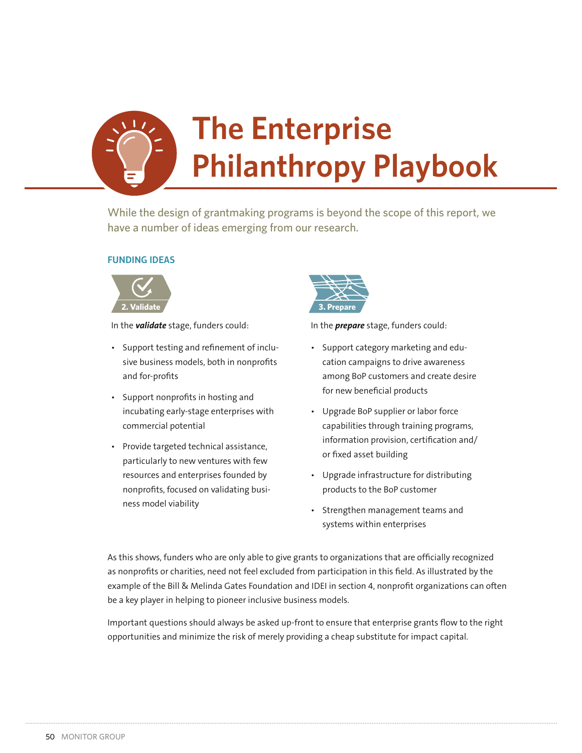# The Enterprise Philanthropy Playbook

While the design of grantmaking programs is beyond the scope of this report, we have a number of ideas emerging from our research.

### FUNDING IDEAS

**2. Validate**

In the ***validate*** stage, funders could:

- Support testing and refinement of inclusive business models, both in nonprofits and for-profits
- Support nonprofits in hosting and incubating early-stage enterprises with commercial potential
- Provide targeted technical assistance, particularly to new ventures with few resources and enterprises founded by nonprofits, focused on validating business model viability

**3. Prepare**

In the ***prepare*** stage, funders could:

- Support category marketing and education campaigns to drive awareness among BoP customers and create desire for new beneficial products
- Upgrade BoP supplier or labor force capabilities through training programs, information provision, certification and/or fixed asset building
- Upgrade infrastructure for distributing products to the BoP customer
- Strengthen management teams and systems within enterprises

As this shows, funders who are only able to give grants to organizations that are officially recognized as nonprofits or charities, need not feel excluded from participation in this field. As illustrated by the example of the Bill & Melinda Gates Foundation and IDEI in section 4, nonprofit organizations can often be a key player in helping to pioneer inclusive business models.

Important questions should always be asked up-front to ensure that enterprise grants flow to the right opportunities and minimize the risk of merely providing a cheap substitute for impact capital.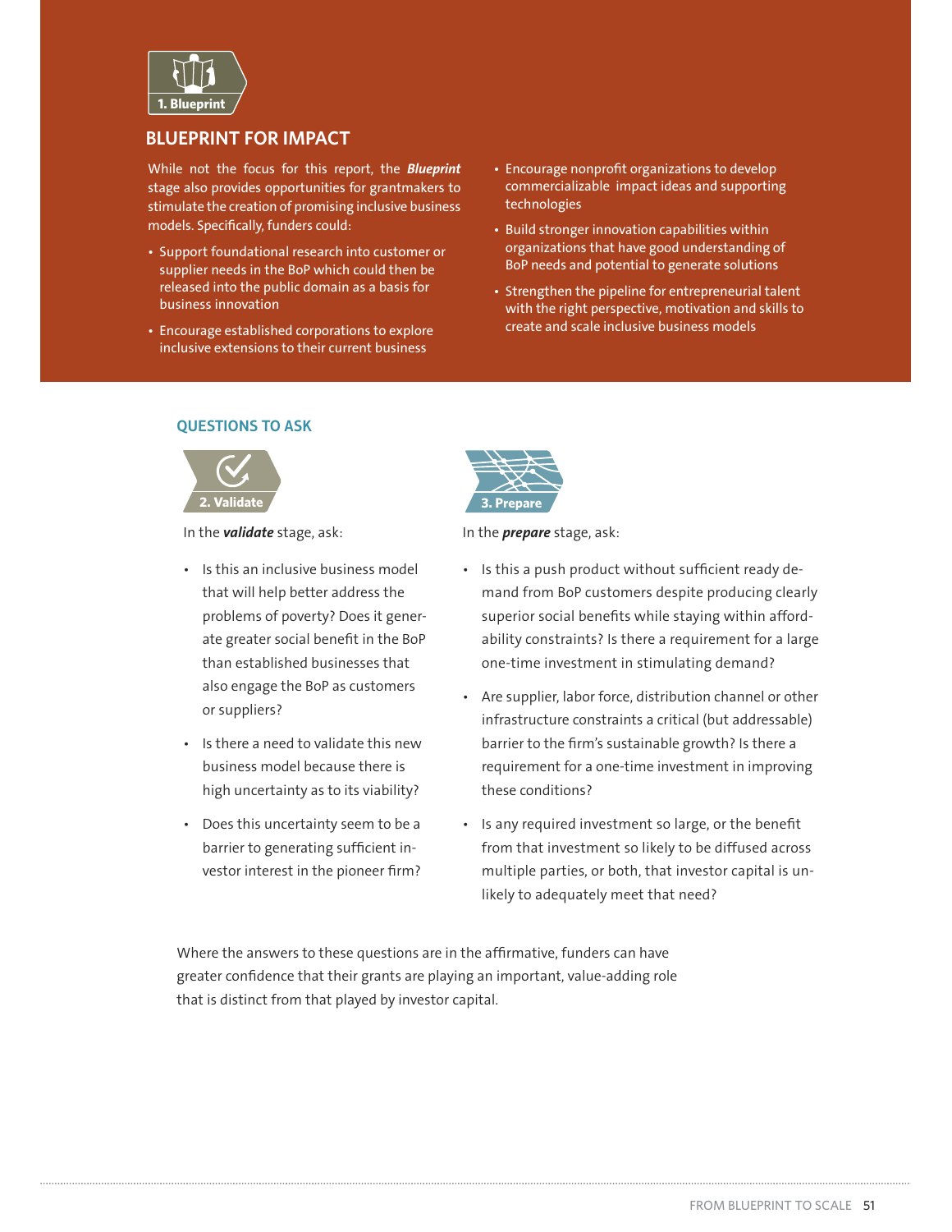1. Blueprint

## BLUEPRINT FOR IMPACT

While not the focus for this report, the ***Blueprint*** stage also provides opportunities for grantmakers to stimulate the creation of promising inclusive business models. Specifically, funders could:

- Support foundational research into customer or supplier needs in the BoP which could then be released into the public domain as a basis for business innovation
- Encourage established corporations to explore inclusive extensions to their current business
- Encourage nonprofit organizations to develop commercializable impact ideas and supporting technologies
- Build stronger innovation capabilities within organizations that have good understanding of BoP needs and potential to generate solutions
- Strengthen the pipeline for entrepreneurial talent with the right perspective, motivation and skills to create and scale inclusive business models

### QUESTIONS TO ASK

2. Validate

In the ***validate*** stage, ask:

- Is this an inclusive business model that will help better address the problems of poverty? Does it generate greater social benefit in the BoP than established businesses that also engage the BoP as customers or suppliers?
- Is there a need to validate this new business model because there is high uncertainty as to its viability?
- Does this uncertainty seem to be a barrier to generating sufficient investor interest in the pioneer firm?

3. Prepare

In the ***prepare*** stage, ask:

- Is this a push product without sufficient ready demand from BoP customers despite producing clearly superior social benefits while staying within affordability constraints? Is there a requirement for a large one-time investment in stimulating demand?
- Are supplier, labor force, distribution channel or other infrastructure constraints a critical (but addressable) barrier to the firm's sustainable growth? Is there a requirement for a one-time investment in improving these conditions?
- Is any required investment so large, or the benefit from that investment so likely to be diffused across multiple parties, or both, that investor capital is unlikely to adequately meet that need?

Where the answers to these questions are in the affirmative, funders can have greater confidence that their grants are playing an important, value-adding role that is distinct from that played by investor capital.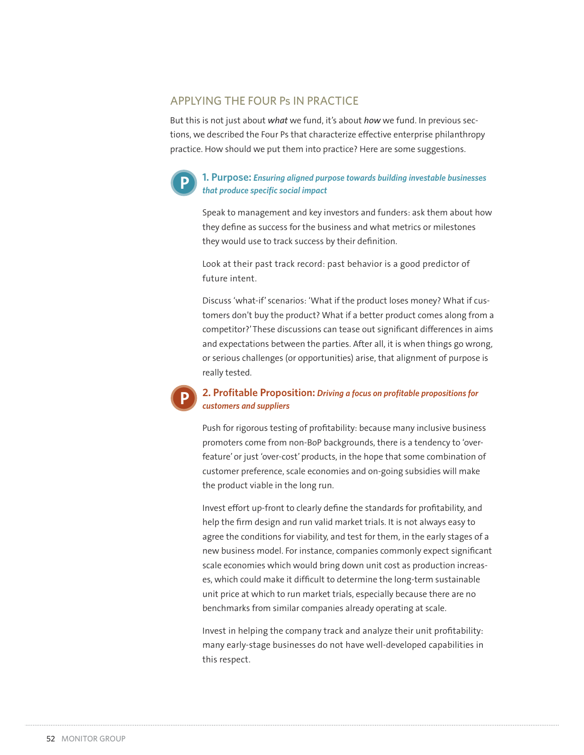## APPLYING THE FOUR Ps IN PRACTICE

But this is not just about ***what*** we fund, it's about ***how*** we fund. In previous sections, we described the Four Ps that characterize effective enterprise philanthropy practice. How should we put them into practice? Here are some suggestions.

### 1. Purpose: *Ensuring aligned purpose towards building investable businesses that produce specific social impact*

Speak to management and key investors and funders: ask them about how they define as success for the business and what metrics or milestones they would use to track success by their definition.

Look at their past track record: past behavior is a good predictor of future intent.

Discuss 'what-if' scenarios: 'What if the product loses money? What if customers don't buy the product? What if a better product comes along from a competitor?' These discussions can tease out significant differences in aims and expectations between the parties. After all, it is when things go wrong, or serious challenges (or opportunities) arise, that alignment of purpose is really tested.

### 2. Profitable Proposition: *Driving a focus on profitable propositions for customers and suppliers*

Push for rigorous testing of profitability: because many inclusive business promoters come from non-BoP backgrounds, there is a tendency to 'over-feature' or just 'over-cost' products, in the hope that some combination of customer preference, scale economies and on-going subsidies will make the product viable in the long run.

Invest effort up-front to clearly define the standards for profitability, and help the firm design and run valid market trials. It is not always easy to agree the conditions for viability, and test for them, in the early stages of a new business model. For instance, companies commonly expect significant scale economies which would bring down unit cost as production increases, which could make it difficult to determine the long-term sustainable unit price at which to run market trials, especially because there are no benchmarks from similar companies already operating at scale.

Invest in helping the company track and analyze their unit profitability: many early-stage businesses do not have well-developed capabilities in this respect.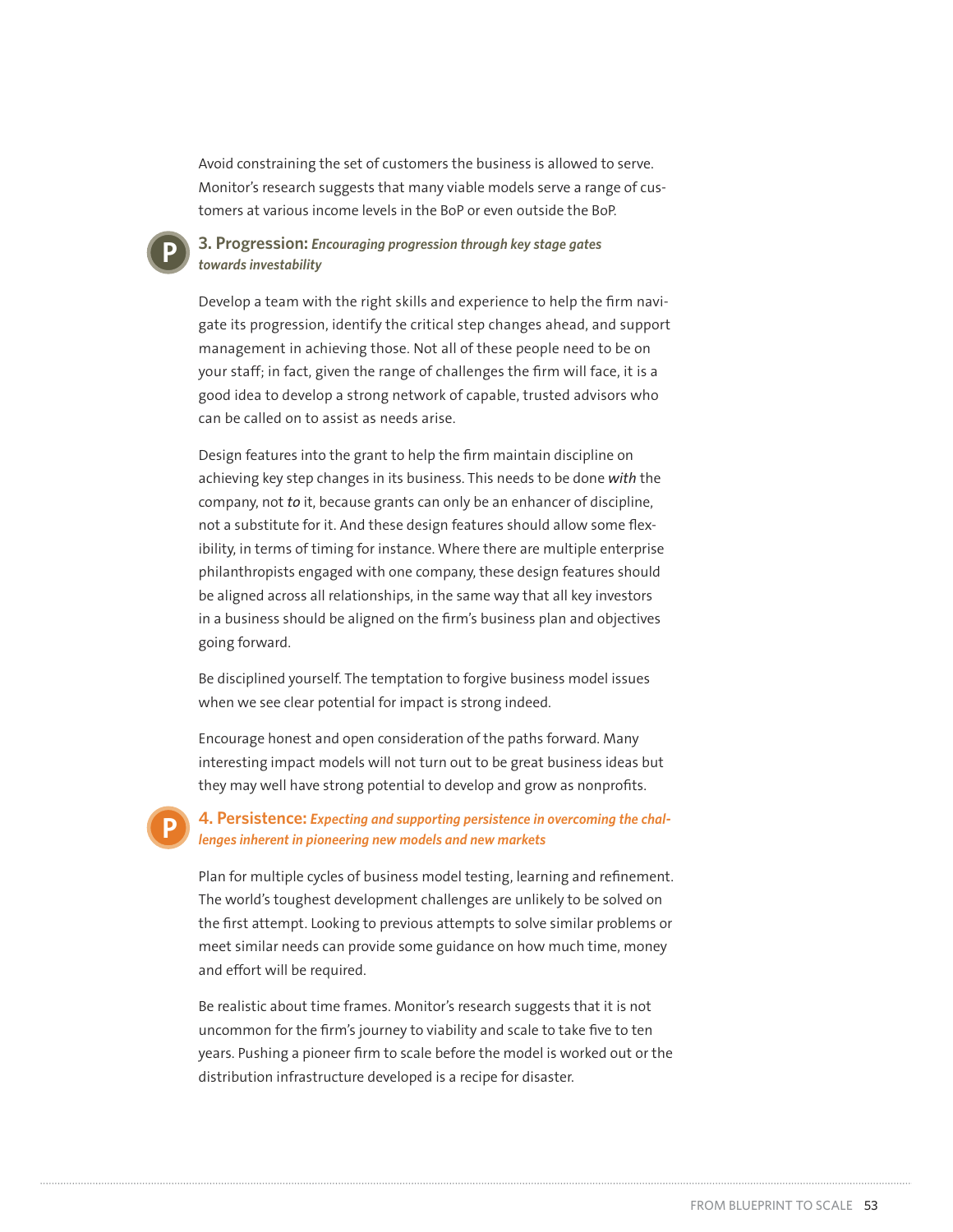Avoid constraining the set of customers the business is allowed to serve. Monitor's research suggests that many viable models serve a range of customers at various income levels in the BoP or even outside the BoP.

### 3. Progression: *Encouraging progression through key stage gates towards investability*

Develop a team with the right skills and experience to help the firm navigate its progression, identify the critical step changes ahead, and support management in achieving those. Not all of these people need to be on your staff; in fact, given the range of challenges the firm will face, it is a good idea to develop a strong network of capable, trusted advisors who can be called on to assist as needs arise.

Design features into the grant to help the firm maintain discipline on achieving key step changes in its business. This needs to be done ***with*** the company, not ***to*** it, because grants can only be an enhancer of discipline, not a substitute for it. And these design features should allow some flexibility, in terms of timing for instance. Where there are multiple enterprise philanthropists engaged with one company, these design features should be aligned across all relationships, in the same way that all key investors in a business should be aligned on the firm's business plan and objectives going forward.

Be disciplined yourself. The temptation to forgive business model issues when we see clear potential for impact is strong indeed.

Encourage honest and open consideration of the paths forward. Many interesting impact models will not turn out to be great business ideas but they may well have strong potential to develop and grow as nonprofits.

### 4. Persistence: *Expecting and supporting persistence in overcoming the challenges inherent in pioneering new models and new markets*

Plan for multiple cycles of business model testing, learning and refinement. The world's toughest development challenges are unlikely to be solved on the first attempt. Looking to previous attempts to solve similar problems or meet similar needs can provide some guidance on how much time, money and effort will be required.

Be realistic about time frames. Monitor's research suggests that it is not uncommon for the firm's journey to viability and scale to take five to ten years. Pushing a pioneer firm to scale before the model is worked out or the distribution infrastructure developed is a recipe for disaster.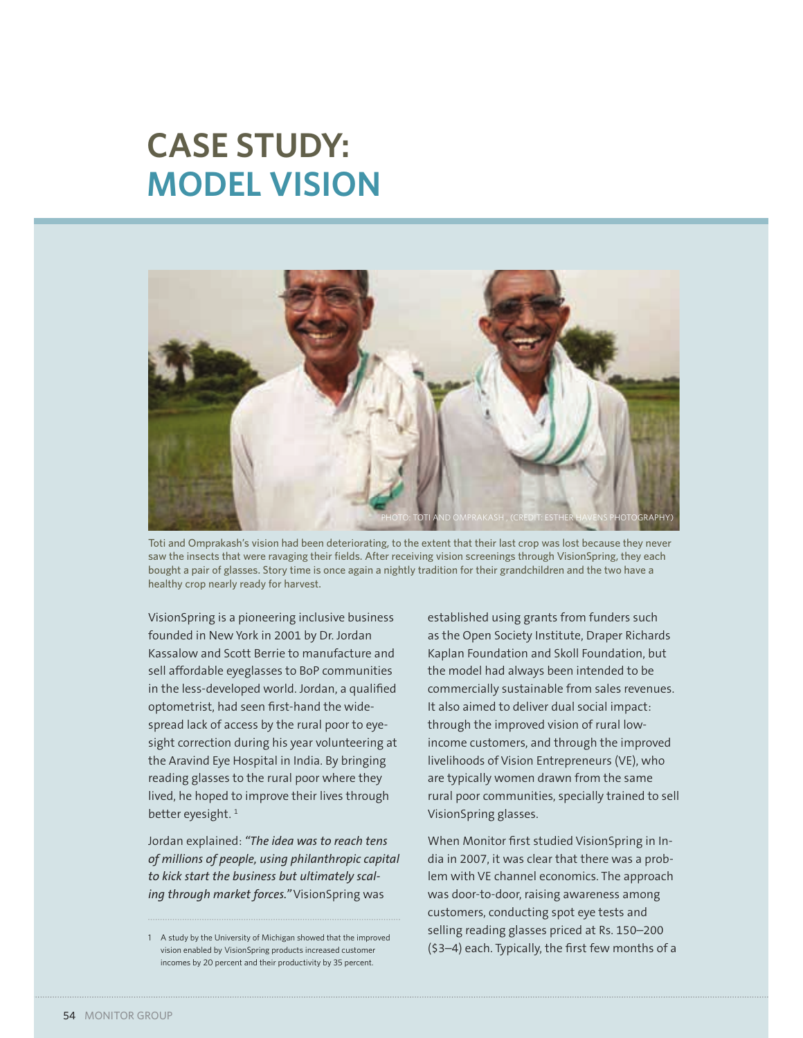# CASE STUDY: MODEL VISION

PHOTO: TOTI AND OMPRAKASH , (CREDIT: ESTHER HAVENS PHOTOGRAPHY)

Toti and Omprakash's vision had been deteriorating, to the extent that their last crop was lost because they never saw the insects that were ravaging their fields. After receiving vision screenings through VisionSpring, they each bought a pair of glasses. Story time is once again a nightly tradition for their grandchildren and the two have a healthy crop nearly ready for harvest.

VisionSpring is a pioneering inclusive business founded in New York in 2001 by Dr. Jordan Kassalow and Scott Berrie to manufacture and sell affordable eyeglasses to BoP communities in the less-developed world. Jordan, a qualified optometrist, had seen first-hand the widespread lack of access by the rural poor to eyesight correction during his year volunteering at the Aravind Eye Hospital in India. By bringing reading glasses to the rural poor where they lived, he hoped to improve their lives through better eyesight.[1]

Jordan explained: *"The idea was to reach tens of millions of people, using philanthropic capital to kick start the business but ultimately scaling through market forces."* VisionSpring was established using grants from funders such as the Open Society Institute, Draper Richards Kaplan Foundation and Skoll Foundation, but the model had always been intended to be commercially sustainable from sales revenues. It also aimed to deliver dual social impact: through the improved vision of rural low-income customers, and through the improved livelihoods of Vision Entrepreneurs (VE), who are typically women drawn from the same rural poor communities, specially trained to sell VisionSpring glasses.

When Monitor first studied VisionSpring in India in 2007, it was clear that there was a problem with VE channel economics. The approach was door-to-door, raising awareness among customers, conducting spot eye tests and selling reading glasses priced at Rs. 150–200 ($3–4) each. Typically, the first few months of a

1 A study by the University of Michigan showed that the improved vision enabled by VisionSpring products increased customer incomes by 20 percent and their productivity by 35 percent.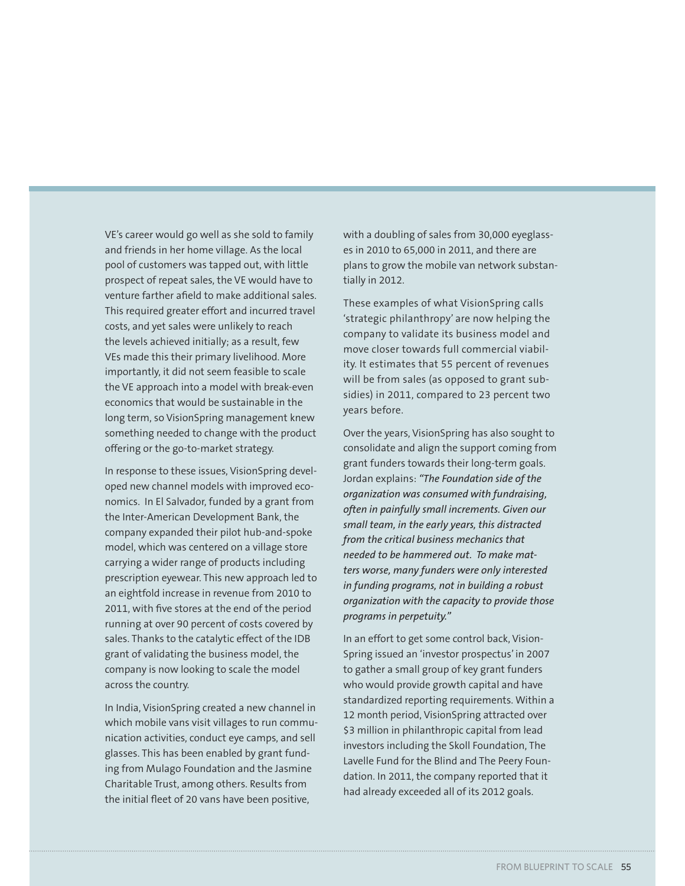VE's career would go well as she sold to family and friends in her home village. As the local pool of customers was tapped out, with little prospect of repeat sales, the VE would have to venture farther afield to make additional sales. This required greater effort and incurred travel costs, and yet sales were unlikely to reach the levels achieved initially; as a result, few VEs made this their primary livelihood. More importantly, it did not seem feasible to scale the VE approach into a model with break-even economics that would be sustainable in the long term, so VisionSpring management knew something needed to change with the product offering or the go-to-market strategy.

In response to these issues, VisionSpring developed new channel models with improved economics. In El Salvador, funded by a grant from the Inter-American Development Bank, the company expanded their pilot hub-and-spoke model, which was centered on a village store carrying a wider range of products including prescription eyewear. This new approach led to an eightfold increase in revenue from 2010 to 2011, with five stores at the end of the period running at over 90 percent of costs covered by sales. Thanks to the catalytic effect of the IDB grant of validating the business model, the company is now looking to scale the model across the country.

In India, VisionSpring created a new channel in which mobile vans visit villages to run communication activities, conduct eye camps, and sell glasses. This has been enabled by grant funding from Mulago Foundation and the Jasmine Charitable Trust, among others. Results from the initial fleet of 20 vans have been positive, with a doubling of sales from 30,000 eyeglasses in 2010 to 65,000 in 2011, and there are plans to grow the mobile van network substantially in 2012.

These examples of what VisionSpring calls 'strategic philanthropy' are now helping the company to validate its business model and move closer towards full commercial viability. It estimates that 55 percent of revenues will be from sales (as opposed to grant subsidies) in 2011, compared to 23 percent two years before.

Over the years, VisionSpring has also sought to consolidate and align the support coming from grant funders towards their long-term goals. Jordan explains: ***"The Foundation side of the organization was consumed with fundraising, often in painfully small increments. Given our small team, in the early years, this distracted from the critical business mechanics that needed to be hammered out. To make matters worse, many funders were only interested in funding programs, not in building a robust organization with the capacity to provide those programs in perpetuity."***

In an effort to get some control back, VisionSpring issued an 'investor prospectus' in 2007 to gather a small group of key grant funders who would provide growth capital and have standardized reporting requirements. Within a 12 month period, VisionSpring attracted over $3 million in philanthropic capital from lead investors including the Skoll Foundation, The Lavelle Fund for the Blind and The Peery Foundation. In 2011, the company reported that it had already exceeded all of its 2012 goals.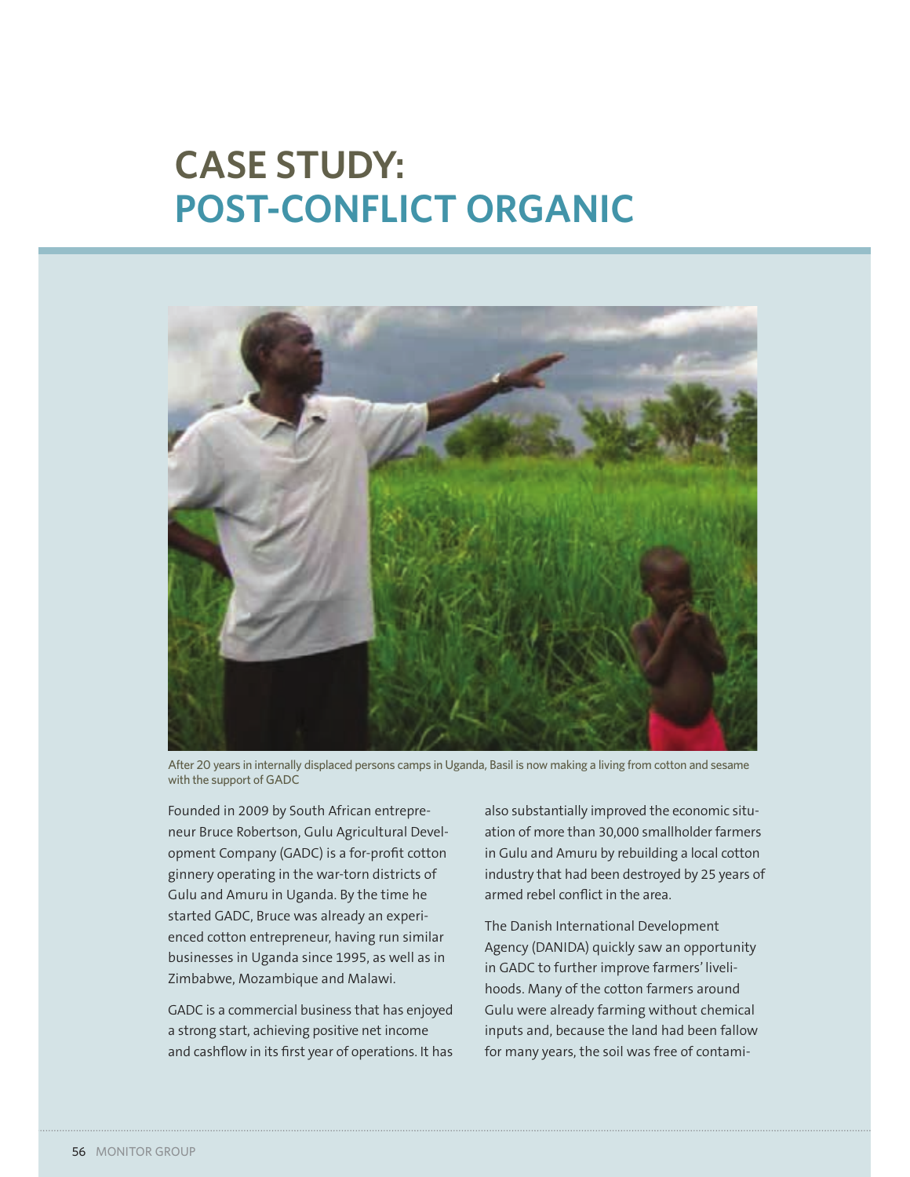# CASE STUDY: POST-CONFLICT ORGANIC

After 20 years in internally displaced persons camps in Uganda, Basil is now making a living from cotton and sesame with the support of GADC

Founded in 2009 by South African entrepreneur Bruce Robertson, Gulu Agricultural Development Company (GADC) is a for-profit cotton ginnery operating in the war-torn districts of Gulu and Amuru in Uganda. By the time he started GADC, Bruce was already an experienced cotton entrepreneur, having run similar businesses in Uganda since 1995, as well as in Zimbabwe, Mozambique and Malawi.

GADC is a commercial business that has enjoyed a strong start, achieving positive net income and cashflow in its first year of operations. It has also substantially improved the economic situation of more than 30,000 smallholder farmers in Gulu and Amuru by rebuilding a local cotton industry that had been destroyed by 25 years of armed rebel conflict in the area.

The Danish International Development Agency (DANIDA) quickly saw an opportunity in GADC to further improve farmers' livelihoods. Many of the cotton farmers around Gulu were already farming without chemical inputs and, because the land had been fallow for many years, the soil was free of contami-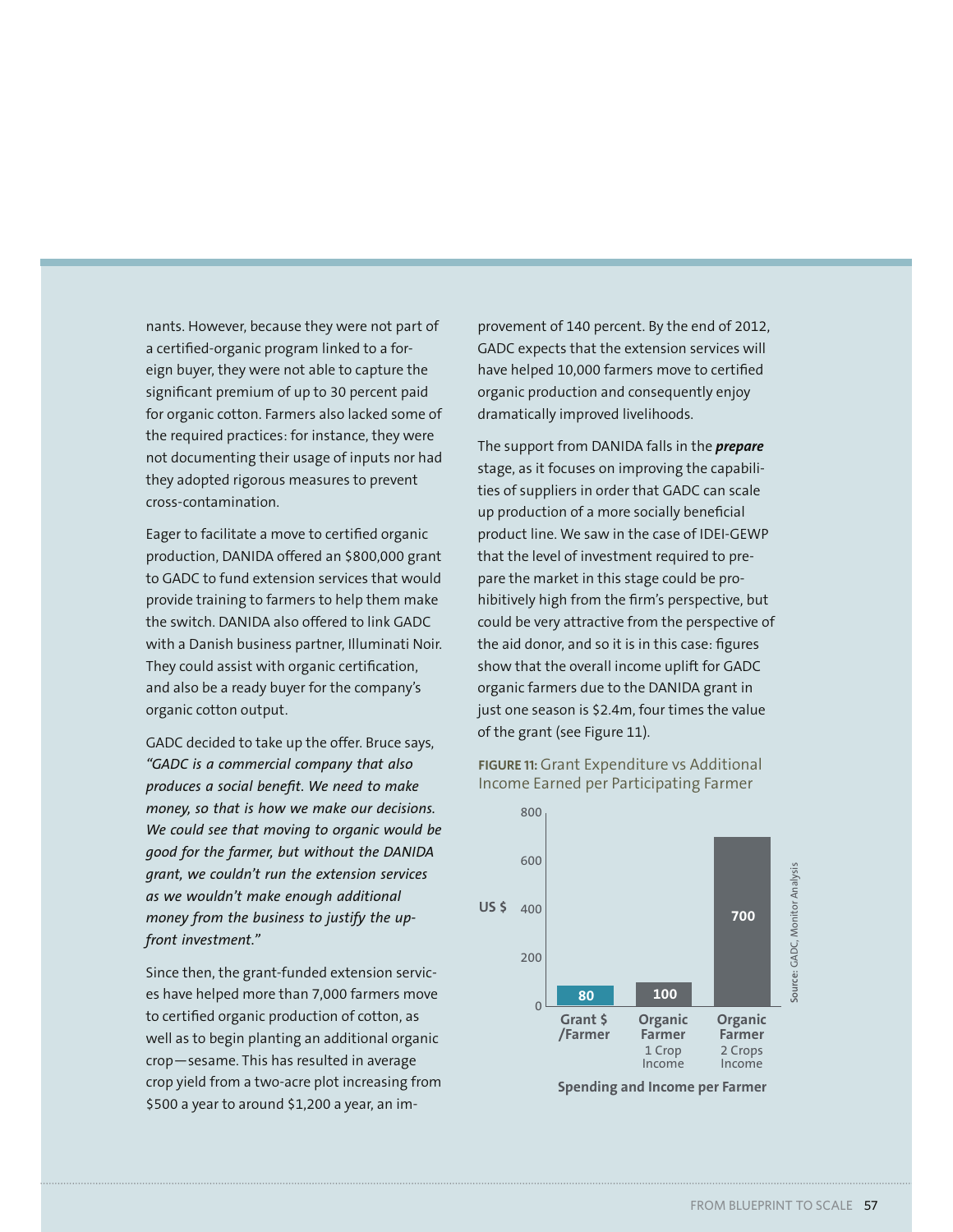nants. However, because they were not part of a certified-organic program linked to a foreign buyer, they were not able to capture the significant premium of up to 30 percent paid for organic cotton. Farmers also lacked some of the required practices: for instance, they were not documenting their usage of inputs nor had they adopted rigorous measures to prevent cross-contamination.

Eager to facilitate a move to certified organic production, DANIDA offered an $800,000 grant to GADC to fund extension services that would provide training to farmers to help them make the switch. DANIDA also offered to link GADC with a Danish business partner, Illuminati Noir. They could assist with organic certification, and also be a ready buyer for the company's organic cotton output.

GADC decided to take up the offer. Bruce says, *"GADC is a commercial company that also produces a social benefit. We need to make money, so that is how we make our decisions. We could see that moving to organic would be good for the farmer, but without the DANIDA grant, we couldn't run the extension services as we wouldn't make enough additional money from the business to justify the up-front investment."*

Since then, the grant-funded extension services have helped more than 7,000 farmers move to certified organic production of cotton, as well as to begin planting an additional organic crop—sesame. This has resulted in average crop yield from a two-acre plot increasing from $500 a year to around $1,200 a year, an improvement of 140 percent. By the end of 2012, GADC expects that the extension services will have helped 10,000 farmers move to certified organic production and consequently enjoy dramatically improved livelihoods.

The support from DANIDA falls in the ***prepare*** stage, as it focuses on improving the capabilities of suppliers in order that GADC can scale up production of a more socially beneficial product line. We saw in the case of IDEI-GEWP that the level of investment required to prepare the market in this stage could be prohibitively high from the firm's perspective, but could be very attractive from the perspective of the aid donor, and so it is in this case: figures show that the overall income uplift for GADC organic farmers due to the DANIDA grant in just one season is $2.4m, four times the value of the grant (see Figure 11).

**FIGURE 11:** Grant Expenditure vs Additional Income Earned per Participating Farmer

| Spending and Income per Farmer | US $ |
|---|---|
| Grant $ /Farmer | 80 |
| Organic Farmer 1 Crop Income | 100 |
| Organic Farmer 2 Crops Income | 700 |

Source: GADC, Monitor Analysis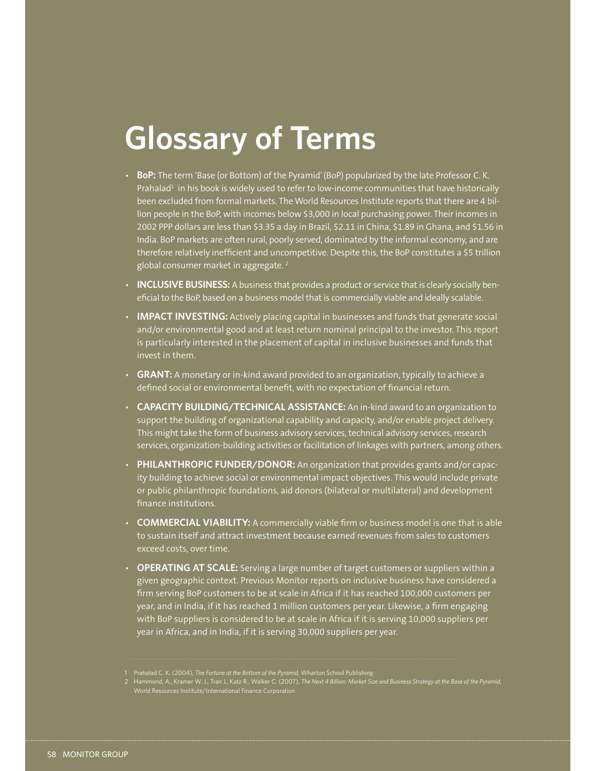# Glossary of Terms

- **BoP:** The term 'Base (or Bottom) of the Pyramid' (BoP) popularized by the late Professor C. K. Prahalad[1] in his book is widely used to refer to low-income communities that have historically been excluded from formal markets. The World Resources Institute reports that there are 4 billion people in the BoP, with incomes below $3,000 in local purchasing power. Their incomes in 2002 PPP dollars are less than $3.35 a day in Brazil, $2.11 in China, $1.89 in Ghana, and $1.56 in India. BoP markets are often rural, poorly served, dominated by the informal economy, and are therefore relatively inefficient and uncompetitive. Despite this, the BoP constitutes a $5 trillion global consumer market in aggregate.[2]
- **INCLUSIVE BUSINESS:** A business that provides a product or service that is clearly socially beneficial to the BoP, based on a business model that is commercially viable and ideally scalable.
- **IMPACT INVESTING:** Actively placing capital in businesses and funds that generate social and/or environmental good and at least return nominal principal to the investor. This report is particularly interested in the placement of capital in inclusive businesses and funds that invest in them.
- **GRANT:** A monetary or in-kind award provided to an organization, typically to achieve a defined social or environmental benefit, with no expectation of financial return.
- **CAPACITY BUILDING/TECHNICAL ASSISTANCE:** An in-kind award to an organization to support the building of organizational capability and capacity, and/or enable project delivery. This might take the form of business advisory services, technical advisory services, research services, organization-building activities or facilitation of linkages with partners, among others.
- **PHILANTHROPIC FUNDER/DONOR:** An organization that provides grants and/or capacity building to achieve social or environmental impact objectives. This would include private or public philanthropic foundations, aid donors (bilateral or multilateral) and development finance institutions.
- **COMMERCIAL VIABILITY:** A commercially viable firm or business model is one that is able to sustain itself and attract investment because earned revenues from sales to customers exceed costs, over time.
- **OPERATING AT SCALE:** Serving a large number of target customers or suppliers within a given geographic context. Previous Monitor reports on inclusive business have considered a firm serving BoP customers to be at scale in Africa if it has reached 100,000 customers per year, and in India, if it has reached 1 million customers per year. Likewise, a firm engaging with BoP suppliers is considered to be at scale in Africa if it is serving 10,000 suppliers per year in Africa, and in India, if it is serving 30,000 suppliers per year.

---

1 Prahalad C. K. (2004), *The Fortune at the Bottom of the Pyramid*, Wharton School Publishing

2 Hammond, A., Kramer W. J., Tran J., Katz R., Walker C. (2007), *The Next 4 Billion: Market Size and Business Strategy at the Base of the Pyramid*, World Resources Institute/International Finance Corporation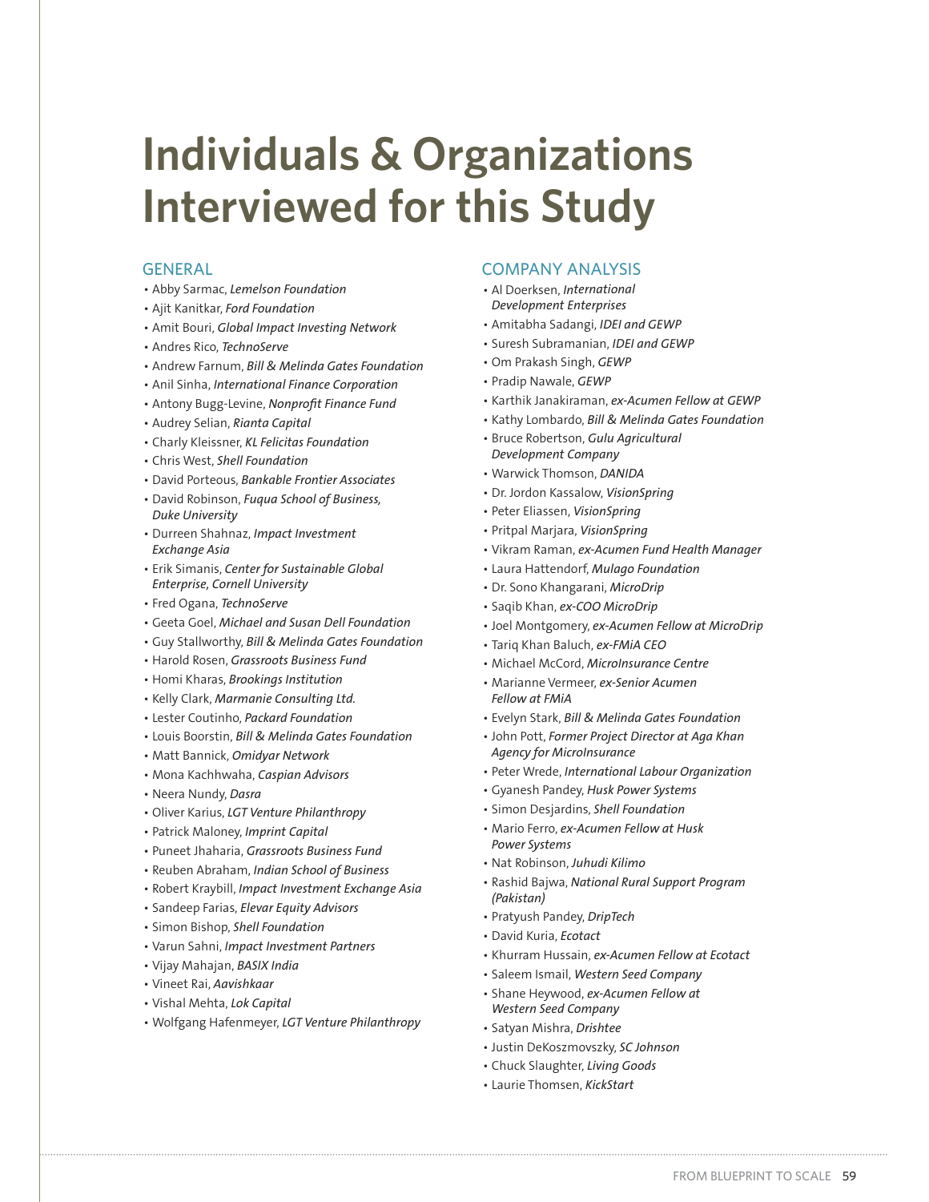# Individuals & Organizations Interviewed for this Study

## GENERAL

- Abby Sarmac, *Lemelson Foundation*
- Ajit Kanitkar, *Ford Foundation*
- Amit Bouri, *Global Impact Investing Network*
- Andres Rico, *TechnoServe*
- Andrew Farnum, *Bill & Melinda Gates Foundation*
- Anil Sinha, *International Finance Corporation*
- Antony Bugg-Levine, *Nonprofit Finance Fund*
- Audrey Selian, *Rianta Capital*
- Charly Kleissner, *KL Felicitas Foundation*
- Chris West, *Shell Foundation*
- David Porteous, *Bankable Frontier Associates*
- David Robinson, *Fuqua School of Business, Duke University*
- Durreen Shahnaz, *Impact Investment Exchange Asia*
- Erik Simanis, *Center for Sustainable Global Enterprise, Cornell University*
- Fred Ogana, *TechnoServe*
- Geeta Goel, *Michael and Susan Dell Foundation*
- Guy Stallworthy, *Bill & Melinda Gates Foundation*
- Harold Rosen, *Grassroots Business Fund*
- Homi Kharas, *Brookings Institution*
- Kelly Clark, *Marmanie Consulting Ltd.*
- Lester Coutinho, *Packard Foundation*
- Louis Boorstin, *Bill & Melinda Gates Foundation*
- Matt Bannick, *Omidyar Network*
- Mona Kachhwaha, *Caspian Advisors*
- Neera Nundy, *Dasra*
- Oliver Karius, *LGT Venture Philanthropy*
- Patrick Maloney, *Imprint Capital*
- Puneet Jhaharia, *Grassroots Business Fund*
- Reuben Abraham, *Indian School of Business*
- Robert Kraybill, *Impact Investment Exchange Asia*
- Sandeep Farias, *Elevar Equity Advisors*
- Simon Bishop, *Shell Foundation*
- Varun Sahni, *Impact Investment Partners*
- Vijay Mahajan, *BASIX India*
- Vineet Rai, *Aavishkaar*
- Vishal Mehta, *Lok Capital*
- Wolfgang Hafenmeyer, *LGT Venture Philanthropy*

## COMPANY ANALYSIS

- Al Doerksen, *International Development Enterprises*
- Amitabha Sadangi, *IDEI and GEWP*
- Suresh Subramanian, *IDEI and GEWP*
- Om Prakash Singh, *GEWP*
- Pradip Nawale, *GEWP*
- Karthik Janakiraman, *ex-Acumen Fellow at GEWP*
- Kathy Lombardo, *Bill & Melinda Gates Foundation*
- Bruce Robertson, *Gulu Agricultural Development Company*
- Warwick Thomson, *DANIDA*
- Dr. Jordon Kassalow, *VisionSpring*
- Peter Eliassen, *VisionSpring*
- Pritpal Marjara, *VisionSpring*
- Vikram Raman, *ex-Acumen Fund Health Manager*
- Laura Hattendorf, *Mulago Foundation*
- Dr. Sono Khangarani, *MicroDrip*
- Saqib Khan, *ex-COO MicroDrip*
- Joel Montgomery, *ex-Acumen Fellow at MicroDrip*
- Tariq Khan Baluch, *ex-FMiA CEO*
- Michael McCord, *MicroInsurance Centre*
- Marianne Vermeer, *ex-Senior Acumen Fellow at FMiA*
- Evelyn Stark, *Bill & Melinda Gates Foundation*
- John Pott, *Former Project Director at Aga Khan Agency for MicroInsurance*
- Peter Wrede, *International Labour Organization*
- Gyanesh Pandey, *Husk Power Systems*
- Simon Desjardins, *Shell Foundation*
- Mario Ferro, *ex-Acumen Fellow at Husk Power Systems*
- Nat Robinson, *Juhudi Kilimo*
- Rashid Bajwa, *National Rural Support Program (Pakistan)*
- Pratyush Pandey, *DripTech*
- David Kuria, *Ecotact*
- Khurram Hussain, *ex-Acumen Fellow at Ecotact*
- Saleem Ismail, *Western Seed Company*
- Shane Heywood, *ex-Acumen Fellow at Western Seed Company*
- Satyan Mishra, *Drishtee*
- Justin DeKoszmovszky, *SC Johnson*
- Chuck Slaughter, *Living Goods*
- Laurie Thomsen, *KickStart*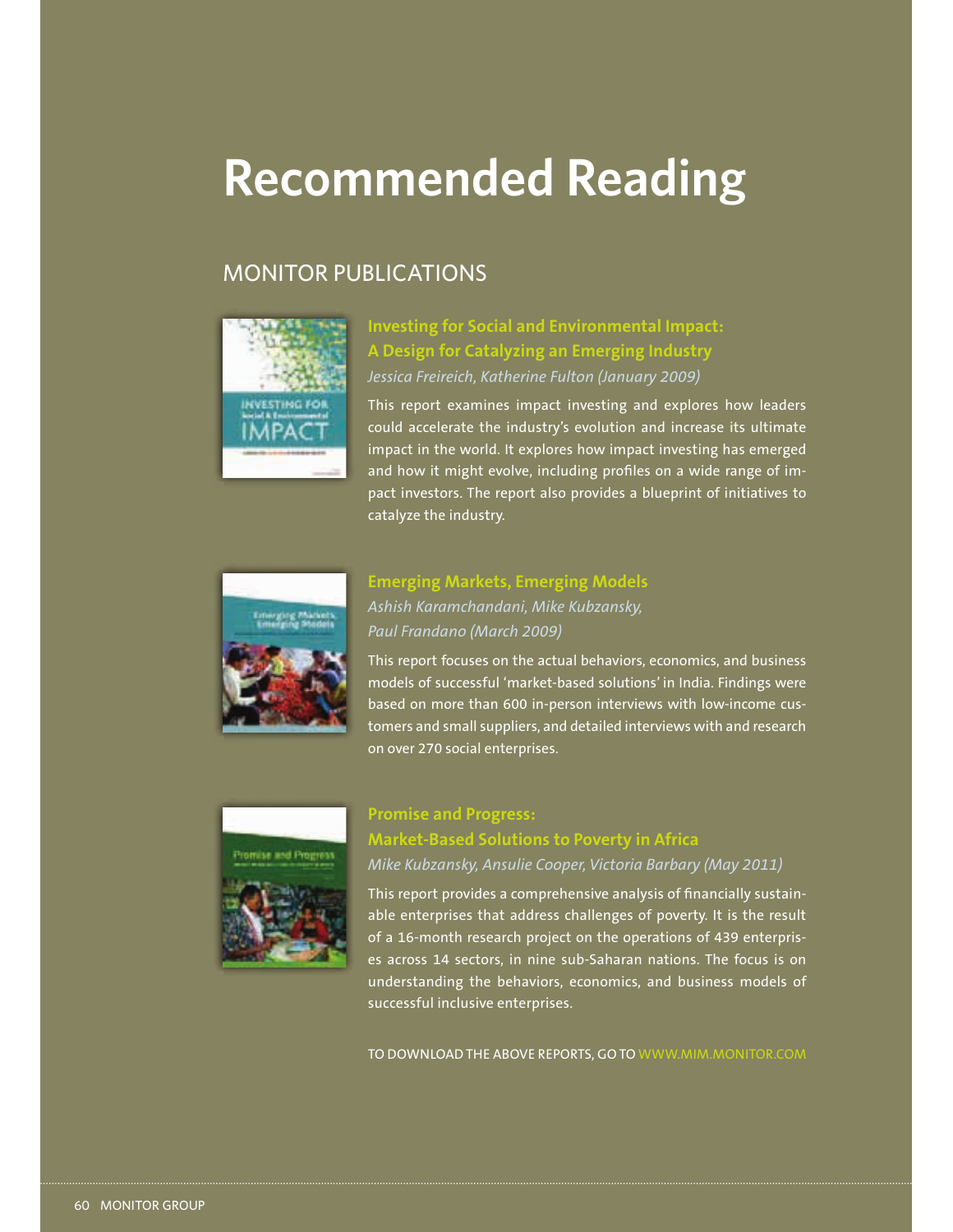# Recommended Reading

## MONITOR PUBLICATIONS

### Investing for Social and Environmental Impact: A Design for Catalyzing an Emerging Industry

*Jessica Freireich, Katherine Fulton (January 2009)*

This report examines impact investing and explores how leaders could accelerate the industry's evolution and increase its ultimate impact in the world. It explores how impact investing has emerged and how it might evolve, including profiles on a wide range of impact investors. The report also provides a blueprint of initiatives to catalyze the industry.

### Emerging Markets, Emerging Models

*Ashish Karamchandani, Mike Kubzansky, Paul Frandano (March 2009)*

This report focuses on the actual behaviors, economics, and business models of successful 'market-based solutions' in India. Findings were based on more than 600 in-person interviews with low-income customers and small suppliers, and detailed interviews with and research on over 270 social enterprises.

### Promise and Progress: Market-Based Solutions to Poverty in Africa

*Mike Kubzansky, Ansulie Cooper, Victoria Barbary (May 2011)*

This report provides a comprehensive analysis of financially sustainable enterprises that address challenges of poverty. It is the result of a 16-month research project on the operations of 439 enterprises across 14 sectors, in nine sub-Saharan nations. The focus is on understanding the behaviors, economics, and business models of successful inclusive enterprises.

TO DOWNLOAD THE ABOVE REPORTS, GO TO WWW.MIM.MONITOR.COM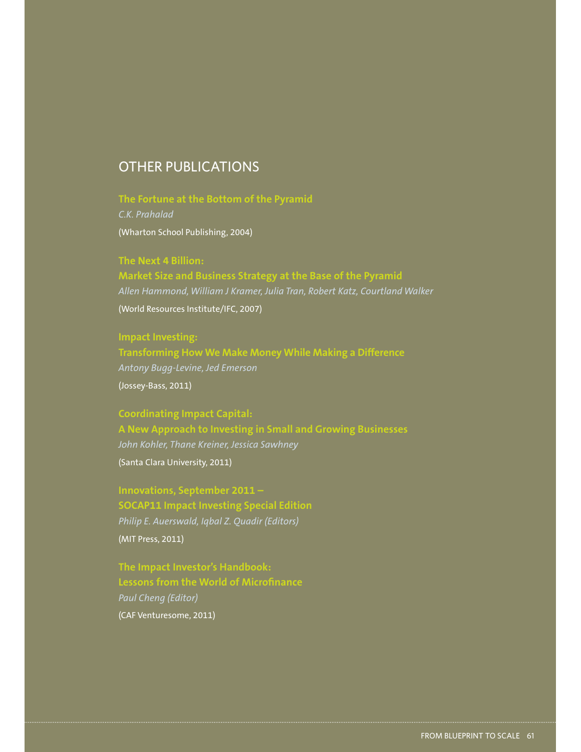## OTHER PUBLICATIONS

**The Fortune at the Bottom of the Pyramid**
*C.K. Prahalad*
(Wharton School Publishing, 2004)

**The Next 4 Billion:**
**Market Size and Business Strategy at the Base of the Pyramid**
*Allen Hammond, William J Kramer, Julia Tran, Robert Katz, Courtland Walker*
(World Resources Institute/IFC, 2007)

**Impact Investing:**
**Transforming How We Make Money While Making a Difference**
*Antony Bugg-Levine, Jed Emerson*
(Jossey-Bass, 2011)

**Coordinating Impact Capital:**
**A New Approach to Investing in Small and Growing Businesses**
*John Kohler, Thane Kreiner, Jessica Sawhney*
(Santa Clara University, 2011)

**Innovations, September 2011 –**
**SOCAP11 Impact Investing Special Edition**
*Philip E. Auerswald, Iqbal Z. Quadir (Editors)*
(MIT Press, 2011)

**The Impact Investor's Handbook:**
**Lessons from the World of Microfinance**
*Paul Cheng (Editor)*
(CAF Venturesome, 2011)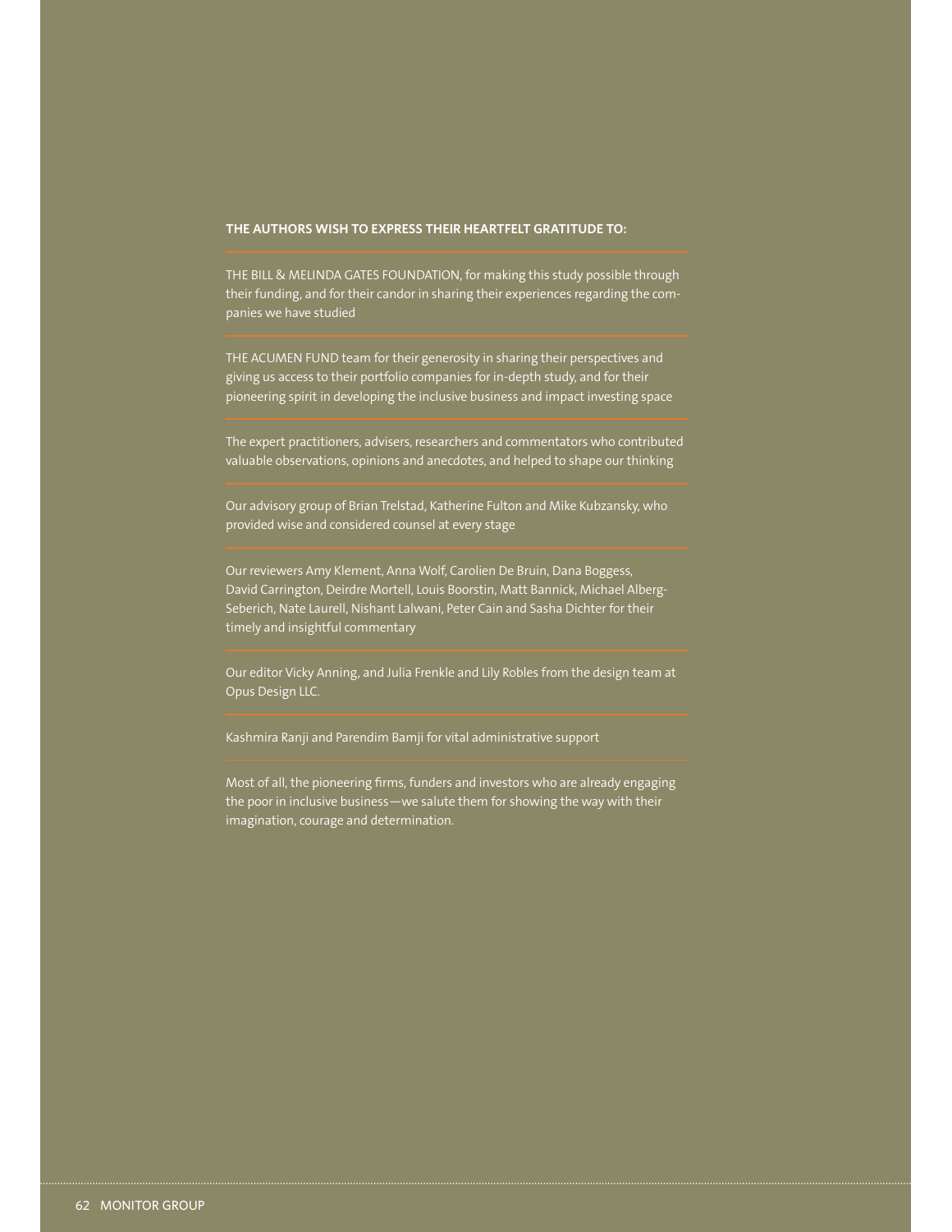**THE AUTHORS WISH TO EXPRESS THEIR HEARTFELT GRATITUDE TO:**

THE BILL & MELINDA GATES FOUNDATION, for making this study possible through their funding, and for their candor in sharing their experiences regarding the companies we have studied

THE ACUMEN FUND team for their generosity in sharing their perspectives and giving us access to their portfolio companies for in-depth study, and for their pioneering spirit in developing the inclusive business and impact investing space

The expert practitioners, advisers, researchers and commentators who contributed valuable observations, opinions and anecdotes, and helped to shape our thinking

Our advisory group of Brian Trelstad, Katherine Fulton and Mike Kubzansky, who provided wise and considered counsel at every stage

Our reviewers Amy Klement, Anna Wolf, Carolien De Bruin, Dana Boggess, David Carrington, Deirdre Mortell, Louis Boorstin, Matt Bannick, Michael Alberg-Seberich, Nate Laurell, Nishant Lalwani, Peter Cain and Sasha Dichter for their timely and insightful commentary

Our editor Vicky Anning, and Julia Frenkle and Lily Robles from the design team at Opus Design LLC.

Kashmira Ranji and Parendim Bamji for vital administrative support

Most of all, the pioneering firms, funders and investors who are already engaging the poor in inclusive business—we salute them for showing the way with their imagination, courage and determination.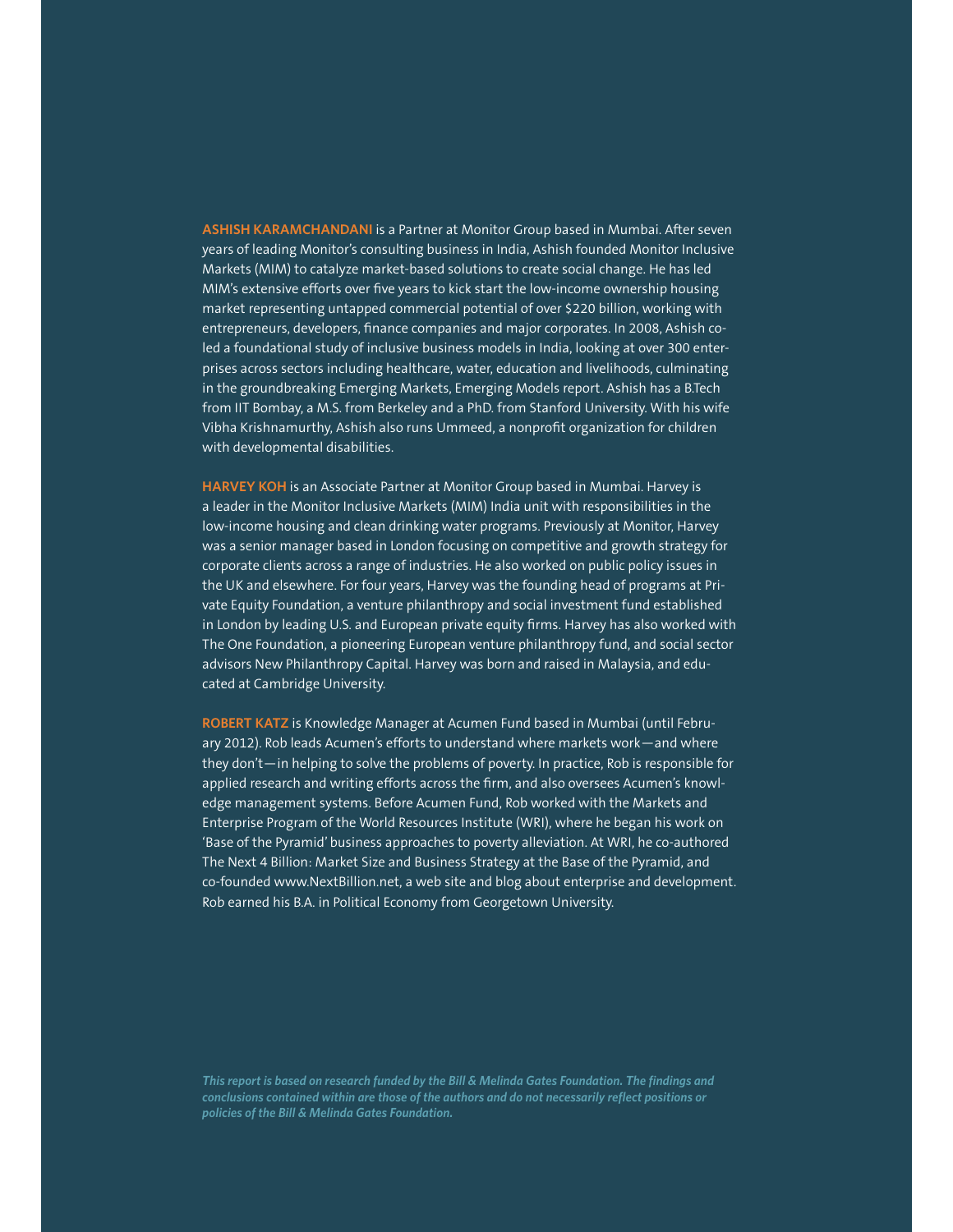**ASHISH KARAMCHANDANI** is a Partner at Monitor Group based in Mumbai. After seven years of leading Monitor's consulting business in India, Ashish founded Monitor Inclusive Markets (MIM) to catalyze market-based solutions to create social change. He has led MIM's extensive efforts over five years to kick start the low-income ownership housing market representing untapped commercial potential of over $220 billion, working with entrepreneurs, developers, finance companies and major corporates. In 2008, Ashish co-led a foundational study of inclusive business models in India, looking at over 300 enterprises across sectors including healthcare, water, education and livelihoods, culminating in the groundbreaking Emerging Markets, Emerging Models report. Ashish has a B.Tech from IIT Bombay, a M.S. from Berkeley and a PhD. from Stanford University. With his wife Vibha Krishnamurthy, Ashish also runs Ummeed, a nonprofit organization for children with developmental disabilities.

**HARVEY KOH** is an Associate Partner at Monitor Group based in Mumbai. Harvey is a leader in the Monitor Inclusive Markets (MIM) India unit with responsibilities in the low-income housing and clean drinking water programs. Previously at Monitor, Harvey was a senior manager based in London focusing on competitive and growth strategy for corporate clients across a range of industries. He also worked on public policy issues in the UK and elsewhere. For four years, Harvey was the founding head of programs at Private Equity Foundation, a venture philanthropy and social investment fund established in London by leading U.S. and European private equity firms. Harvey has also worked with The One Foundation, a pioneering European venture philanthropy fund, and social sector advisors New Philanthropy Capital. Harvey was born and raised in Malaysia, and educated at Cambridge University.

**ROBERT KATZ** is Knowledge Manager at Acumen Fund based in Mumbai (until February 2012). Rob leads Acumen's efforts to understand where markets work—and where they don't—in helping to solve the problems of poverty. In practice, Rob is responsible for applied research and writing efforts across the firm, and also oversees Acumen's knowledge management systems. Before Acumen Fund, Rob worked with the Markets and Enterprise Program of the World Resources Institute (WRI), where he began his work on 'Base of the Pyramid' business approaches to poverty alleviation. At WRI, he co-authored The Next 4 Billion: Market Size and Business Strategy at the Base of the Pyramid, and co-founded www.NextBillion.net, a web site and blog about enterprise and development. Rob earned his B.A. in Political Economy from Georgetown University.

***This report is based on research funded by the Bill & Melinda Gates Foundation. The findings and conclusions contained within are those of the authors and do not necessarily reflect positions or policies of the Bill & Melinda Gates Foundation.***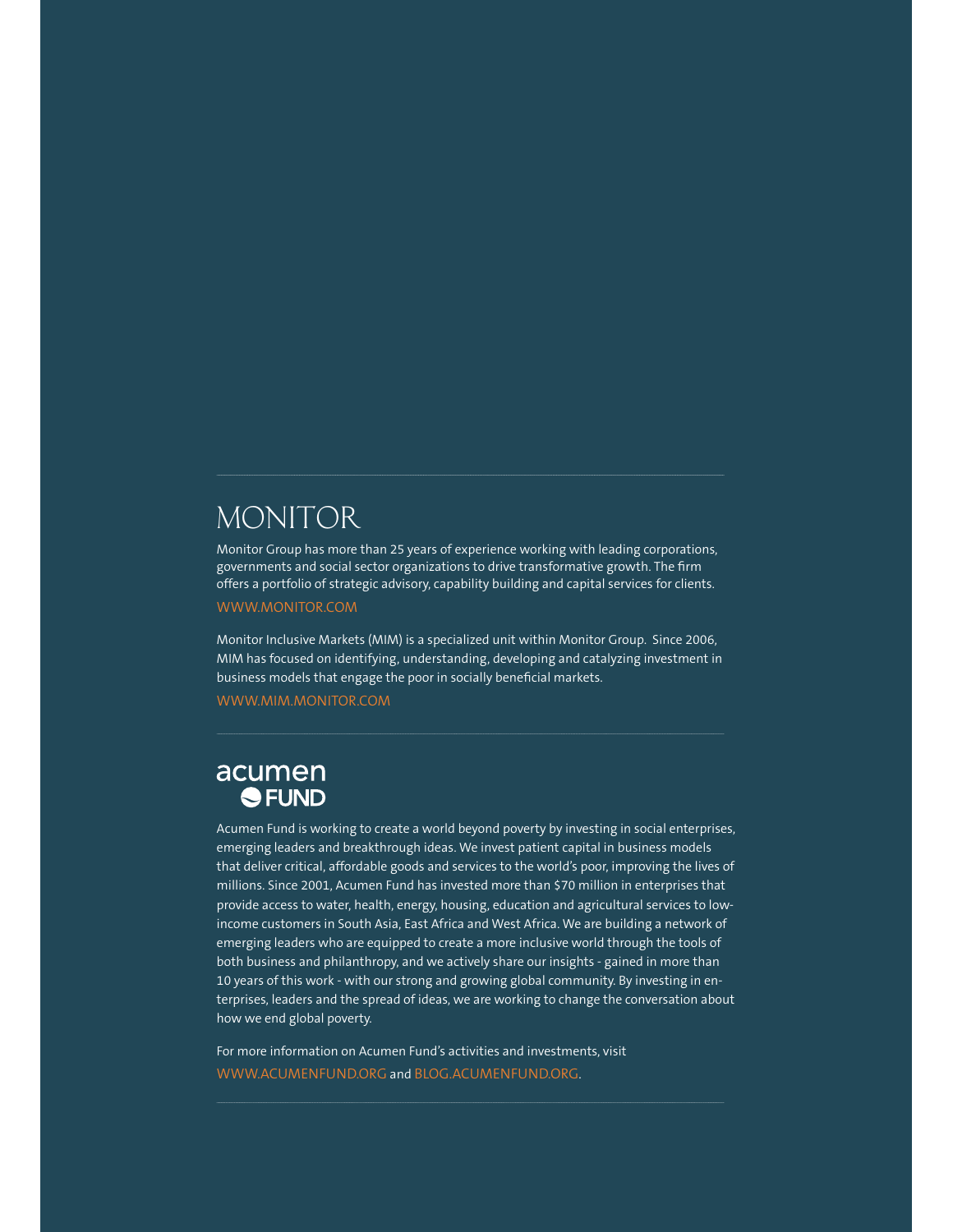# MONITOR

Monitor Group has more than 25 years of experience working with leading corporations, governments and social sector organizations to drive transformative growth. The firm offers a portfolio of strategic advisory, capability building and capital services for clients.

WWW.MONITOR.COM

Monitor Inclusive Markets (MIM) is a specialized unit within Monitor Group. Since 2006, MIM has focused on identifying, understanding, developing and catalyzing investment in business models that engage the poor in socially beneficial markets.

WWW.MIM.MONITOR.COM

# acumen FUND

Acumen Fund is working to create a world beyond poverty by investing in social enterprises, emerging leaders and breakthrough ideas. We invest patient capital in business models that deliver critical, affordable goods and services to the world's poor, improving the lives of millions. Since 2001, Acumen Fund has invested more than $70 million in enterprises that provide access to water, health, energy, housing, education and agricultural services to low-income customers in South Asia, East Africa and West Africa. We are building a network of emerging leaders who are equipped to create a more inclusive world through the tools of both business and philanthropy, and we actively share our insights - gained in more than 10 years of this work - with our strong and growing global community. By investing in enterprises, leaders and the spread of ideas, we are working to change the conversation about how we end global poverty.

For more information on Acumen Fund's activities and investments, visit WWW.ACUMENFUND.ORG and BLOG.ACUMENFUND.ORG.